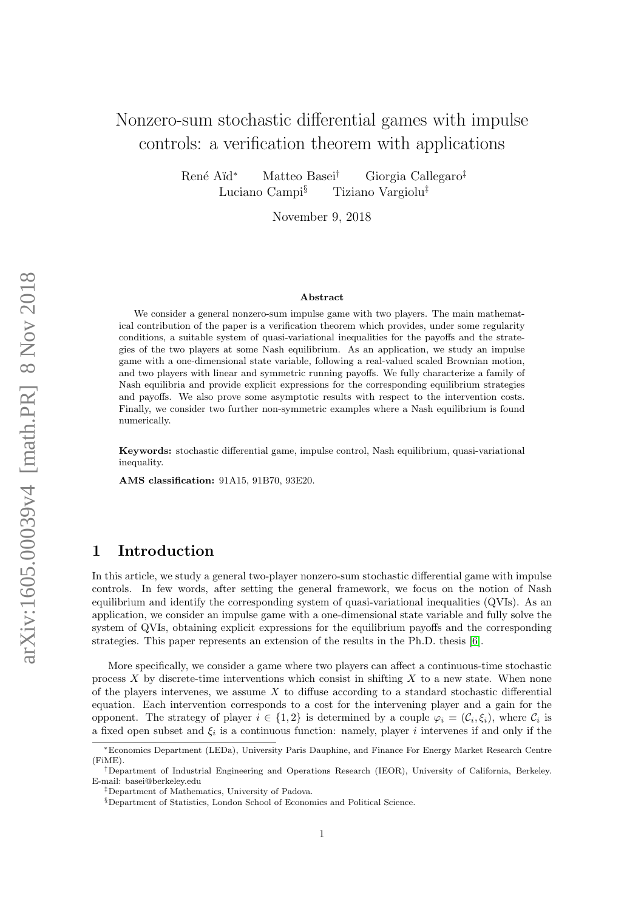# Nonzero-sum stochastic differential games with impulse controls: a verification theorem with applications

René Aïd[*] Matteo Basei[†] Giorgia Callegaro[‡] Luciano Campi[§] Tiziano Vargiolu[‡]

November 9, 2018

## Abstract

We consider a general nonzero-sum impulse game with two players. The main mathematical contribution of the paper is a verification theorem which provides, under some regularity conditions, a suitable system of quasi-variational inequalities for the payoffs and the strategies of the two players at some Nash equilibrium. As an application, we study an impulse game with a one-dimensional state variable, following a real-valued scaled Brownian motion, and two players with linear and symmetric running payoffs. We fully characterize a family of Nash equilibria and provide explicit expressions for the corresponding equilibrium strategies and payoffs. We also prove some asymptotic results with respect to the intervention costs. Finally, we consider two further non-symmetric examples where a Nash equilibrium is found numerically.

**Keywords:** stochastic differential game, impulse control, Nash equilibrium, quasi-variational inequality.

**AMS classification:** 91A15, 91B70, 93E20.

## 1 Introduction

In this article, we study a general two-player nonzero-sum stochastic differential game with impulse controls. In few words, after setting the general framework, we focus on the notion of Nash equilibrium and identify the corresponding system of quasi-variational inequalities (QVIs). As an application, we consider an impulse game with a one-dimensional state variable and fully solve the system of QVIs, obtaining explicit expressions for the equilibrium payoffs and the corresponding strategies. This paper represents an extension of the results in the Ph.D. thesis [6].

More specifically, we consider a game where two players can affect a continuous-time stochastic process $X$ by discrete-time interventions which consist in shifting $X$ to a new state. When none of the players intervenes, we assume $X$ to diffuse according to a standard stochastic differential equation. Each intervention corresponds to a cost for the intervening player and a gain for the opponent. The strategy of player $i \in \{1, 2\}$ is determined by a couple $\varphi_i = (\mathcal{C}_i, \xi_i)$, where $\mathcal{C}_i$ is a fixed open subset and $\xi_i$ is a continuous function: namely, player $i$ intervenes if and only if the

---

[*] Economics Department (LEDa), University Paris Dauphine, and Finance For Energy Market Research Centre (FiME).

[†] Department of Industrial Engineering and Operations Research (IEOR), University of California, Berkeley. E-mail: basei@berkeley.edu

[‡] Department of Mathematics, University of Padova.

[§] Department of Statistics, London School of Economics and Political Science.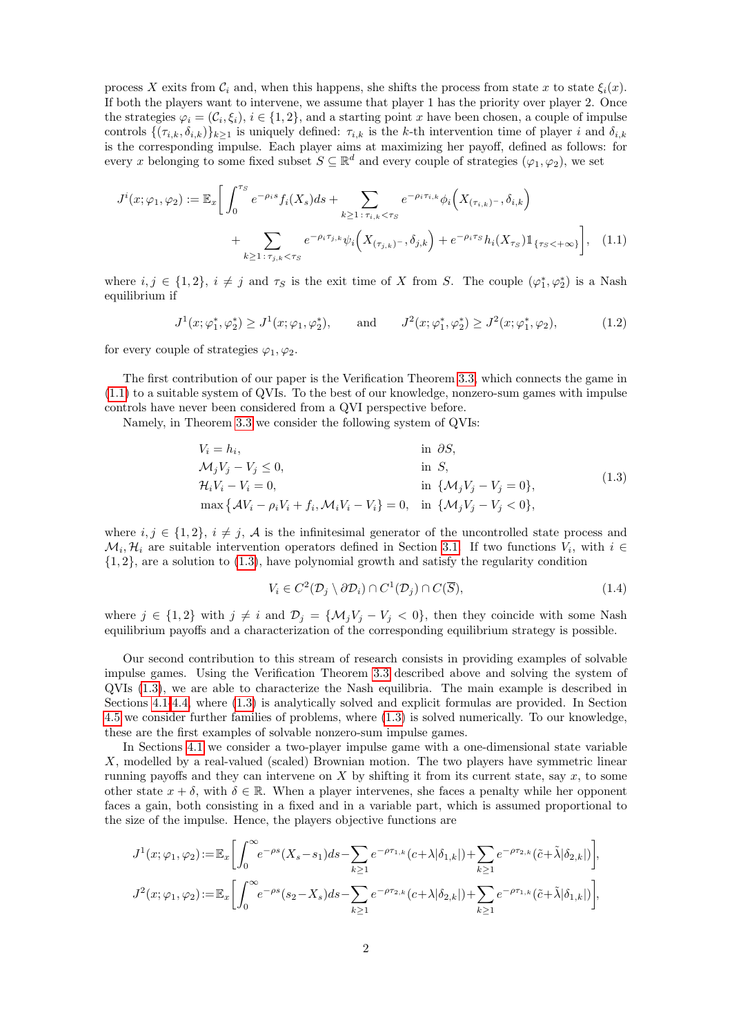process $X$ exits from $\mathcal{C}_i$ and, when this happens, she shifts the process from state $x$ to state $\xi_i(x)$. If both the players want to intervene, we assume that player 1 has the priority over player 2. Once the strategies $\varphi_i = (\mathcal{C}_i, \xi_i)$, $i \in \{1,2\}$, and a starting point $x$ have been chosen, a couple of impulse controls $\{(\tau_{i,k}, \delta_{i,k})\}_{k\geq 1}$ is uniquely defined: $\tau_{i,k}$ is the $k$-th intervention time of player $i$ and $\delta_{i,k}$ is the corresponding impulse. Each player aims at maximizing her payoff, defined as follows: for every $x$ belonging to some fixed subset $S \subseteq \mathbb{R}^d$ and every couple of strategies $(\varphi_1, \varphi_2)$, we set

$$
\begin{aligned}
J^i(x;\varphi_1,\varphi_2) := \mathbb{E}_x\bigg[ & \int_0^{\tau_S} e^{-\rho_i s} f_i(X_s) ds + \sum_{k\geq 1:\, \tau_{i,k}<\tau_S} e^{-\rho_i \tau_{i,k}} \phi_i\Big(X_{(\tau_{i,k})^-}, \delta_{i,k}\Big) \\
& + \sum_{k\geq 1:\, \tau_{j,k}<\tau_S} e^{-\rho_i \tau_{j,k}} \psi_i\Big(X_{(\tau_{j,k})^-}, \delta_{j,k}\Big) + e^{-\rho_i \tau_S} h_i(X_{\tau_S}) \mathbb{1}_{\{\tau_S<+\infty\}}\bigg], \quad (1.1)
\end{aligned}
$$

where $i,j \in \{1,2\}$, $i \neq j$ and $\tau_S$ is the exit time of $X$ from $S$. The couple $(\varphi_1^*, \varphi_2^*)$ is a Nash equilibrium if

$$
J^1(x;\varphi_1^*,\varphi_2^*) \geq J^1(x;\varphi_1,\varphi_2^*), \qquad \text{and} \qquad J^2(x;\varphi_1^*,\varphi_2^*) \geq J^2(x;\varphi_1^*,\varphi_2), \tag{1.2}
$$

for every couple of strategies $\varphi_1, \varphi_2$.

The first contribution of our paper is the Verification Theorem 3.3, which connects the game in (1.1) to a suitable system of QVIs. To the best of our knowledge, nonzero-sum games with impulse controls have never been considered from a QVI perspective before.

Namely, in Theorem 3.3 we consider the following system of QVIs:

$$
\begin{cases}
V_i = h_i, & \text{in } \partial S, \\
\mathcal{M}_j V_j - V_j \leq 0, & \text{in } S, \\
\mathcal{H}_i V_i - V_i = 0, & \text{in } \{\mathcal{M}_j V_j - V_j = 0\}, \\
\max\big\{\mathcal{A}V_i - \rho_i V_i + f_i, \mathcal{M}_i V_i - V_i\big\} = 0, & \text{in } \{\mathcal{M}_j V_j - V_j < 0\},
\end{cases} \tag{1.3}
$$

where $i,j \in \{1,2\}$, $i \neq j$, $\mathcal{A}$ is the infinitesimal generator of the uncontrolled state process and $\mathcal{M}_i, \mathcal{H}_i$ are suitable intervention operators defined in Section 3.1. If two functions $V_i$, with $i \in \{1,2\}$, are a solution to (1.3), have polynomial growth and satisfy the regularity condition

$$
V_i \in C^2(\mathcal{D}_j \setminus \partial\mathcal{D}_i) \cap C^1(\mathcal{D}_j) \cap C(\overline{S}), \tag{1.4}
$$

where $j \in \{1,2\}$ with $j \neq i$ and $\mathcal{D}_j = \{\mathcal{M}_j V_j - V_j < 0\}$, then they coincide with some Nash equilibrium payoffs and a characterization of the corresponding equilibrium strategy is possible.

Our second contribution to this stream of research consists in providing examples of solvable impulse games. Using the Verification Theorem 3.3 described above and solving the system of QVIs (1.3), we are able to characterize the Nash equilibria. The main example is described in Sections 4.1-4.4, where (1.3) is analytically solved and explicit formulas are provided. In Section 4.5 we consider further families of problems, where (1.3) is solved numerically. To our knowledge, these are the first examples of solvable nonzero-sum impulse games.

In Sections 4.1 we consider a two-player impulse game with a one-dimensional state variable $X$, modelled by a real-valued (scaled) Brownian motion. The two players have symmetric linear running payoffs and they can intervene on $X$ by shifting it from its current state, say $x$, to some other state $x+\delta$, with $\delta \in \mathbb{R}$. When a player intervenes, she faces a penalty while her opponent faces a gain, both consisting in a fixed and in a variable part, which is assumed proportional to the size of the impulse. Hence, the players objective functions are

$$
J^1(x;\varphi_1,\varphi_2) := \mathbb{E}_x\bigg[\int_0^\infty e^{-\rho s}(X_s - s_1) ds - \sum_{k\geq 1} e^{-\rho\tau_{1,k}}(c + \lambda|\delta_{1,k}|) + \sum_{k\geq 1} e^{-\rho\tau_{2,k}}(\tilde{c} + \tilde{\lambda}|\delta_{2,k}|)\bigg],
$$

$$
J^2(x;\varphi_1,\varphi_2) := \mathbb{E}_x\bigg[\int_0^\infty e^{-\rho s}(s_2 - X_s) ds - \sum_{k\geq 1} e^{-\rho\tau_{2,k}}(c + \lambda|\delta_{2,k}|) + \sum_{k\geq 1} e^{-\rho\tau_{1,k}}(\tilde{c} + \tilde{\lambda}|\delta_{1,k}|)\bigg],
$$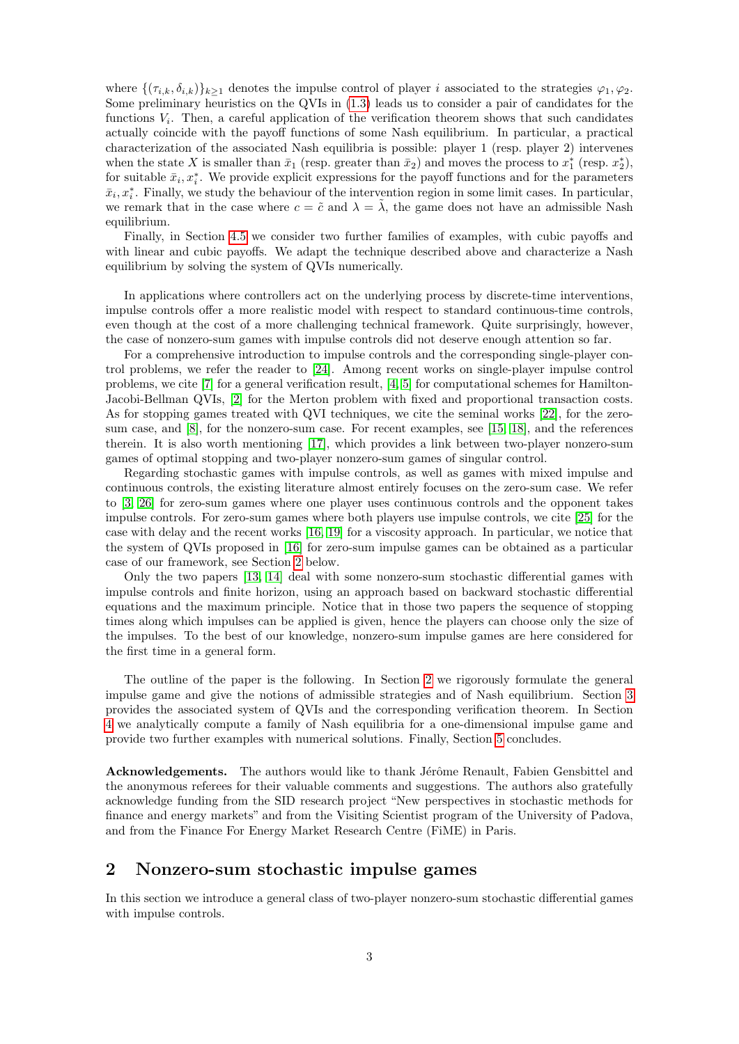where $\{(\tau_{i,k}, \delta_{i,k})\}_{k\geq 1}$ denotes the impulse control of player $i$ associated to the strategies $\varphi_1, \varphi_2$. Some preliminary heuristics on the QVIs in (1.3) leads us to consider a pair of candidates for the functions $V_i$. Then, a careful application of the verification theorem shows that such candidates actually coincide with the payoff functions of some Nash equilibrium. In particular, a practical characterization of the associated Nash equilibria is possible: player 1 (resp. player 2) intervenes when the state $X$ is smaller than $\bar{x}_1$ (resp. greater than $\bar{x}_2$) and moves the process to $x_1^*$ (resp. $x_2^*$), for suitable $\bar{x}_i, x_i^*$. We provide explicit expressions for the payoff functions and for the parameters $\bar{x}_i, x_i^*$. Finally, we study the behaviour of the intervention region in some limit cases. In particular, we remark that in the case where $c = \tilde{c}$ and $\lambda = \tilde{\lambda}$, the game does not have an admissible Nash equilibrium.

Finally, in Section 4.5 we consider two further families of examples, with cubic payoffs and with linear and cubic payoffs. We adapt the technique described above and characterize a Nash equilibrium by solving the system of QVIs numerically.

In applications where controllers act on the underlying process by discrete-time interventions, impulse controls offer a more realistic model with respect to standard continuous-time controls, even though at the cost of a more challenging technical framework. Quite surprisingly, however, the case of nonzero-sum games with impulse controls did not deserve enough attention so far.

For a comprehensive introduction to impulse controls and the corresponding single-player control problems, we refer the reader to [24]. Among recent works on single-player impulse control problems, we cite [7] for a general verification result, [4, 5] for computational schemes for Hamilton-Jacobi-Bellman QVIs, [2] for the Merton problem with fixed and proportional transaction costs. As for stopping games treated with QVI techniques, we cite the seminal works [22], for the zero-sum case, and [8], for the nonzero-sum case. For recent examples, see [15, 18], and the references therein. It is also worth mentioning [17], which provides a link between two-player nonzero-sum games of optimal stopping and two-player nonzero-sum games of singular control.

Regarding stochastic games with impulse controls, as well as games with mixed impulse and continuous controls, the existing literature almost entirely focuses on the zero-sum case. We refer to [3, 26] for zero-sum games where one player uses continuous controls and the opponent takes impulse controls. For zero-sum games where both players use impulse controls, we cite [25] for the case with delay and the recent works [16, 19] for a viscosity approach. In particular, we notice that the system of QVIs proposed in [16] for zero-sum impulse games can be obtained as a particular case of our framework, see Section 2 below.

Only the two papers [13, 14] deal with some nonzero-sum stochastic differential games with impulse controls and finite horizon, using an approach based on backward stochastic differential equations and the maximum principle. Notice that in those two papers the sequence of stopping times along which impulses can be applied is given, hence the players can choose only the size of the impulses. To the best of our knowledge, nonzero-sum impulse games are here considered for the first time in a general form.

The outline of the paper is the following. In Section 2 we rigorously formulate the general impulse game and give the notions of admissible strategies and of Nash equilibrium. Section 3 provides the associated system of QVIs and the corresponding verification theorem. In Section 4 we analytically compute a family of Nash equilibria for a one-dimensional impulse game and provide two further examples with numerical solutions. Finally, Section 5 concludes.

**Acknowledgements.** The authors would like to thank Jérôme Renault, Fabien Gensbittel and the anonymous referees for their valuable comments and suggestions. The authors also gratefully acknowledge funding from the SID research project "New perspectives in stochastic methods for finance and energy markets" and from the Visiting Scientist program of the University of Padova, and from the Finance For Energy Market Research Centre (FiME) in Paris.

## 2 Nonzero-sum stochastic impulse games

In this section we introduce a general class of two-player nonzero-sum stochastic differential games with impulse controls.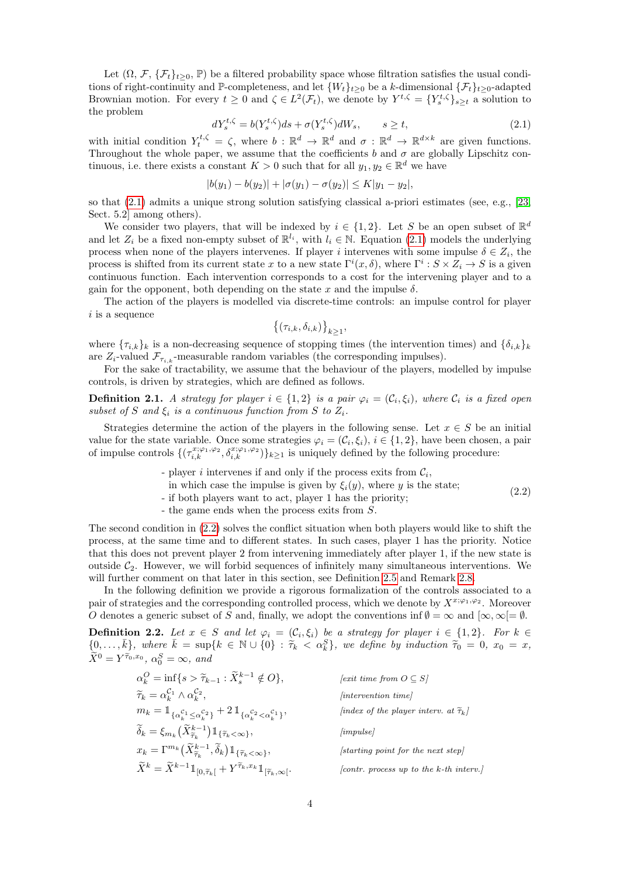Let $(\Omega, \mathcal{F}, \{\mathcal{F}_t\}_{t\geq 0}, \mathbb{P})$ be a filtered probability space whose filtration satisfies the usual conditions of right-continuity and $\mathbb{P}$-completeness, and let $\{W_t\}_{t\geq 0}$ be a $k$-dimensional $\{\mathcal{F}_t\}_{t\geq 0}$-adapted Brownian motion. For every $t \geq 0$ and $\zeta \in L^2(\mathcal{F}_t)$, we denote by $Y^{t,\zeta} = \{Y^{t,\zeta}_s\}_{s\geq t}$ a solution to the problem

$$dY^{t,\zeta}_s = b(Y^{t,\zeta}_s)ds + \sigma(Y^{t,\zeta}_s)dW_s, \qquad s \geq t, \tag{2.1}$$

with initial condition $Y^{t,\zeta}_t = \zeta$, where $b : \mathbb{R}^d \to \mathbb{R}^d$ and $\sigma : \mathbb{R}^d \to \mathbb{R}^{d\times k}$ are given functions. Throughout the whole paper, we assume that the coefficients $b$ and $\sigma$ are globally Lipschitz continuous, i.e. there exists a constant $K > 0$ such that for all $y_1, y_2 \in \mathbb{R}^d$ we have

$$|b(y_1) - b(y_2)| + |\sigma(y_1) - \sigma(y_2)| \leq K|y_1 - y_2|,$$

so that (2.1) admits a unique strong solution satisfying classical a-priori estimates (see, e.g., [23, Sect. 5.2] among others).

We consider two players, that will be indexed by $i \in \{1, 2\}$. Let $S$ be an open subset of $\mathbb{R}^d$ and let $Z_i$ be a fixed non-empty subset of $\mathbb{R}^{l_i}$, with $l_i \in \mathbb{N}$. Equation (2.1) models the underlying process when none of the players intervenes. If player $i$ intervenes with some impulse $\delta \in Z_i$, the process is shifted from its current state $x$ to a new state $\Gamma^i(x, \delta)$, where $\Gamma^i : S \times Z_i \to S$ is a given continuous function. Each intervention corresponds to a cost for the intervening player and to a gain for the opponent, both depending on the state $x$ and the impulse $\delta$.

The action of the players is modelled via discrete-time controls: an impulse control for player $i$ is a sequence

$$\big\{(\tau_{i,k}, \delta_{i,k})\big\}_{k\geq 1},$$

where $\{\tau_{i,k}\}_k$ is a non-decreasing sequence of stopping times (the intervention times) and $\{\delta_{i,k}\}_k$ are $Z_i$-valued $\mathcal{F}_{\tau_{i,k}}$-measurable random variables (the corresponding impulses).

For the sake of tractability, we assume that the behaviour of the players, modelled by impulse controls, is driven by strategies, which are defined as follows.

**Definition 2.1.** *A strategy for player $i \in \{1, 2\}$ is a pair $\varphi_i = (\mathcal{C}_i, \xi_i)$, where $\mathcal{C}_i$ is a fixed open subset of $S$ and $\xi_i$ is a continuous function from $S$ to $Z_i$.*

Strategies determine the action of the players in the following sense. Let $x \in S$ be an initial value for the state variable. Once some strategies $\varphi_i = (\mathcal{C}_i, \xi_i)$, $i \in \{1, 2\}$, have been chosen, a pair of impulse controls $\{(\tau^{x;\varphi_1,\varphi_2}_{i,k}, \delta^{x;\varphi_1,\varphi_2}_{i,k})\}_{k\geq 1}$ is uniquely defined by the following procedure:

$$\begin{aligned}
&\text{- player } i \text{ intervenes if and only if the process exits from } \mathcal{C}_i,\\
&\quad \text{in which case the impulse is given by } \xi_i(y), \text{ where } y \text{ is the state;}\\
&\text{- if both players want to act, player 1 has the priority;}\\
&\text{- the game ends when the process exits from } S.
\end{aligned} \tag{2.2}$$

The second condition in (2.2) solves the conflict situation when both players would like to shift the process, at the same time and to different states. In such cases, player 1 has the priority. Notice that this does not prevent player 2 from intervening immediately after player 1, if the new state is outside $\mathcal{C}_2$. However, we will forbid sequences of infinitely many simultaneous interventions. We will further comment on that later in this section, see Definition 2.5 and Remark 2.8.

In the following definition we provide a rigorous formalization of the controls associated to a pair of strategies and the corresponding controlled process, which we denote by $X^{x;\varphi_1,\varphi_2}$. Moreover $O$ denotes a generic subset of $S$ and, finally, we adopt the conventions $\inf \emptyset = \infty$ and $[\infty, \infty[ = \emptyset$.

**Definition 2.2.** *Let $x \in S$ and let $\varphi_i = (\mathcal{C}_i, \xi_i)$ be a strategy for player $i \in \{1, 2\}$. For $k \in \{0, \ldots, \bar{k}\}$, where $\bar{k} = \sup\{k \in \mathbb{N} \cup \{0\} : \widetilde{\tau}_k < \alpha^S_k\}$, we define by induction $\widetilde{\tau}_0 = 0$, $x_0 = x$, $\widetilde{X}^0 = Y^{\widetilde{\tau}_0, x_0}$, $\alpha^S_0 = \infty$, and*

$$\begin{aligned}
&\alpha^O_k = \inf\{s > \widetilde{\tau}_{k-1} : \widetilde{X}^{k-1}_s \notin O\}, && \textit{[exit time from } O \subseteq S\textit{]}\\
&\widetilde{\tau}_k = \alpha^{\mathcal{C}_1}_k \wedge \alpha^{\mathcal{C}_2}_k, && \textit{[intervention time]}\\
&m_k = \mathbb{1}_{\{\alpha^{\mathcal{C}_1}_k \leq \alpha^{\mathcal{C}_2}_k\}} + 2\,\mathbb{1}_{\{\alpha^{\mathcal{C}_2}_k < \alpha^{\mathcal{C}_1}_k\}}, && \textit{[index of the player interv. at } \widetilde{\tau}_k\textit{]}\\
&\widetilde{\delta}_k = \xi_{m_k}\big(\widetilde{X}^{k-1}_{\widetilde{\tau}_k}\big)\mathbb{1}_{\{\widetilde{\tau}_k < \infty\}}, && \textit{[impulse]}\\
&x_k = \Gamma^{m_k}\big(\widetilde{X}^{k-1}_{\widetilde{\tau}_k}, \widetilde{\delta}_k\big)\mathbb{1}_{\{\widetilde{\tau}_k < \infty\}}, && \textit{[starting point for the next step]}\\
&\widetilde{X}^k = \widetilde{X}^{k-1}\mathbb{1}_{[0,\widetilde{\tau}_k[} + Y^{\widetilde{\tau}_k, x_k}\mathbb{1}_{[\widetilde{\tau}_k,\infty[}. && \textit{[contr. process up to the k-th interv.]}
\end{aligned}$$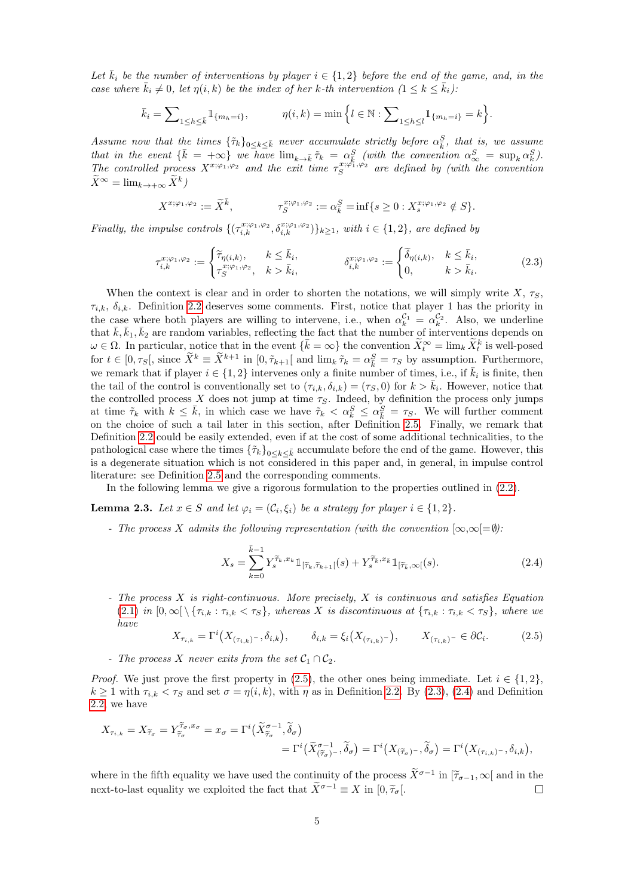*Let $\bar{k}_i$ be the number of interventions by player $i \in \{1,2\}$ before the end of the game, and, in the case where $\bar{k}_i \neq 0$, let $\eta(i,k)$ be the index of her $k$-th intervention ($1 \leq k \leq \bar{k}_i$):*

$$\bar{k}_i = \sum_{1\leq h\leq \bar{k}} \mathbb{1}_{\{m_h=i\}}, \qquad\qquad \eta(i,k) = \min\Big\{l \in \mathbb{N} : \sum_{1\leq h\leq l} \mathbb{1}_{\{m_h=i\}} = k\Big\}.$$

*Assume now that the times $\{\tilde{\tau}_k\}_{0\leq k\leq \bar{k}}$ never accumulate strictly before $\alpha^S_{\bar{k}}$, that is, we assume that in the event $\{\bar{k} = +\infty\}$ we have $\lim_{k\to\bar{k}} \tilde{\tau}_k = \alpha^S_{\bar{k}}$ (with the convention $\alpha^S_\infty = \sup_k \alpha^S_k$). The controlled process $X^{x;\varphi_1,\varphi_2}$ and the exit time $\tau_S^{x;\varphi_1,\varphi_2}$ are defined by (with the convention $\widetilde{X}^\infty = \lim_{k\to+\infty} \widetilde{X}^k$)*

$$X^{x;\varphi_1,\varphi_2} := \widetilde{X}^{\bar{k}}, \qquad\qquad \tau_S^{x;\varphi_1,\varphi_2} := \alpha^S_{\bar{k}} = \inf\{s\geq 0 : X_s^{x;\varphi_1,\varphi_2} \notin S\}.$$

*Finally, the impulse controls $\{(\tau_{i,k}^{x;\varphi_1,\varphi_2}, \delta_{i,k}^{x;\varphi_1,\varphi_2})\}_{k\geq 1}$, with $i \in \{1,2\}$, are defined by*

$$\tau_{i,k}^{x;\varphi_1,\varphi_2} := \begin{cases} \tilde{\tau}_{\eta(i,k)}, & k \leq \bar{k}_i, \\ \tau_S^{x;\varphi_1,\varphi_2}, & k > \bar{k}_i, \end{cases} \qquad\qquad \delta_{i,k}^{x;\varphi_1,\varphi_2} := \begin{cases} \tilde{\delta}_{\eta(i,k)}, & k \leq \bar{k}_i, \\ 0, & k > \bar{k}_i. \end{cases} \tag{2.3}$$

When the context is clear and in order to shorten the notations, we will simply write $X$, $\tau_S$, $\tau_{i,k}$, $\delta_{i,k}$. Definition 2.2 deserves some comments. First, notice that player 1 has the priority in the case where both players are willing to intervene, i.e., when $\alpha_k^{\mathcal{C}_1} = \alpha_k^{\mathcal{C}_2}$. Also, we underline that $\bar{k}, \bar{k}_1, \bar{k}_2$ are random variables, reflecting the fact that the number of interventions depends on $\omega \in \Omega$. In particular, notice that in the event $\{\bar{k} = \infty\}$ the convention $\widetilde{X}^\infty_t = \lim_k \widetilde{X}^k_t$ is well-posed for $t \in [0,\tau_S[$, since $\widetilde{X}^k \equiv \widetilde{X}^{k+1}$ in $[0,\tilde{\tau}_{k+1}[$ and $\lim_k \tilde{\tau}_k = \alpha^S_{\bar{k}} = \tau_S$ by assumption. Furthermore, we remark that if player $i \in \{1,2\}$ intervenes only a finite number of times, i.e., if $\bar{k}_i$ is finite, then the tail of the control is conventionally set to $(\tau_{i,k}, \delta_{i,k}) = (\tau_S, 0)$ for $k > \bar{k}_i$. However, notice that the controlled process $X$ does not jump at time $\tau_S$. Indeed, by definition the process only jumps at time $\tilde{\tau}_k$ with $k \leq \bar{k}$, in which case we have $\tilde{\tau}_k < \alpha^S_k \leq \alpha^S_{\bar{k}} = \tau_S$. We will further comment on the choice of such a tail later in this section, after Definition 2.5. Finally, we remark that Definition 2.2 could be easily extended, even if at the cost of some additional technicalities, to the pathological case where the times $\{\tilde{\tau}_k\}_{0\leq k\leq \bar{k}}$ accumulate before the end of the game. However, this is a degenerate situation which is not considered in this paper and, in general, in impulse control literature: see Definition 2.5 and the corresponding comments.

In the following lemma we give a rigorous formulation to the properties outlined in (2.2).

**Lemma 2.3.** *Let $x \in S$ and let $\varphi_i = (\mathcal{C}_i, \xi_i)$ be a strategy for player $i \in \{1,2\}$.*

- *The process $X$ admits the following representation (with the convention $[\infty,\infty[=\emptyset$):*

$$X_s = \sum_{k=0}^{\bar{k}-1} Y_s^{\tilde{\tau}_k, x_k} \mathbb{1}_{[\tilde{\tau}_k, \tilde{\tau}_{k+1}[}(s) + Y_s^{\tilde{\tau}_{\bar{k}}, x_{\bar{k}}} \mathbb{1}_{[\tilde{\tau}_{\bar{k}}, \infty[}(s). \tag{2.4}$$

- *The process $X$ is right-continuous. More precisely, $X$ is continuous and satisfies Equation (2.1) in $[0,\infty[\,\setminus \{\tau_{i,k} : \tau_{i,k} < \tau_S\}$, whereas $X$ is discontinuous at $\{\tau_{i,k} : \tau_{i,k} < \tau_S\}$, where we have*

$$X_{\tau_{i,k}} = \Gamma^i\big(X_{(\tau_{i,k})^-}, \delta_{i,k}\big), \qquad \delta_{i,k} = \xi_i\big(X_{(\tau_{i,k})^-}\big), \qquad X_{(\tau_{i,k})^-} \in \partial\mathcal{C}_i. \tag{2.5}$$

- *The process $X$ never exits from the set $\mathcal{C}_1 \cap \mathcal{C}_2$.*

*Proof.* We just prove the first property in (2.5), the other ones being immediate. Let $i \in \{1,2\}$, $k \geq 1$ with $\tau_{i,k} < \tau_S$ and set $\sigma = \eta(i,k)$, with $\eta$ as in Definition 2.2. By (2.3), (2.4) and Definition 2.2 we have

$$\begin{aligned} X_{\tau_{i,k}} = X_{\tilde{\tau}_\sigma} = Y_{\tilde{\tau}_\sigma}^{\tilde{\tau}_\sigma, x_\sigma} = x_\sigma = \Gamma^i\big(\widetilde{X}^{\sigma-1}_{\tilde{\tau}_\sigma}, \tilde{\delta}_\sigma\big) \\ = \Gamma^i\big(\widetilde{X}^{\sigma-1}_{(\tilde{\tau}_\sigma)^-}, \tilde{\delta}_\sigma\big) = \Gamma^i\big(X_{(\tilde{\tau}_\sigma)^-}, \tilde{\delta}_\sigma\big) = \Gamma^i\big(X_{(\tau_{i,k})^-}, \delta_{i,k}\big), \end{aligned}$$

where in the fifth equality we have used the continuity of the process $\widetilde{X}^{\sigma-1}$ in $[\tilde{\tau}_{\sigma-1},\infty[$ and in the next-to-last equality we exploited the fact that $\widetilde{X}^{\sigma-1} \equiv X$ in $[0,\tilde{\tau}_\sigma[$. $\square$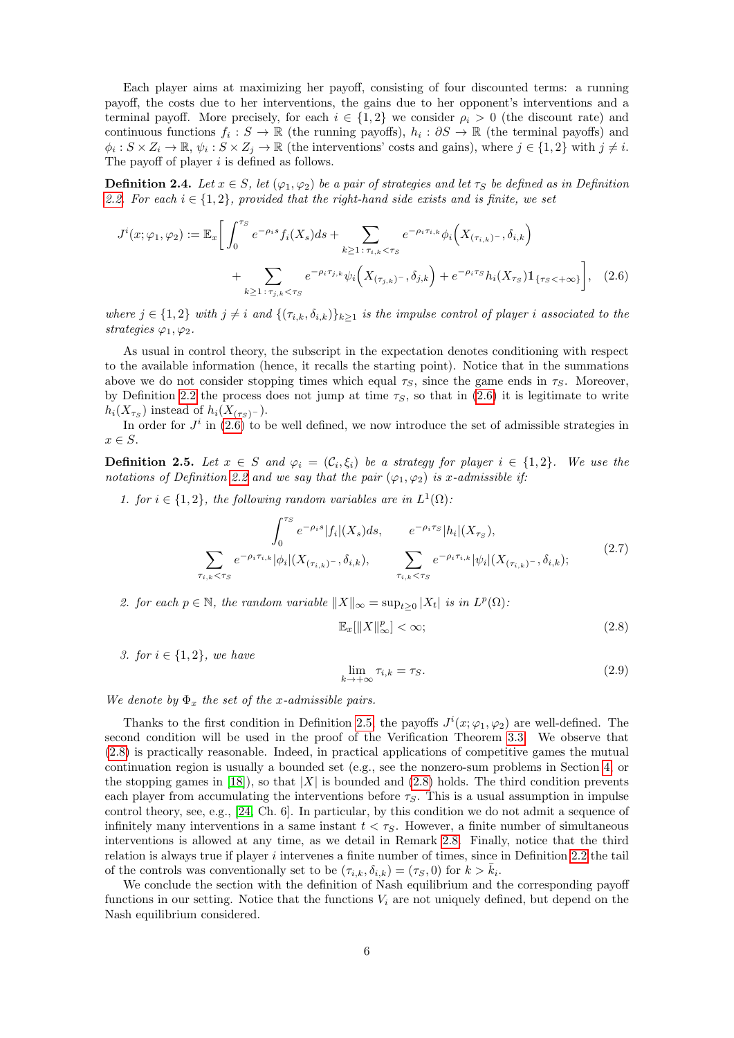Each player aims at maximizing her payoff, consisting of four discounted terms: a running payoff, the costs due to her interventions, the gains due to her opponent's interventions and a terminal payoff. More precisely, for each $i \in \{1,2\}$ we consider $\rho_i > 0$ (the discount rate) and continuous functions $f_i : S \to \mathbb{R}$ (the running payoffs), $h_i : \partial S \to \mathbb{R}$ (the terminal payoffs) and $\phi_i : S \times Z_i \to \mathbb{R}$, $\psi_i : S \times Z_j \to \mathbb{R}$ (the interventions' costs and gains), where $j \in \{1,2\}$ with $j \neq i$. The payoff of player $i$ is defined as follows.

**Definition 2.4.** *Let $x \in S$, let $(\varphi_1, \varphi_2)$ be a pair of strategies and let $\tau_S$ be defined as in Definition 2.2. For each $i \in \{1,2\}$, provided that the right-hand side exists and is finite, we set*

$$
\begin{aligned}
J^i(x;\varphi_1,\varphi_2) := \mathbb{E}_x\bigg[ \int_0^{\tau_S} e^{-\rho_i s} f_i(X_s)ds + \sum_{k\geq 1 :\, \tau_{i,k}<\tau_S} e^{-\rho_i \tau_{i,k}} \phi_i\Big(X_{(\tau_{i,k})^-}, \delta_{i,k}\Big) \\
+ \sum_{k\geq 1 :\, \tau_{j,k}<\tau_S} e^{-\rho_i \tau_{j,k}} \psi_i\Big(X_{(\tau_{j,k})^-}, \delta_{j,k}\Big) + e^{-\rho_i \tau_S} h_i(X_{\tau_S}) \mathbb{1}_{\{\tau_S<+\infty\}}\bigg], \quad (2.6)
\end{aligned}
$$

*where $j \in \{1,2\}$ with $j \neq i$ and $\{(\tau_{i,k}, \delta_{i,k})\}_{k\geq 1}$ is the impulse control of player $i$ associated to the strategies $\varphi_1, \varphi_2$.*

As usual in control theory, the subscript in the expectation denotes conditioning with respect to the available information (hence, it recalls the starting point). Notice that in the summations above we do not consider stopping times which equal $\tau_S$, since the game ends in $\tau_S$. Moreover, by Definition 2.2 the process does not jump at time $\tau_S$, so that in (2.6) it is legitimate to write $h_i(X_{\tau_S})$ instead of $h_i(X_{(\tau_S)^-})$.

In order for $J^i$ in (2.6) to be well defined, we now introduce the set of admissible strategies in $x \in S$.

**Definition 2.5.** *Let $x \in S$ and $\varphi_i = (\mathcal{C}_i, \xi_i)$ be a strategy for player $i \in \{1,2\}$. We use the notations of Definition 2.2 and we say that the pair $(\varphi_1, \varphi_2)$ is $x$-admissible if:*

1. *for $i \in \{1,2\}$, the following random variables are in $L^1(\Omega)$:*

$$
\begin{gathered}
\int_0^{\tau_S} e^{-\rho_i s} |f_i|(X_s)ds, \qquad e^{-\rho_i \tau_S}|h_i|(X_{\tau_S}), \\
\sum_{\tau_{i,k}<\tau_S} e^{-\rho_i \tau_{i,k}} |\phi_i|(X_{(\tau_{i,k})^-}, \delta_{i,k}), \qquad \sum_{\tau_{i,k}<\tau_S} e^{-\rho_i \tau_{i,k}} |\psi_i|(X_{(\tau_{i,k})^-}, \delta_{i,k});
\end{gathered}
\quad (2.7)
$$

2. *for each $p \in \mathbb{N}$, the random variable $\|X\|_\infty = \sup_{t\geq 0}|X_t|$ is in $L^p(\Omega)$:*

$$
\mathbb{E}_x[\|X\|_\infty^p] < \infty; \quad (2.8)
$$

3. *for $i \in \{1,2\}$, we have*

$$
\lim_{k\to+\infty} \tau_{i,k} = \tau_S. \quad (2.9)
$$

*We denote by $\Phi_x$ the set of the $x$-admissible pairs.*

Thanks to the first condition in Definition 2.5 the payoffs $J^i(x;\varphi_1,\varphi_2)$ are well-defined. The second condition will be used in the proof of the Verification Theorem 3.3. We observe that (2.8) is practically reasonable. Indeed, in practical applications of competitive games the mutual continuation region is usually a bounded set (e.g., see the nonzero-sum problems in Section 4, or the stopping games in [18]), so that $|X|$ is bounded and (2.8) holds. The third condition prevents each player from accumulating the interventions before $\tau_S$. This is a usual assumption in impulse control theory, see, e.g., [24, Ch. 6]. In particular, by this condition we do not admit a sequence of infinitely many interventions in a same instant $t < \tau_S$. However, a finite number of simultaneous interventions is allowed at any time, as we detail in Remark 2.8. Finally, notice that the third relation is always true if player $i$ intervenes a finite number of times, since in Definition 2.2 the tail of the controls was conventionally set to be $(\tau_{i,k}, \delta_{i,k}) = (\tau_S, 0)$ for $k > \bar{k}_i$.

We conclude the section with the definition of Nash equilibrium and the corresponding payoff functions in our setting. Notice that the functions $V_i$ are not uniquely defined, but depend on the Nash equilibrium considered.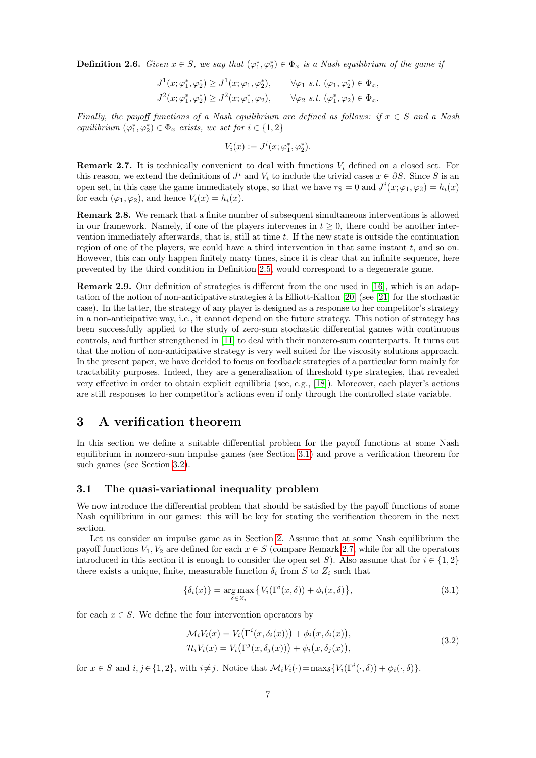**Definition 2.6.** *Given $x \in S$, we say that $(\varphi_1^*, \varphi_2^*) \in \Phi_x$ is a Nash equilibrium of the game if*

$$
\begin{aligned}
J^1(x; \varphi_1^*, \varphi_2^*) &\geq J^1(x; \varphi_1, \varphi_2^*), \qquad \forall \varphi_1 \text{ s.t. } (\varphi_1, \varphi_2^*) \in \Phi_x, \\
J^2(x; \varphi_1^*, \varphi_2^*) &\geq J^2(x; \varphi_1^*, \varphi_2), \qquad \forall \varphi_2 \text{ s.t. } (\varphi_1^*, \varphi_2) \in \Phi_x.
\end{aligned}
$$

*Finally, the payoff functions of a Nash equilibrium are defined as follows: if $x \in S$ and a Nash equilibrium $(\varphi_1^*, \varphi_2^*) \in \Phi_x$ exists, we set for $i \in \{1, 2\}$*

$$
V_i(x) := J^i(x; \varphi_1^*, \varphi_2^*).
$$

**Remark 2.7.** It is technically convenient to deal with functions $V_i$ defined on a closed set. For this reason, we extend the definitions of $J^i$ and $V_i$ to include the trivial cases $x \in \partial S$. Since $S$ is an open set, in this case the game immediately stops, so that we have $\tau_S = 0$ and $J^i(x; \varphi_1, \varphi_2) = h_i(x)$ for each $(\varphi_1, \varphi_2)$, and hence $V_i(x) = h_i(x)$.

**Remark 2.8.** We remark that a finite number of subsequent simultaneous interventions is allowed in our framework. Namely, if one of the players intervenes in $t \geq 0$, there could be another intervention immediately afterwards, that is, still at time $t$. If the new state is outside the continuation region of one of the players, we could have a third intervention in that same instant $t$, and so on. However, this can only happen finitely many times, since it is clear that an infinite sequence, here prevented by the third condition in Definition 2.5, would correspond to a degenerate game.

**Remark 2.9.** Our definition of strategies is different from the one used in [16], which is an adaptation of the notion of non-anticipative strategies à la Elliott-Kalton [20] (see [21] for the stochastic case). In the latter, the strategy of any player is designed as a response to her competitor's strategy in a non-anticipative way, i.e., it cannot depend on the future strategy. This notion of strategy has been successfully applied to the study of zero-sum stochastic differential games with continuous controls, and further strengthened in [11] to deal with their nonzero-sum counterparts. It turns out that the notion of non-anticipative strategy is very well suited for the viscosity solutions approach. In the present paper, we have decided to focus on feedback strategies of a particular form mainly for tractability purposes. Indeed, they are a generalisation of threshold type strategies, that revealed very effective in order to obtain explicit equilibria (see, e.g., [18]). Moreover, each player's actions are still responses to her competitor's actions even if only through the controlled state variable.

## 3 A verification theorem

In this section we define a suitable differential problem for the payoff functions at some Nash equilibrium in nonzero-sum impulse games (see Section 3.1) and prove a verification theorem for such games (see Section 3.2).

### 3.1 The quasi-variational inequality problem

We now introduce the differential problem that should be satisfied by the payoff functions of some Nash equilibrium in our games: this will be key for stating the verification theorem in the next section.

Let us consider an impulse game as in Section 2. Assume that at some Nash equilibrium the payoff functions $V_1, V_2$ are defined for each $x \in \overline{S}$ (compare Remark 2.7, while for all the operators introduced in this section it is enough to consider the open set $S$). Also assume that for $i \in \{1, 2\}$ there exists a unique, finite, measurable function $\delta_i$ from $S$ to $Z_i$ such that

$$
\{\delta_i(x)\} = \underset{\delta \in Z_i}{\arg\max} \big\{ V_i(\Gamma^i(x, \delta)) + \phi_i(x, \delta) \big\}, \tag{3.1}
$$

for each $x \in S$. We define the four intervention operators by

$$
\begin{aligned}
\mathcal{M}_i V_i(x) &= V_i\big(\Gamma^i(x, \delta_i(x))\big) + \phi_i\big(x, \delta_i(x)\big), \\
\mathcal{H}_i V_i(x) &= V_i\big(\Gamma^j(x, \delta_j(x))\big) + \psi_i\big(x, \delta_j(x)\big),
\end{aligned} \tag{3.2}
$$

for $x \in S$ and $i, j \in \{1, 2\}$, with $i \neq j$. Notice that $\mathcal{M}_i V_i(\cdot) = \max_\delta \{V_i(\Gamma^i(\cdot, \delta)) + \phi_i(\cdot, \delta)\}$.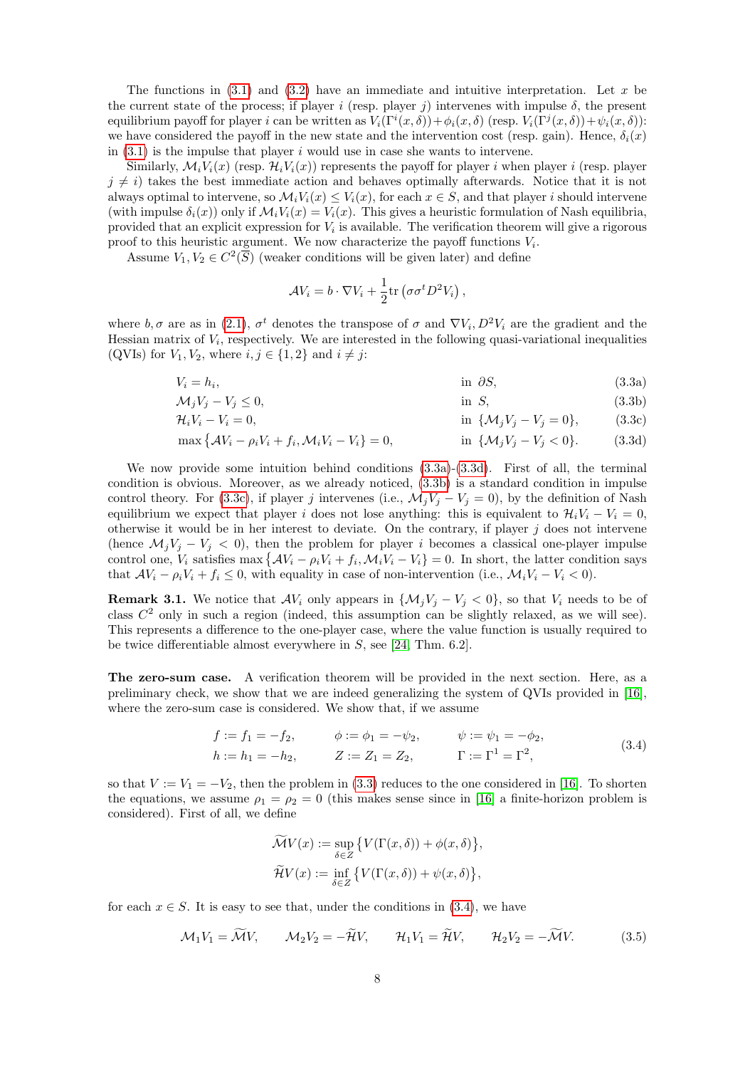The functions in (3.1) and (3.2) have an immediate and intuitive interpretation. Let $x$ be the current state of the process; if player $i$ (resp. player $j$) intervenes with impulse $\delta$, the present equilibrium payoff for player $i$ can be written as $V_i(\Gamma^i(x,\delta))+\phi_i(x,\delta)$ (resp. $V_i(\Gamma^j(x,\delta))+\psi_i(x,\delta)$): we have considered the payoff in the new state and the intervention cost (resp. gain). Hence, $\delta_i(x)$ in (3.1) is the impulse that player $i$ would use in case she wants to intervene.

Similarly, $\mathcal{M}_i V_i(x)$ (resp. $\mathcal{H}_i V_i(x)$) represents the payoff for player $i$ when player $i$ (resp. player $j \neq i$) takes the best immediate action and behaves optimally afterwards. Notice that it is not always optimal to intervene, so $\mathcal{M}_i V_i(x) \leq V_i(x)$, for each $x \in S$, and that player $i$ should intervene (with impulse $\delta_i(x)$) only if $\mathcal{M}_i V_i(x) = V_i(x)$. This gives a heuristic formulation of Nash equilibria, provided that an explicit expression for $V_i$ is available. The verification theorem will give a rigorous proof to this heuristic argument. We now characterize the payoff functions $V_i$.

Assume $V_1, V_2 \in C^2(\overline{S})$ (weaker conditions will be given later) and define

$$\mathcal{A}V_i = b \cdot \nabla V_i + \frac{1}{2}\text{tr}\left(\sigma\sigma^t D^2 V_i\right),$$

where $b, \sigma$ are as in (2.1), $\sigma^t$ denotes the transpose of $\sigma$ and $\nabla V_i, D^2 V_i$ are the gradient and the Hessian matrix of $V_i$, respectively. We are interested in the following quasi-variational inequalities (QVIs) for $V_1, V_2$, where $i, j \in \{1,2\}$ and $i \neq j$:

$$V_i = h_i, \qquad \text{in } \partial S, \tag{3.3a}$$

$$\mathcal{M}_j V_j - V_j \leq 0, \qquad \text{in } S, \tag{3.3b}$$

$$\mathcal{H}_i V_i - V_i = 0, \qquad \text{in } \{\mathcal{M}_j V_j - V_j = 0\}, \tag{3.3c}$$

$$\max\left\{\mathcal{A}V_i - \rho_i V_i + f_i, \mathcal{M}_i V_i - V_i\right\} = 0, \qquad \text{in } \{\mathcal{M}_j V_j - V_j < 0\}. \tag{3.3d}$$

We now provide some intuition behind conditions (3.3a)-(3.3d). First of all, the terminal condition is obvious. Moreover, as we already noticed, (3.3b) is a standard condition in impulse control theory. For (3.3c), if player $j$ intervenes (i.e., $\mathcal{M}_j V_j - V_j = 0$), by the definition of Nash equilibrium we expect that player $i$ does not lose anything: this is equivalent to $\mathcal{H}_i V_i - V_i = 0$, otherwise it would be in her interest to deviate. On the contrary, if player $j$ does not intervene (hence $\mathcal{M}_j V_j - V_j < 0$), then the problem for player $i$ becomes a classical one-player impulse control one, $V_i$ satisfies $\max\left\{\mathcal{A}V_i - \rho_i V_i + f_i, \mathcal{M}_i V_i - V_i\right\} = 0$. In short, the latter condition says that $\mathcal{A}V_i - \rho_i V_i + f_i \leq 0$, with equality in case of non-intervention (i.e., $\mathcal{M}_i V_i - V_i < 0$).

**Remark 3.1.** We notice that $\mathcal{A}V_i$ only appears in $\{\mathcal{M}_j V_j - V_j < 0\}$, so that $V_i$ needs to be of class $C^2$ only in such a region (indeed, this assumption can be slightly relaxed, as we will see). This represents a difference to the one-player case, where the value function is usually required to be twice differentiable almost everywhere in $S$, see [24, Thm. 6.2].

**The zero-sum case.** A verification theorem will be provided in the next section. Here, as a preliminary check, we show that we are indeed generalizing the system of QVIs provided in [16], where the zero-sum case is considered. We show that, if we assume

$$\begin{aligned}
&f := f_1 = -f_2, \qquad && \phi := \phi_1 = -\psi_2, \qquad && \psi := \psi_1 = -\phi_2, \\
&h := h_1 = -h_2, \qquad && Z := Z_1 = Z_2, \qquad && \Gamma := \Gamma^1 = \Gamma^2,
\end{aligned} \tag{3.4}$$

so that $V := V_1 = -V_2$, then the problem in (3.3) reduces to the one considered in [16]. To shorten the equations, we assume $\rho_1 = \rho_2 = 0$ (this makes sense since in [16] a finite-horizon problem is considered). First of all, we define

$$\widetilde{\mathcal{M}}V(x) := \sup_{\delta \in Z}\left\{V(\Gamma(x,\delta)) + \phi(x,\delta)\right\},$$

$$\widetilde{\mathcal{H}}V(x) := \inf_{\delta \in Z}\left\{V(\Gamma(x,\delta)) + \psi(x,\delta)\right\},$$

for each $x \in S$. It is easy to see that, under the conditions in (3.4), we have

$$\mathcal{M}_1 V_1 = \widetilde{\mathcal{M}}V, \qquad \mathcal{M}_2 V_2 = -\widetilde{\mathcal{H}}V, \qquad \mathcal{H}_1 V_1 = \widetilde{\mathcal{H}}V, \qquad \mathcal{H}_2 V_2 = -\widetilde{\mathcal{M}}V. \tag{3.5}$$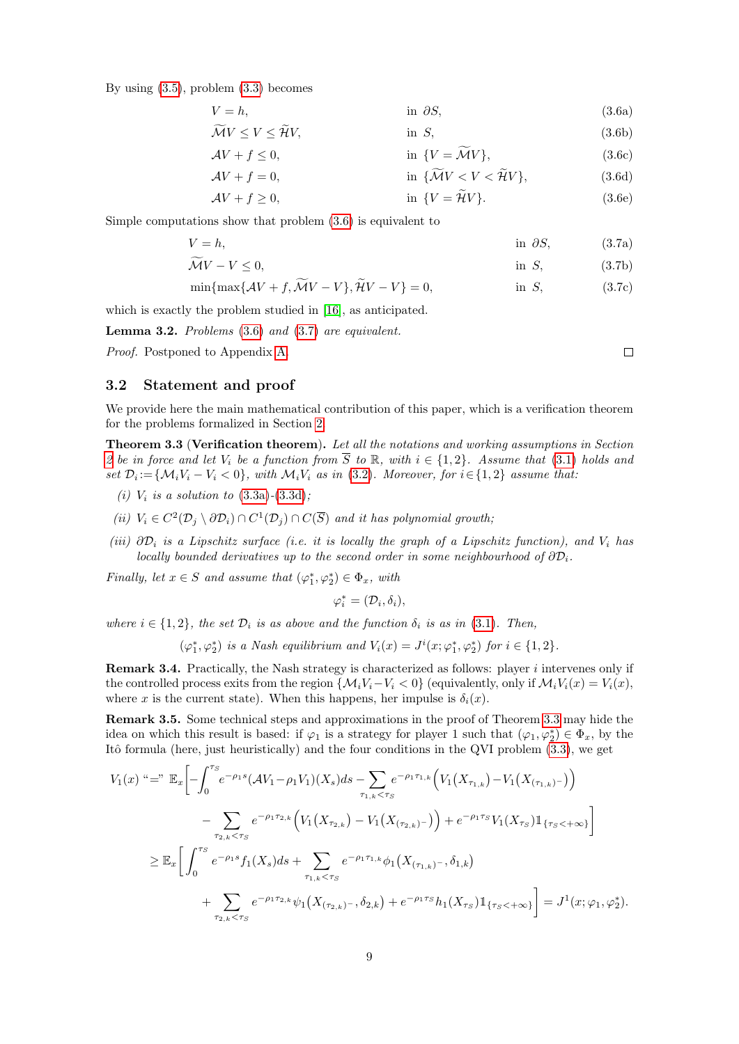By using (3.5), problem (3.3) becomes

$$
\begin{aligned}
&V = h, && \text{in } \partial S, && (3.6a)\\
&\widetilde{\mathcal{M}}V \le V \le \widetilde{\mathcal{H}}V, && \text{in } S, && (3.6b)\\
&\mathcal{A}V + f \le 0, && \text{in } \{V = \widetilde{\mathcal{M}}V\}, && (3.6c)\\
&\mathcal{A}V + f = 0, && \text{in } \{\widetilde{\mathcal{M}}V < V < \widetilde{\mathcal{H}}V\}, && (3.6d)\\
&\mathcal{A}V + f \ge 0, && \text{in } \{V = \widetilde{\mathcal{H}}V\}. && (3.6e)
\end{aligned}
$$

Simple computations show that problem (3.6) is equivalent to

$$
\begin{aligned}
&V = h, && \text{in } \partial S, && (3.7a)\\
&\widetilde{\mathcal{M}}V - V \le 0, && \text{in } S, && (3.7b)\\
&\min\{\max\{\mathcal{A}V + f, \widetilde{\mathcal{M}}V - V\}, \widetilde{\mathcal{H}}V - V\} = 0, && \text{in } S, && (3.7c)
\end{aligned}
$$

which is exactly the problem studied in [16], as anticipated.

**Lemma 3.2.** *Problems (3.6) and (3.7) are equivalent.*

*Proof.* Postponed to Appendix A. □

## 3.2 Statement and proof

We provide here the main mathematical contribution of this paper, which is a verification theorem for the problems formalized in Section 2.

**Theorem 3.3 (Verification theorem).** *Let all the notations and working assumptions in Section 2 be in force and let $V_i$ be a function from $\overline{S}$ to $\mathbb{R}$, with $i \in \{1,2\}$. Assume that (3.1) holds and set $\mathcal{D}_i := \{\mathcal{M}_i V_i - V_i < 0\}$, with $\mathcal{M}_i V_i$ as in (3.2). Moreover, for $i \in \{1,2\}$ assume that:*

- *(i) $V_i$ is a solution to (3.3a)-(3.3d);*
- *(ii) $V_i \in C^2(\mathcal{D}_j \setminus \partial\mathcal{D}_i) \cap C^1(\mathcal{D}_j) \cap C(\overline{S})$ and it has polynomial growth;*
- *(iii) $\partial\mathcal{D}_i$ is a Lipschitz surface (i.e. it is locally the graph of a Lipschitz function), and $V_i$ has locally bounded derivatives up to the second order in some neighbourhood of $\partial\mathcal{D}_i$.*

*Finally, let $x \in S$ and assume that $(\varphi_1^*, \varphi_2^*) \in \Phi_x$, with*

$$\varphi_i^* = (\mathcal{D}_i, \delta_i),$$

*where $i \in \{1,2\}$, the set $\mathcal{D}_i$ is as above and the function $\delta_i$ is as in (3.1). Then,*

$$(\varphi_1^*, \varphi_2^*) \text{ is a Nash equilibrium and } V_i(x) = J^i(x; \varphi_1^*, \varphi_2^*) \text{ for } i \in \{1,2\}.$$

**Remark 3.4.** Practically, the Nash strategy is characterized as follows: player $i$ intervenes only if the controlled process exits from the region $\{\mathcal{M}_i V_i - V_i < 0\}$ (equivalently, only if $\mathcal{M}_i V_i(x) = V_i(x)$, where $x$ is the current state). When this happens, her impulse is $\delta_i(x)$.

**Remark 3.5.** Some technical steps and approximations in the proof of Theorem 3.3 may hide the idea on which this result is based: if $\varphi_1$ is a strategy for player 1 such that $(\varphi_1, \varphi_2^*) \in \Phi_x$, by the Itô formula (here, just heuristically) and the four conditions in the QVI problem (3.3), we get

$$
\begin{aligned}
V_1(x) \text{ ``=''}\ \mathbb{E}_x\bigg[&-\int_0^{\tau_S} e^{-\rho_1 s}(\mathcal{A}V_1 - \rho_1 V_1)(X_s)ds - \sum_{\tau_{1,k}<\tau_S} e^{-\rho_1 \tau_{1,k}}\Big(V_1\big(X_{\tau_{1,k}}\big) - V_1\big(X_{(\tau_{1,k})^-}\big)\Big)\\
&- \sum_{\tau_{2,k}<\tau_S} e^{-\rho_1 \tau_{2,k}}\Big(V_1\big(X_{\tau_{2,k}}\big) - V_1\big(X_{(\tau_{2,k})^-}\big)\Big) + e^{-\rho_1 \tau_S} V_1(X_{\tau_S})\mathbb{1}_{\{\tau_S < +\infty\}}\bigg]\\
\ge \mathbb{E}_x\bigg[&\int_0^{\tau_S} e^{-\rho_1 s} f_1(X_s)ds + \sum_{\tau_{1,k}<\tau_S} e^{-\rho_1 \tau_{1,k}}\phi_1\big(X_{(\tau_{1,k})^-}, \delta_{1,k}\big)\\
&+ \sum_{\tau_{2,k}<\tau_S} e^{-\rho_1 \tau_{2,k}}\psi_1\big(X_{(\tau_{2,k})^-}, \delta_{2,k}\big) + e^{-\rho_1 \tau_S} h_1(X_{\tau_S})\mathbb{1}_{\{\tau_S < +\infty\}}\bigg] = J^1(x; \varphi_1, \varphi_2^*).
\end{aligned}
$$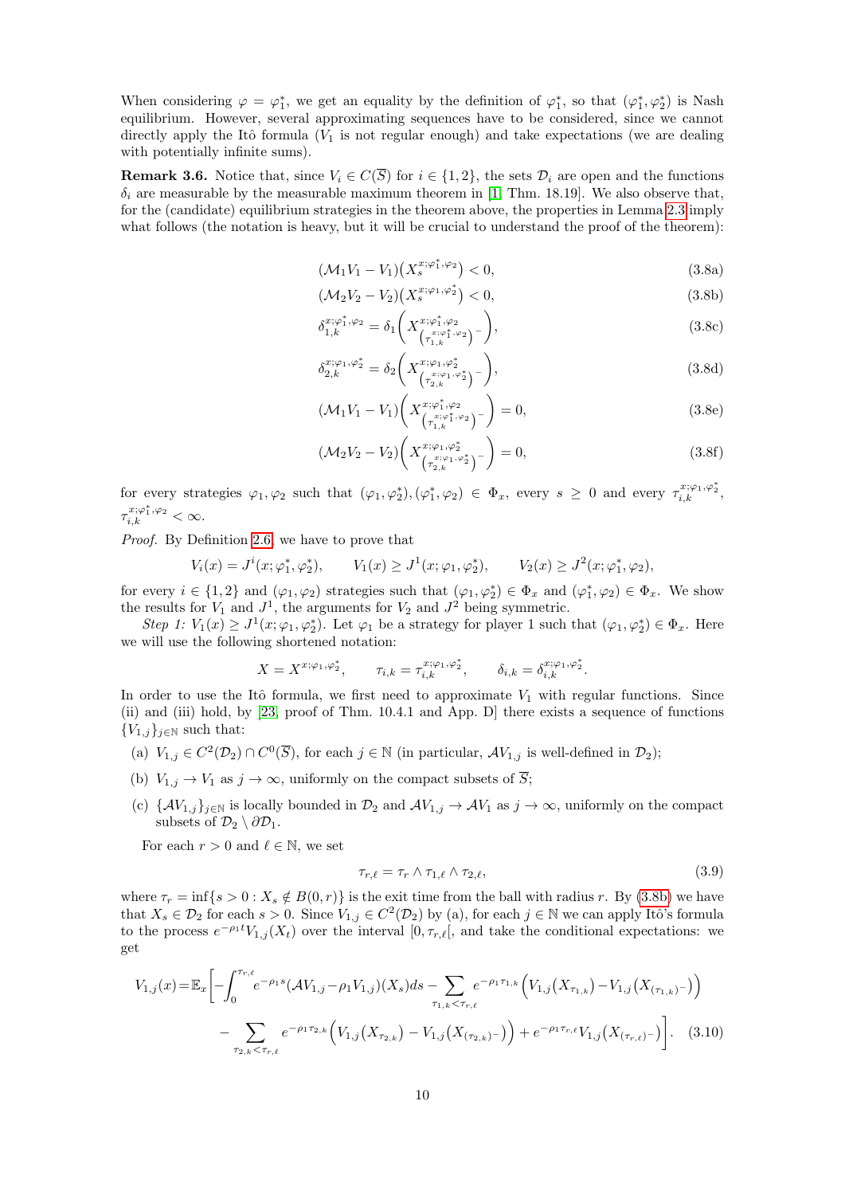When considering $\varphi = \varphi_1^*$, we get an equality by the definition of $\varphi_1^*$, so that $(\varphi_1^*, \varphi_2^*)$ is Nash equilibrium. However, several approximating sequences have to be considered, since we cannot directly apply the Itô formula ($V_1$ is not regular enough) and take expectations (we are dealing with potentially infinite sums).

**Remark 3.6.** Notice that, since $V_i \in C(\overline{S})$ for $i \in \{1, 2\}$, the sets $\mathcal{D}_i$ are open and the functions $\delta_i$ are measurable by the measurable maximum theorem in [1, Thm. 18.19]. We also observe that, for the (candidate) equilibrium strategies in the theorem above, the properties in Lemma 2.3 imply what follows (the notation is heavy, but it will be crucial to understand the proof of the theorem):

$$(\mathcal{M}_1 V_1 - V_1)\big(X_s^{x;\varphi_1^*,\varphi_2}\big) < 0, \tag{3.8a}$$

$$(\mathcal{M}_2 V_2 - V_2)\big(X_s^{x;\varphi_1,\varphi_2^*}\big) < 0, \tag{3.8b}$$

$$\delta_{1,k}^{x;\varphi_1^*,\varphi_2} = \delta_1\bigg(X^{x;\varphi_1^*,\varphi_2}_{\big(\tau_{1,k}^{x;\varphi_1^*,\varphi_2}\big)^-}\bigg), \tag{3.8c}$$

$$\delta_{2,k}^{x;\varphi_1,\varphi_2^*} = \delta_2\bigg(X^{x;\varphi_1,\varphi_2^*}_{\big(\tau_{2,k}^{x;\varphi_1,\varphi_2^*}\big)^-}\bigg), \tag{3.8d}$$

$$(\mathcal{M}_1 V_1 - V_1)\bigg(X^{x;\varphi_1^*,\varphi_2}_{\big(\tau_{1,k}^{x;\varphi_1^*,\varphi_2}\big)^-}\bigg) = 0, \tag{3.8e}$$

$$(\mathcal{M}_2 V_2 - V_2)\bigg(X^{x;\varphi_1,\varphi_2^*}_{\big(\tau_{2,k}^{x;\varphi_1,\varphi_2^*}\big)^-}\bigg) = 0, \tag{3.8f}$$

for every strategies $\varphi_1, \varphi_2$ such that $(\varphi_1, \varphi_2^*), (\varphi_1^*, \varphi_2) \in \Phi_x$, every $s \geq 0$ and every $\tau_{i,k}^{x;\varphi_1,\varphi_2^*}$, $\tau_{i,k}^{x;\varphi_1^*,\varphi_2} < \infty$.

*Proof.* By Definition 2.6, we have to prove that

$$V_i(x) = J^i(x; \varphi_1^*, \varphi_2^*), \qquad V_1(x) \geq J^1(x; \varphi_1, \varphi_2^*), \qquad V_2(x) \geq J^2(x; \varphi_1^*, \varphi_2),$$

for every $i \in \{1, 2\}$ and $(\varphi_1, \varphi_2)$ strategies such that $(\varphi_1, \varphi_2^*) \in \Phi_x$ and $(\varphi_1^*, \varphi_2) \in \Phi_x$. We show the results for $V_1$ and $J^1$, the arguments for $V_2$ and $J^2$ being symmetric.

*Step 1: $V_1(x) \geq J^1(x; \varphi_1, \varphi_2^*)$.* Let $\varphi_1$ be a strategy for player 1 such that $(\varphi_1, \varphi_2^*) \in \Phi_x$. Here we will use the following shortened notation:

$$X = X^{x;\varphi_1,\varphi_2^*}, \qquad \tau_{i,k} = \tau_{i,k}^{x;\varphi_1,\varphi_2^*}, \qquad \delta_{i,k} = \delta_{i,k}^{x;\varphi_1,\varphi_2^*}.$$

In order to use the Itô formula, we first need to approximate $V_1$ with regular functions. Since (ii) and (iii) hold, by [23, proof of Thm. 10.4.1 and App. D] there exists a sequence of functions $\{V_{1,j}\}_{j \in \mathbb{N}}$ such that:

(a) $V_{1,j} \in C^2(\mathcal{D}_2) \cap C^0(\overline{S})$, for each $j \in \mathbb{N}$ (in particular, $\mathcal{A}V_{1,j}$ is well-defined in $\mathcal{D}_2$);

(b) $V_{1,j} \to V_1$ as $j \to \infty$, uniformly on the compact subsets of $\overline{S}$;

(c) $\{\mathcal{A}V_{1,j}\}_{j \in \mathbb{N}}$ is locally bounded in $\mathcal{D}_2$ and $\mathcal{A}V_{1,j} \to \mathcal{A}V_1$ as $j \to \infty$, uniformly on the compact subsets of $\mathcal{D}_2 \setminus \partial\mathcal{D}_1$.

For each $r > 0$ and $\ell \in \mathbb{N}$, we set

$$\tau_{r,\ell} = \tau_r \wedge \tau_{1,\ell} \wedge \tau_{2,\ell}, \tag{3.9}$$

where $\tau_r = \inf\{s > 0 : X_s \notin B(0, r)\}$ is the exit time from the ball with radius $r$. By (3.8b) we have that $X_s \in \mathcal{D}_2$ for each $s > 0$. Since $V_{1,j} \in C^2(\mathcal{D}_2)$ by (a), for each $j \in \mathbb{N}$ we can apply Itô's formula to the process $e^{-\rho_1 t} V_{1,j}(X_t)$ over the interval $[0, \tau_{r,\ell}[$, and take the conditional expectations: we get

$$\begin{aligned}
V_{1,j}(x) = \mathbb{E}_x\bigg[&-\int_0^{\tau_{r,\ell}} e^{-\rho_1 s}(\mathcal{A}V_{1,j} - \rho_1 V_{1,j})(X_s)ds - \sum_{\tau_{1,k} < \tau_{r,\ell}} e^{-\rho_1 \tau_{1,k}}\Big(V_{1,j}\big(X_{\tau_{1,k}}\big) - V_{1,j}\big(X_{(\tau_{1,k})^-}\big)\Big) \\
&- \sum_{\tau_{2,k} < \tau_{r,\ell}} e^{-\rho_1 \tau_{2,k}}\Big(V_{1,j}\big(X_{\tau_{2,k}}\big) - V_{1,j}\big(X_{(\tau_{2,k})^-}\big)\Big) + e^{-\rho_1 \tau_{r,\ell}} V_{1,j}\big(X_{(\tau_{r,\ell})^-}\big)\bigg].
\end{aligned} \tag{3.10}$$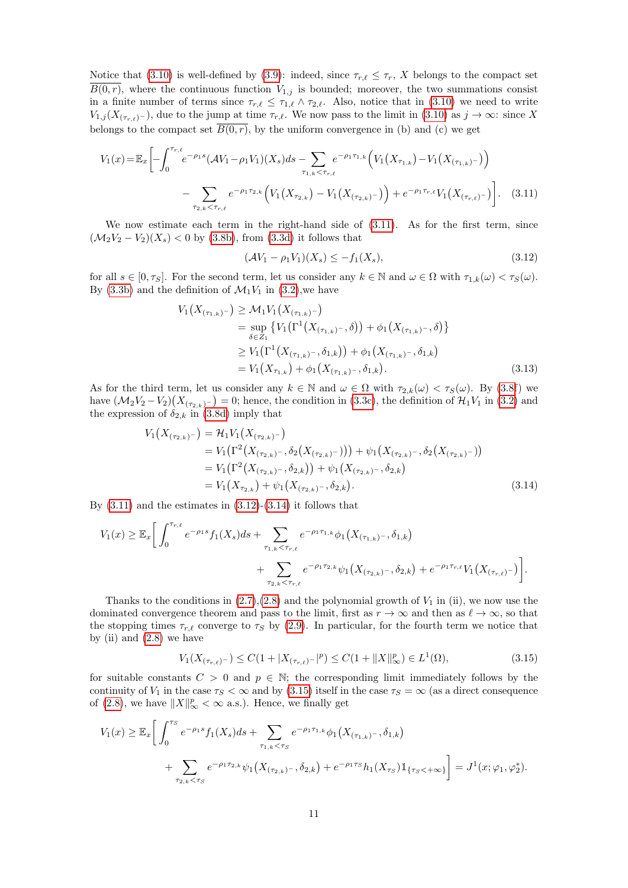Notice that (3.10) is well-defined by (3.9): indeed, since $\tau_{r,\ell} \leq \tau_r$, $X$ belongs to the compact set $\overline{B(0,r)}$, where the continuous function $V_{1,j}$ is bounded; moreover, the two summations consist in a finite number of terms since $\tau_{r,\ell} \leq \tau_{1,\ell} \wedge \tau_{2,\ell}$. Also, notice that in (3.10) we need to write $V_{1,j}(X_{(\tau_{r,\ell})^-})$, due to the jump at time $\tau_{r,\ell}$. We now pass to the limit in (3.10) as $j \to \infty$: since $X$ belongs to the compact set $\overline{B(0,r)}$, by the uniform convergence in (b) and (c) we get

$$
\begin{aligned}
V_1(x) = \mathbb{E}_x\bigg[ &-\int_0^{\tau_{r,\ell}} e^{-\rho_1 s}(\mathcal{A}V_1 - \rho_1 V_1)(X_s)ds - \sum_{\tau_{1,k}<\tau_{r,\ell}} e^{-\rho_1 \tau_{1,k}}\Big(V_1\big(X_{\tau_{1,k}}\big) - V_1\big(X_{(\tau_{1,k})^-}\big)\Big) \\
&- \sum_{\tau_{2,k}<\tau_{r,\ell}} e^{-\rho_1 \tau_{2,k}}\Big(V_1\big(X_{\tau_{2,k}}\big) - V_1\big(X_{(\tau_{2,k})^-}\big)\Big) + e^{-\rho_1 \tau_{r,\ell}} V_1\big(X_{(\tau_{r,\ell})^-}\big)\bigg]. \qquad (3.11)
\end{aligned}
$$

We now estimate each term in the right-hand side of (3.11). As for the first term, since $(\mathcal{M}_2 V_2 - V_2)(X_s) < 0$ by (3.8b), from (3.3d) it follows that

$$
(\mathcal{A}V_1 - \rho_1 V_1)(X_s) \leq -f_1(X_s), \qquad (3.12)
$$

for all $s \in [0, \tau_S]$. For the second term, let us consider any $k \in \mathbb{N}$ and $\omega \in \Omega$ with $\tau_{1,k}(\omega) < \tau_S(\omega)$. By (3.3b) and the definition of $\mathcal{M}_1 V_1$ in (3.2),we have

$$
\begin{aligned}
V_1\big(X_{(\tau_{1,k})^-}\big) &\geq \mathcal{M}_1 V_1\big(X_{(\tau_{1,k})^-}\big) \\
&= \sup_{\delta \in Z_1} \big\{ V_1\big(\Gamma^1\big(X_{(\tau_{1,k})^-}, \delta\big)\big) + \phi_1\big(X_{(\tau_{1,k})^-}, \delta\big) \big\} \\
&\geq V_1\big(\Gamma^1\big(X_{(\tau_{1,k})^-}, \delta_{1,k}\big)\big) + \phi_1\big(X_{(\tau_{1,k})^-}, \delta_{1,k}\big) \\
&= V_1\big(X_{\tau_{1,k}}\big) + \phi_1\big(X_{(\tau_{1,k})^-}, \delta_{1,k}\big). \qquad (3.13)
\end{aligned}
$$

As for the third term, let us consider any $k \in \mathbb{N}$ and $\omega \in \Omega$ with $\tau_{2,k}(\omega) < \tau_S(\omega)$. By (3.8f) we have $(\mathcal{M}_2 V_2 - V_2)\big(X_{(\tau_{2,k})^-}\big) = 0$; hence, the condition in (3.3c), the definition of $\mathcal{H}_1 V_1$ in (3.2) and the expression of $\delta_{2,k}$ in (3.8d) imply that

$$
\begin{aligned}
V_1\big(X_{(\tau_{2,k})^-}\big) &= \mathcal{H}_1 V_1\big(X_{(\tau_{2,k})^-}\big) \\
&= V_1\big(\Gamma^2\big(X_{(\tau_{2,k})^-}, \delta_2\big(X_{(\tau_{2,k})^-}\big)\big)\big) + \psi_1\big(X_{(\tau_{2,k})^-}, \delta_2\big(X_{(\tau_{2,k})^-}\big)\big) \\
&= V_1\big(\Gamma^2\big(X_{(\tau_{2,k})^-}, \delta_{2,k}\big)\big) + \psi_1\big(X_{(\tau_{2,k})^-}, \delta_{2,k}\big) \\
&= V_1\big(X_{\tau_{2,k}}\big) + \psi_1\big(X_{(\tau_{2,k})^-}, \delta_{2,k}\big). \qquad (3.14)
\end{aligned}
$$

By (3.11) and the estimates in (3.12)-(3.14) it follows that

$$
\begin{aligned}
V_1(x) \geq \mathbb{E}_x\bigg[ &\int_0^{\tau_{r,\ell}} e^{-\rho_1 s} f_1(X_s)ds + \sum_{\tau_{1,k}<\tau_{r,\ell}} e^{-\rho_1 \tau_{1,k}} \phi_1\big(X_{(\tau_{1,k})^-}, \delta_{1,k}\big) \\
&+ \sum_{\tau_{2,k}<\tau_{r,\ell}} e^{-\rho_1 \tau_{2,k}} \psi_1\big(X_{(\tau_{2,k})^-}, \delta_{2,k}\big) + e^{-\rho_1 \tau_{r,\ell}} V_1\big(X_{(\tau_{r,\ell})^-}\big)\bigg].
\end{aligned}
$$

Thanks to the conditions in (2.7),(2.8) and the polynomial growth of $V_1$ in (ii), we now use the dominated convergence theorem and pass to the limit, first as $r \to \infty$ and then as $\ell \to \infty$, so that the stopping times $\tau_{r,\ell}$ converge to $\tau_S$ by (2.9). In particular, for the fourth term we notice that by (ii) and (2.8) we have

$$
V_1(X_{(\tau_{r,\ell})^-}) \leq C(1 + |X_{(\tau_{r,\ell})^-}|^p) \leq C(1 + \|X\|_\infty^p) \in L^1(\Omega), \qquad (3.15)
$$

for suitable constants $C > 0$ and $p \in \mathbb{N}$; the corresponding limit immediately follows by the continuity of $V_1$ in the case $\tau_S < \infty$ and by (3.15) itself in the case $\tau_S = \infty$ (as a direct consequence of (2.8), we have $\|X\|_\infty^p < \infty$ a.s.). Hence, we finally get

$$
\begin{aligned}
V_1(x) \geq \mathbb{E}_x\bigg[ &\int_0^{\tau_S} e^{-\rho_1 s} f_1(X_s)ds + \sum_{\tau_{1,k}<\tau_S} e^{-\rho_1 \tau_{1,k}} \phi_1\big(X_{(\tau_{1,k})^-}, \delta_{1,k}\big) \\
&+ \sum_{\tau_{2,k}<\tau_S} e^{-\rho_1 \tau_{2,k}} \psi_1\big(X_{(\tau_{2,k})^-}, \delta_{2,k}\big) + e^{-\rho_1 \tau_S} h_1(X_{\tau_S}) \mathbb{1}_{\{\tau_S<+\infty\}}\bigg] = J^1(x; \varphi_1, \varphi_2^*).
\end{aligned}
$$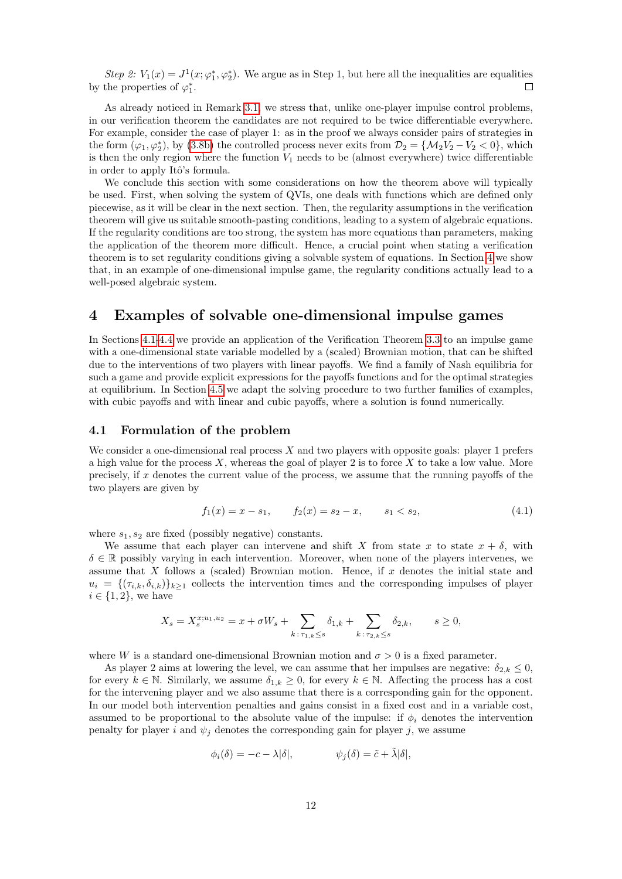*Step 2:* $V_1(x) = J^1(x; \varphi_1^*, \varphi_2^*)$. We argue as in Step 1, but here all the inequalities are equalities by the properties of $\varphi_1^*$. □

As already noticed in Remark 3.1, we stress that, unlike one-player impulse control problems, in our verification theorem the candidates are not required to be twice differentiable everywhere. For example, consider the case of player 1: as in the proof we always consider pairs of strategies in the form $(\varphi_1, \varphi_2^*)$, by (3.8b) the controlled process never exits from $\mathcal{D}_2 = \{\mathcal{M}_2 V_2 - V_2 < 0\}$, which is then the only region where the function $V_1$ needs to be (almost everywhere) twice differentiable in order to apply Itô's formula.

We conclude this section with some considerations on how the theorem above will typically be used. First, when solving the system of QVIs, one deals with functions which are defined only piecewise, as it will be clear in the next section. Then, the regularity assumptions in the verification theorem will give us suitable smooth-pasting conditions, leading to a system of algebraic equations. If the regularity conditions are too strong, the system has more equations than parameters, making the application of the theorem more difficult. Hence, a crucial point when stating a verification theorem is to set regularity conditions giving a solvable system of equations. In Section 4 we show that, in an example of one-dimensional impulse game, the regularity conditions actually lead to a well-posed algebraic system.

# 4 Examples of solvable one-dimensional impulse games

In Sections 4.1-4.4 we provide an application of the Verification Theorem 3.3 to an impulse game with a one-dimensional state variable modelled by a (scaled) Brownian motion, that can be shifted due to the interventions of two players with linear payoffs. We find a family of Nash equilibria for such a game and provide explicit expressions for the payoffs functions and for the optimal strategies at equilibrium. In Section 4.5 we adapt the solving procedure to two further families of examples, with cubic payoffs and with linear and cubic payoffs, where a solution is found numerically.

## 4.1 Formulation of the problem

We consider a one-dimensional real process $X$ and two players with opposite goals: player 1 prefers a high value for the process $X$, whereas the goal of player 2 is to force $X$ to take a low value. More precisely, if $x$ denotes the current value of the process, we assume that the running payoffs of the two players are given by

$$f_1(x) = x - s_1, \qquad f_2(x) = s_2 - x, \qquad s_1 < s_2, \tag{4.1}$$

where $s_1, s_2$ are fixed (possibly negative) constants.

We assume that each player can intervene and shift $X$ from state $x$ to state $x + \delta$, with $\delta \in \mathbb{R}$ possibly varying in each intervention. Moreover, when none of the players intervenes, we assume that $X$ follows a (scaled) Brownian motion. Hence, if $x$ denotes the initial state and $u_i = \{(\tau_{i,k}, \delta_{i,k})\}_{k\geq 1}$ collects the intervention times and the corresponding impulses of player $i \in \{1, 2\}$, we have

$$X_s = X_s^{x;u_1,u_2} = x + \sigma W_s + \sum_{k\,:\,\tau_{1,k}\leq s} \delta_{1,k} + \sum_{k\,:\,\tau_{2,k}\leq s} \delta_{2,k}, \qquad s \geq 0,$$

where $W$ is a standard one-dimensional Brownian motion and $\sigma > 0$ is a fixed parameter.

As player 2 aims at lowering the level, we can assume that her impulses are negative: $\delta_{2,k} \leq 0$, for every $k \in \mathbb{N}$. Similarly, we assume $\delta_{1,k} \geq 0$, for every $k \in \mathbb{N}$. Affecting the process has a cost for the intervening player and we also assume that there is a corresponding gain for the opponent. In our model both intervention penalties and gains consist in a fixed cost and in a variable cost, assumed to be proportional to the absolute value of the impulse: if $\phi_i$ denotes the intervention penalty for player $i$ and $\psi_j$ denotes the corresponding gain for player $j$, we assume

$$\phi_i(\delta) = -c - \lambda|\delta|, \qquad \psi_j(\delta) = \tilde{c} + \tilde{\lambda}|\delta|,$$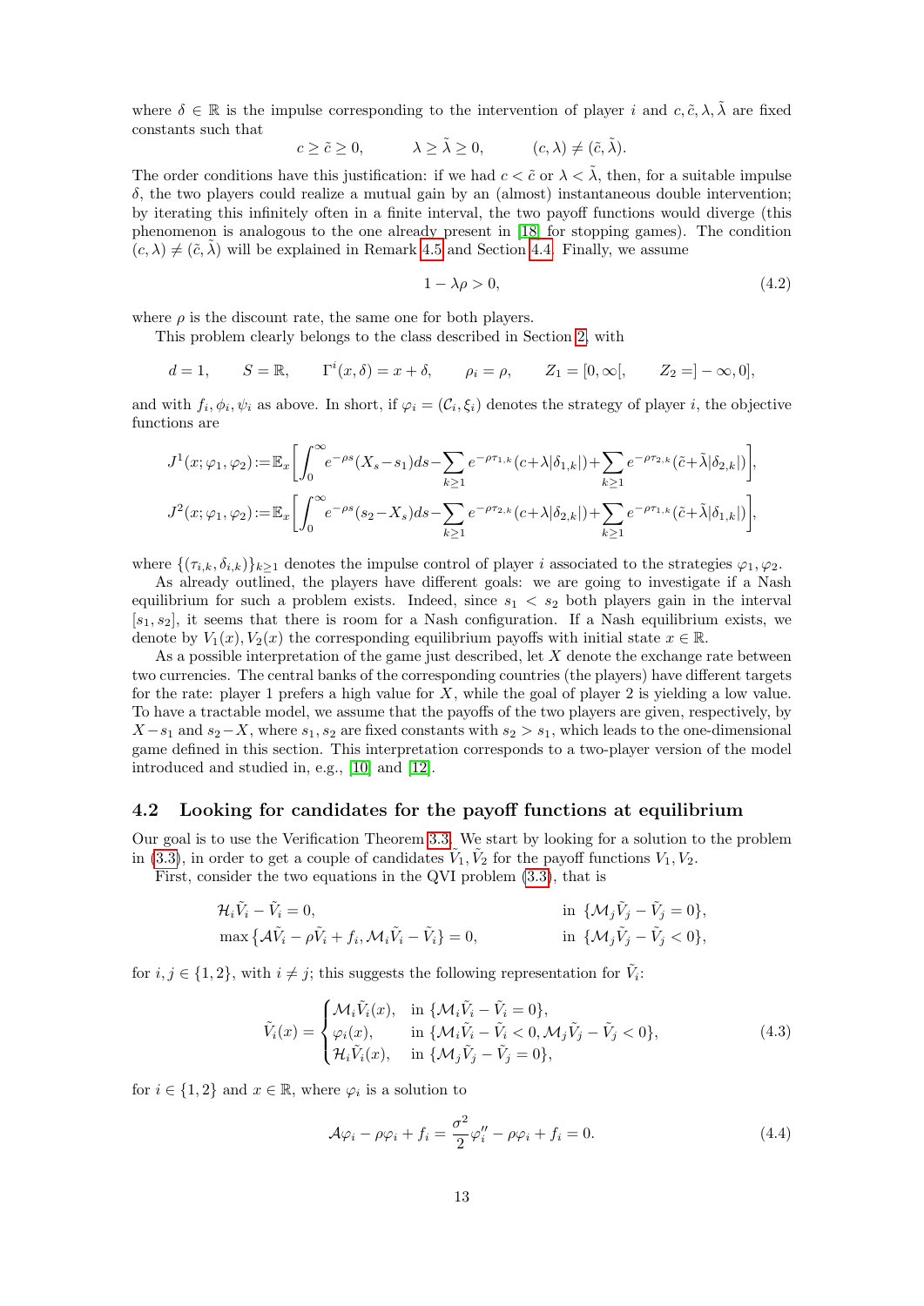where $\delta \in \mathbb{R}$ is the impulse corresponding to the intervention of player $i$ and $c, \tilde{c}, \lambda, \tilde{\lambda}$ are fixed constants such that

$$c \geq \tilde{c} \geq 0, \qquad \lambda \geq \tilde{\lambda} \geq 0, \qquad (c, \lambda) \neq (\tilde{c}, \tilde{\lambda}).$$

The order conditions have this justification: if we had $c < \tilde{c}$ or $\lambda < \tilde{\lambda}$, then, for a suitable impulse $\delta$, the two players could realize a mutual gain by an (almost) instantaneous double intervention; by iterating this infinitely often in a finite interval, the two payoff functions would diverge (this phenomenon is analogous to the one already present in [18] for stopping games). The condition $(c, \lambda) \neq (\tilde{c}, \tilde{\lambda})$ will be explained in Remark 4.5 and Section 4.4. Finally, we assume

$$1 - \lambda\rho > 0, \tag{4.2}$$

where $\rho$ is the discount rate, the same one for both players.

This problem clearly belongs to the class described in Section 2, with

$$d = 1, \qquad S = \mathbb{R}, \qquad \Gamma^i(x, \delta) = x + \delta, \qquad \rho_i = \rho, \qquad Z_1 = [0, \infty[, \qquad Z_2 = ]-\infty, 0],$$

and with $f_i, \phi_i, \psi_i$ as above. In short, if $\varphi_i = (\mathcal{C}_i, \xi_i)$ denotes the strategy of player $i$, the objective functions are

$$J^1(x; \varphi_1, \varphi_2) := \mathbb{E}_x\bigg[\int_0^\infty e^{-\rho s}(X_s - s_1)ds - \sum_{k\geq 1} e^{-\rho\tau_{1,k}}(c + \lambda|\delta_{1,k}|) + \sum_{k\geq 1} e^{-\rho\tau_{2,k}}(\tilde{c} + \tilde{\lambda}|\delta_{2,k}|)\bigg],$$

$$J^2(x; \varphi_1, \varphi_2) := \mathbb{E}_x\bigg[\int_0^\infty e^{-\rho s}(s_2 - X_s)ds - \sum_{k\geq 1} e^{-\rho\tau_{2,k}}(c + \lambda|\delta_{2,k}|) + \sum_{k\geq 1} e^{-\rho\tau_{1,k}}(\tilde{c} + \tilde{\lambda}|\delta_{1,k}|)\bigg],$$

where $\{(\tau_{i,k}, \delta_{i,k})\}_{k\geq 1}$ denotes the impulse control of player $i$ associated to the strategies $\varphi_1, \varphi_2$.

As already outlined, the players have different goals: we are going to investigate if a Nash equilibrium for such a problem exists. Indeed, since $s_1 < s_2$ both players gain in the interval $[s_1, s_2]$, it seems that there is room for a Nash configuration. If a Nash equilibrium exists, we denote by $V_1(x), V_2(x)$ the corresponding equilibrium payoffs with initial state $x \in \mathbb{R}$.

As a possible interpretation of the game just described, let $X$ denote the exchange rate between two currencies. The central banks of the corresponding countries (the players) have different targets for the rate: player 1 prefers a high value for $X$, while the goal of player 2 is yielding a low value. To have a tractable model, we assume that the payoffs of the two players are given, respectively, by $X - s_1$ and $s_2 - X$, where $s_1, s_2$ are fixed constants with $s_2 > s_1$, which leads to the one-dimensional game defined in this section. This interpretation corresponds to a two-player version of the model introduced and studied in, e.g., [10] and [12].

## 4.2 Looking for candidates for the payoff functions at equilibrium

Our goal is to use the Verification Theorem 3.3. We start by looking for a solution to the problem in (3.3), in order to get a couple of candidates $\tilde{V}_1, \tilde{V}_2$ for the payoff functions $V_1, V_2$.

First, consider the two equations in the QVI problem (3.3), that is

$$\begin{aligned}
&\mathcal{H}_i\tilde{V}_i - \tilde{V}_i = 0, && \text{in } \{\mathcal{M}_j\tilde{V}_j - \tilde{V}_j = 0\},\\
&\max\big\{\mathcal{A}\tilde{V}_i - \rho\tilde{V}_i + f_i, \mathcal{M}_i\tilde{V}_i - \tilde{V}_i\big\} = 0, && \text{in } \{\mathcal{M}_j\tilde{V}_j - \tilde{V}_j < 0\},
\end{aligned}$$

for $i, j \in \{1, 2\}$, with $i \neq j$; this suggests the following representation for $\tilde{V}_i$:

$$\tilde{V}_i(x) = \begin{cases} \mathcal{M}_i\tilde{V}_i(x), & \text{in } \{\mathcal{M}_i\tilde{V}_i - \tilde{V}_i = 0\},\\ \varphi_i(x), & \text{in } \{\mathcal{M}_i\tilde{V}_i - \tilde{V}_i < 0, \mathcal{M}_j\tilde{V}_j - \tilde{V}_j < 0\},\\ \mathcal{H}_i\tilde{V}_i(x), & \text{in } \{\mathcal{M}_j\tilde{V}_j - \tilde{V}_j = 0\}, \end{cases} \tag{4.3}$$

for $i \in \{1, 2\}$ and $x \in \mathbb{R}$, where $\varphi_i$ is a solution to

$$\mathcal{A}\varphi_i - \rho\varphi_i + f_i = \frac{\sigma^2}{2}\varphi_i'' - \rho\varphi_i + f_i = 0. \tag{4.4}$$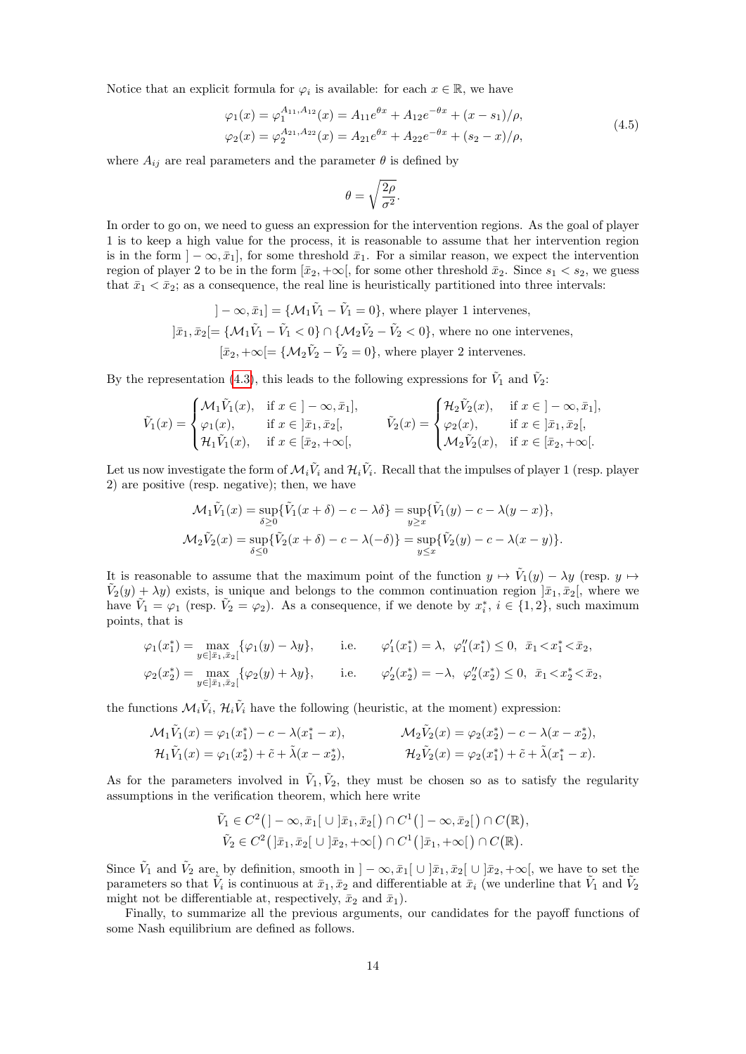Notice that an explicit formula for $\varphi_i$ is available: for each $x \in \mathbb{R}$, we have

$$
\begin{aligned}
\varphi_1(x) &= \varphi_1^{A_{11},A_{12}}(x) = A_{11}e^{\theta x} + A_{12}e^{-\theta x} + (x - s_1)/\rho, \\
\varphi_2(x) &= \varphi_2^{A_{21},A_{22}}(x) = A_{21}e^{\theta x} + A_{22}e^{-\theta x} + (s_2 - x)/\rho,
\end{aligned}
\tag{4.5}
$$

where $A_{ij}$ are real parameters and the parameter $\theta$ is defined by

$$
\theta = \sqrt{\frac{2\rho}{\sigma^2}}.
$$

In order to go on, we need to guess an expression for the intervention regions. As the goal of player 1 is to keep a high value for the process, it is reasonable to assume that her intervention region is in the form $]-\infty, \bar{x}_1]$, for some threshold $\bar{x}_1$. For a similar reason, we expect the intervention region of player 2 to be in the form $[\bar{x}_2, +\infty[$, for some other threshold $\bar{x}_2$. Since $s_1 < s_2$, we guess that $\bar{x}_1 < \bar{x}_2$; as a consequence, the real line is heuristically partitioned into three intervals:

$$
\begin{gathered}
]-\infty, \bar{x}_1] = \{\mathcal{M}_1\tilde{V}_1 - \tilde{V}_1 = 0\}, \text{ where player 1 intervenes,} \\
]\bar{x}_1, \bar{x}_2[ = \{\mathcal{M}_1\tilde{V}_1 - \tilde{V}_1 < 0\} \cap \{\mathcal{M}_2\tilde{V}_2 - \tilde{V}_2 < 0\}, \text{ where no one intervenes,} \\
[\bar{x}_2, +\infty[ = \{\mathcal{M}_2\tilde{V}_2 - \tilde{V}_2 = 0\}, \text{ where player 2 intervenes.}
\end{gathered}
$$

By the representation (4.3), this leads to the following expressions for $\tilde{V}_1$ and $\tilde{V}_2$:

$$
\tilde{V}_1(x) = \begin{cases} \mathcal{M}_1\tilde{V}_1(x), & \text{if } x \in ]-\infty, \bar{x}_1], \\ \varphi_1(x), & \text{if } x \in ]\bar{x}_1, \bar{x}_2[, \\ \mathcal{H}_1\tilde{V}_1(x), & \text{if } x \in [\bar{x}_2, +\infty[, \end{cases}
\qquad
\tilde{V}_2(x) = \begin{cases} \mathcal{H}_2\tilde{V}_2(x), & \text{if } x \in ]-\infty, \bar{x}_1], \\ \varphi_2(x), & \text{if } x \in ]\bar{x}_1, \bar{x}_2[, \\ \mathcal{M}_2\tilde{V}_2(x), & \text{if } x \in [\bar{x}_2, +\infty[. \end{cases}
$$

Let us now investigate the form of $\mathcal{M}_i\tilde{V}_i$ and $\mathcal{H}_i\tilde{V}_i$. Recall that the impulses of player 1 (resp. player 2) are positive (resp. negative); then, we have

$$
\begin{aligned}
\mathcal{M}_1\tilde{V}_1(x) &= \sup_{\delta \geq 0}\{\tilde{V}_1(x+\delta) - c - \lambda\delta\} = \sup_{y \geq x}\{\tilde{V}_1(y) - c - \lambda(y - x)\}, \\
\mathcal{M}_2\tilde{V}_2(x) &= \sup_{\delta \leq 0}\{\tilde{V}_2(x+\delta) - c - \lambda(-\delta)\} = \sup_{y \leq x}\{\tilde{V}_2(y) - c - \lambda(x - y)\}.
\end{aligned}
$$

It is reasonable to assume that the maximum point of the function $y \mapsto \tilde{V}_1(y) - \lambda y$ (resp. $y \mapsto \tilde{V}_2(y) + \lambda y$) exists, is unique and belongs to the common continuation region $]\bar{x}_1, \bar{x}_2[$, where we have $\tilde{V}_1 = \varphi_1$ (resp. $\tilde{V}_2 = \varphi_2$). As a consequence, if we denote by $x_i^*$, $i \in \{1, 2\}$, such maximum points, that is

$$
\begin{aligned}
\varphi_1(x_1^*) &= \max_{y \in ]\bar{x}_1, \bar{x}_2[}\{\varphi_1(y) - \lambda y\}, \qquad \text{i.e.} \qquad \varphi_1'(x_1^*) = \lambda, \;\; \varphi_1''(x_1^*) \leq 0, \;\; \bar{x}_1 < x_1^* < \bar{x}_2, \\
\varphi_2(x_2^*) &= \max_{y \in ]\bar{x}_1, \bar{x}_2[}\{\varphi_2(y) + \lambda y\}, \qquad \text{i.e.} \qquad \varphi_2'(x_2^*) = -\lambda, \;\; \varphi_2''(x_2^*) \leq 0, \;\; \bar{x}_1 < x_2^* < \bar{x}_2,
\end{aligned}
$$

the functions $\mathcal{M}_i\tilde{V}_i$, $\mathcal{H}_i\tilde{V}_i$ have the following (heuristic, at the moment) expression:

$$
\begin{aligned}
\mathcal{M}_1\tilde{V}_1(x) &= \varphi_1(x_1^*) - c - \lambda(x_1^* - x), \qquad & \mathcal{M}_2\tilde{V}_2(x) &= \varphi_2(x_2^*) - c - \lambda(x - x_2^*), \\
\mathcal{H}_1\tilde{V}_1(x) &= \varphi_1(x_2^*) + \tilde{c} + \tilde{\lambda}(x - x_2^*), \qquad & \mathcal{H}_2\tilde{V}_2(x) &= \varphi_2(x_1^*) + \tilde{c} + \tilde{\lambda}(x_1^* - x).
\end{aligned}
$$

As for the parameters involved in $\tilde{V}_1, \tilde{V}_2$, they must be chosen so as to satisfy the regularity assumptions in the verification theorem, which here write

$$
\begin{aligned}
\tilde{V}_1 &\in C^2\big(]-\infty, \bar{x}_1[ \cup ]\bar{x}_1, \bar{x}_2[\big) \cap C^1\big(]-\infty, \bar{x}_2[\big) \cap C\big(\mathbb{R}\big), \\
\tilde{V}_2 &\in C^2\big(]\bar{x}_1, \bar{x}_2[ \cup ]\bar{x}_2, +\infty[\big) \cap C^1\big(]\bar{x}_1, +\infty[\big) \cap C\big(\mathbb{R}\big).
\end{aligned}
$$

Since $\tilde{V}_1$ and $\tilde{V}_2$ are, by definition, smooth in $]-\infty, \bar{x}_1[ \cup ]\bar{x}_1, \bar{x}_2[ \cup ]\bar{x}_2, +\infty[$, we have to set the parameters so that $\tilde{V}_i$ is continuous at $\bar{x}_1, \bar{x}_2$ and differentiable at $\bar{x}_i$ (we underline that $\tilde{V}_1$ and $\tilde{V}_2$ might not be differentiable at, respectively, $\bar{x}_2$ and $\bar{x}_1$).

Finally, to summarize all the previous arguments, our candidates for the payoff functions of some Nash equilibrium are defined as follows.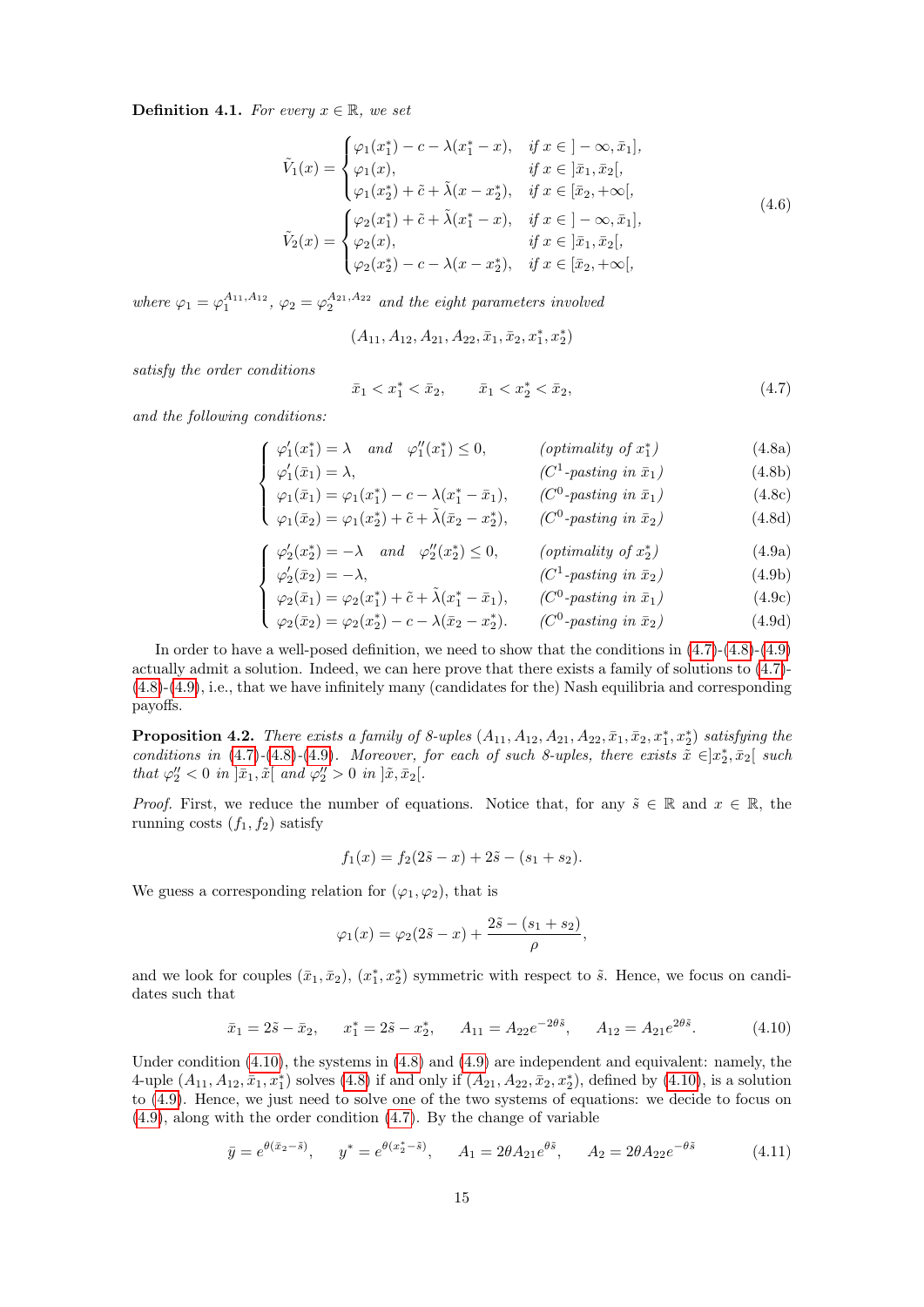**Definition 4.1.** *For every $x \in \mathbb{R}$, we set*

$$
\begin{aligned}
\tilde{V}_1(x) &= \begin{cases} \varphi_1(x_1^*) - c - \lambda(x_1^* - x), & \text{if } x \in ]-\infty, \bar{x}_1], \\ \varphi_1(x), & \text{if } x \in ]\bar{x}_1, \bar{x}_2[, \\ \varphi_1(x_2^*) + \tilde{c} + \tilde{\lambda}(x - x_2^*), & \text{if } x \in [\bar{x}_2, +\infty[, \end{cases} \\
\tilde{V}_2(x) &= \begin{cases} \varphi_2(x_1^*) + \tilde{c} + \tilde{\lambda}(x_1^* - x), & \text{if } x \in ]-\infty, \bar{x}_1], \\ \varphi_2(x), & \text{if } x \in ]\bar{x}_1, \bar{x}_2[, \\ \varphi_2(x_2^*) - c - \lambda(x - x_2^*), & \text{if } x \in [\bar{x}_2, +\infty[, \end{cases}
\end{aligned}
\tag{4.6}
$$

*where $\varphi_1 = \varphi_1^{A_{11}, A_{12}}$, $\varphi_2 = \varphi_2^{A_{21}, A_{22}}$ and the eight parameters involved*

$$(A_{11}, A_{12}, A_{21}, A_{22}, \bar{x}_1, \bar{x}_2, x_1^*, x_2^*)$$

*satisfy the order conditions*

$$\bar{x}_1 < x_1^* < \bar{x}_2, \qquad \bar{x}_1 < x_2^* < \bar{x}_2, \tag{4.7}$$

*and the following conditions:*

$$
\begin{cases}
\varphi_1'(x_1^*) = \lambda \quad \text{and} \quad \varphi_1''(x_1^*) \leq 0, & (\text{optimality of } x_1^*) \quad (4.8a) \\
\varphi_1'(\bar{x}_1) = \lambda, & (C^1\text{-pasting in } \bar{x}_1) \quad (4.8b) \\
\varphi_1(\bar{x}_1) = \varphi_1(x_1^*) - c - \lambda(x_1^* - \bar{x}_1), & (C^0\text{-pasting in } \bar{x}_1) \quad (4.8c) \\
\varphi_1(\bar{x}_2) = \varphi_1(x_2^*) + \tilde{c} + \tilde{\lambda}(\bar{x}_2 - x_2^*), & (C^0\text{-pasting in } \bar{x}_2) \quad (4.8d)
\end{cases}
$$

$$
\begin{cases}
\varphi_2'(x_2^*) = -\lambda \quad \text{and} \quad \varphi_2''(x_2^*) \leq 0, & (\text{optimality of } x_2^*) \quad (4.9a) \\
\varphi_2'(\bar{x}_2) = -\lambda, & (C^1\text{-pasting in } \bar{x}_2) \quad (4.9b) \\
\varphi_2(\bar{x}_1) = \varphi_2(x_1^*) + \tilde{c} + \tilde{\lambda}(x_1^* - \bar{x}_1), & (C^0\text{-pasting in } \bar{x}_1) \quad (4.9c) \\
\varphi_2(\bar{x}_2) = \varphi_2(x_2^*) - c - \lambda(\bar{x}_2 - x_2^*). & (C^0\text{-pasting in } \bar{x}_2) \quad (4.9d)
\end{cases}
$$

In order to have a well-posed definition, we need to show that the conditions in (4.7)-(4.8)-(4.9) actually admit a solution. Indeed, we can here prove that there exists a family of solutions to (4.7)-(4.8)-(4.9), i.e., that we have infinitely many (candidates for the) Nash equilibria and corresponding payoffs.

**Proposition 4.2.** *There exists a family of 8-uples $(A_{11}, A_{12}, A_{21}, A_{22}, \bar{x}_1, \bar{x}_2, x_1^*, x_2^*)$ satisfying the conditions in (4.7)-(4.8)-(4.9). Moreover, for each of such 8-uples, there exists $\tilde{x} \in ]x_2^*, \bar{x}_2[$ such that $\varphi_2'' < 0$ in $]\bar{x}_1, \tilde{x}[$ and $\varphi_2'' > 0$ in $]\tilde{x}, \bar{x}_2[$.*

*Proof.* First, we reduce the number of equations. Notice that, for any $\tilde{s} \in \mathbb{R}$ and $x \in \mathbb{R}$, the running costs $(f_1, f_2)$ satisfy

$$f_1(x) = f_2(2\tilde{s} - x) + 2\tilde{s} - (s_1 + s_2).$$

We guess a corresponding relation for $(\varphi_1, \varphi_2)$, that is

$$\varphi_1(x) = \varphi_2(2\tilde{s} - x) + \frac{2\tilde{s} - (s_1 + s_2)}{\rho},$$

and we look for couples $(\bar{x}_1, \bar{x}_2)$, $(x_1^*, x_2^*)$ symmetric with respect to $\tilde{s}$. Hence, we focus on candidates such that

$$\bar{x}_1 = 2\tilde{s} - \bar{x}_2, \qquad x_1^* = 2\tilde{s} - x_2^*, \qquad A_{11} = A_{22} e^{-2\theta\tilde{s}}, \qquad A_{12} = A_{21} e^{2\theta\tilde{s}}. \tag{4.10}$$

Under condition (4.10), the systems in (4.8) and (4.9) are independent and equivalent: namely, the 4-uple $(A_{11}, A_{12}, \bar{x}_1, x_1^*)$ solves (4.8) if and only if $(A_{21}, A_{22}, \bar{x}_2, x_2^*)$, defined by (4.10), is a solution to (4.9). Hence, we just need to solve one of the two systems of equations: we decide to focus on (4.9), along with the order condition (4.7). By the change of variable

$$\bar{y} = e^{\theta(\bar{x}_2 - \tilde{s})}, \qquad y^* = e^{\theta(x_2^* - \tilde{s})}, \qquad A_1 = 2\theta A_{21} e^{\theta\tilde{s}}, \qquad A_2 = 2\theta A_{22} e^{-\theta\tilde{s}} \tag{4.11}$$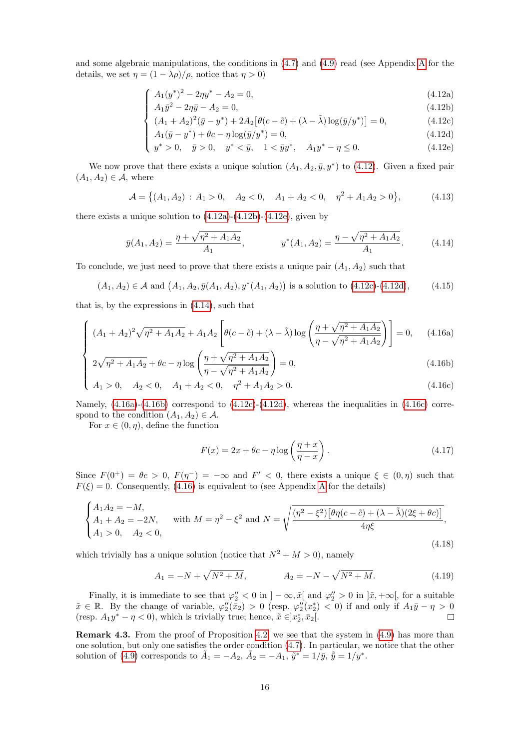and some algebraic manipulations, the conditions in (4.7) and (4.9) read (see Appendix A for the details, we set $\eta = (1-\lambda\rho)/\rho$, notice that $\eta > 0$)

$$
\begin{cases}
A_1(y^*)^2 - 2\eta y^* - A_2 = 0, & (4.12a)\\
A_1\bar{y}^2 - 2\eta\bar{y} - A_2 = 0, & (4.12b)\\
(A_1+A_2)^2(\bar{y}-y^*) + 2A_2\big[\theta(c-\tilde{c}) + (\lambda-\tilde{\lambda})\log(\bar{y}/y^*)\big] = 0, & (4.12c)\\
A_1(\bar{y}-y^*) + \theta c - \eta\log(\bar{y}/y^*) = 0, & (4.12d)\\
y^* > 0, \quad \bar{y} > 0, \quad y^* < \bar{y}, \quad 1 < \bar{y}y^*, \quad A_1 y^* - \eta \leq 0. & (4.12e)
\end{cases}
$$

We now prove that there exists a unique solution $(A_1, A_2, \bar{y}, y^*)$ to (4.12). Given a fixed pair $(A_1, A_2) \in \mathcal{A}$, where

$$
\mathcal{A} = \big\{(A_1, A_2) \,:\, A_1 > 0, \quad A_2 < 0, \quad A_1 + A_2 < 0, \quad \eta^2 + A_1 A_2 > 0\big\}, \tag{4.13}
$$

there exists a unique solution to (4.12a)-(4.12b)-(4.12e), given by

$$
\bar{y}(A_1, A_2) = \frac{\eta + \sqrt{\eta^2 + A_1 A_2}}{A_1}, \qquad\qquad y^*(A_1, A_2) = \frac{\eta - \sqrt{\eta^2 + A_1 A_2}}{A_1}. \tag{4.14}
$$

To conclude, we just need to prove that there exists a unique pair $(A_1, A_2)$ such that

$$
(A_1, A_2) \in \mathcal{A} \text{ and } \big(A_1, A_2, \bar{y}(A_1, A_2), y^*(A_1, A_2)\big) \text{ is a solution to (4.12c)-(4.12d)}, \tag{4.15}
$$

that is, by the expressions in (4.14), such that

$$
\begin{cases}
(A_1+A_2)^2\sqrt{\eta^2 + A_1A_2} + A_1A_2\left[\theta(c-\tilde{c}) + (\lambda-\tilde{\lambda})\log\left(\dfrac{\eta + \sqrt{\eta^2 + A_1A_2}}{\eta - \sqrt{\eta^2 + A_1A_2}}\right)\right] = 0, & (4.16a)\\
2\sqrt{\eta^2 + A_1A_2} + \theta c - \eta\log\left(\dfrac{\eta + \sqrt{\eta^2 + A_1A_2}}{\eta - \sqrt{\eta^2 + A_1A_2}}\right) = 0, & (4.16b)\\
A_1 > 0, \quad A_2 < 0, \quad A_1 + A_2 < 0, \quad \eta^2 + A_1A_2 > 0. & (4.16c)
\end{cases}
$$

Namely, (4.16a)-(4.16b) correspond to (4.12c)-(4.12d), whereas the inequalities in (4.16c) correspond to the condition $(A_1, A_2) \in \mathcal{A}$.

For $x \in (0, \eta)$, define the function

$$
F(x) = 2x + \theta c - \eta\log\left(\frac{\eta + x}{\eta - x}\right). \tag{4.17}
$$

Since $F(0^+) = \theta c > 0$, $F(\eta^-) = -\infty$ and $F' < 0$, there exists a unique $\xi \in (0, \eta)$ such that $F(\xi) = 0$. Consequently, (4.16) is equivalent to (see Appendix A for the details)

$$
\begin{cases}
A_1A_2 = -M,\\
A_1 + A_2 = -2N,\\
A_1 > 0, \quad A_2 < 0,
\end{cases}
\quad \text{with } M = \eta^2 - \xi^2 \text{ and } N = \sqrt{\frac{(\eta^2-\xi^2)\big[\theta\eta(c-\tilde{c}) + (\lambda-\tilde{\lambda})(2\xi + \theta c)\big]}{4\eta\xi}}, \tag{4.18}
$$

which trivially has a unique solution (notice that $N^2 + M > 0$), namely

$$
A_1 = -N + \sqrt{N^2 + M}, \qquad\qquad A_2 = -N - \sqrt{N^2 + M}. \tag{4.19}
$$

Finally, it is immediate to see that $\varphi_2'' < 0$ in $]-\infty, \tilde{x}[$ and $\varphi_2'' > 0$ in $]\tilde{x}, +\infty[$, for a suitable $\tilde{x} \in \mathbb{R}$. By the change of variable, $\varphi_2''(\bar{x}_2) > 0$ (resp. $\varphi_2''(x_2^*) < 0$) if and only if $A_1\bar{y} - \eta > 0$ (resp. $A_1 y^* - \eta < 0$), which is trivially true; hence, $\tilde{x} \in ]x_2^*, \bar{x}_2[$. $\square$

**Remark 4.3.** From the proof of Proposition 4.2, we see that the system in (4.9) has more than one solution, but only one satisfies the order condition (4.7). In particular, we notice that the other solution of (4.9) corresponds to $\tilde{A}_1 = -A_2$, $\tilde{A}_2 = -A_1$, $\tilde{y}^* = 1/\bar{y}$, $\tilde{\bar{y}} = 1/y^*$.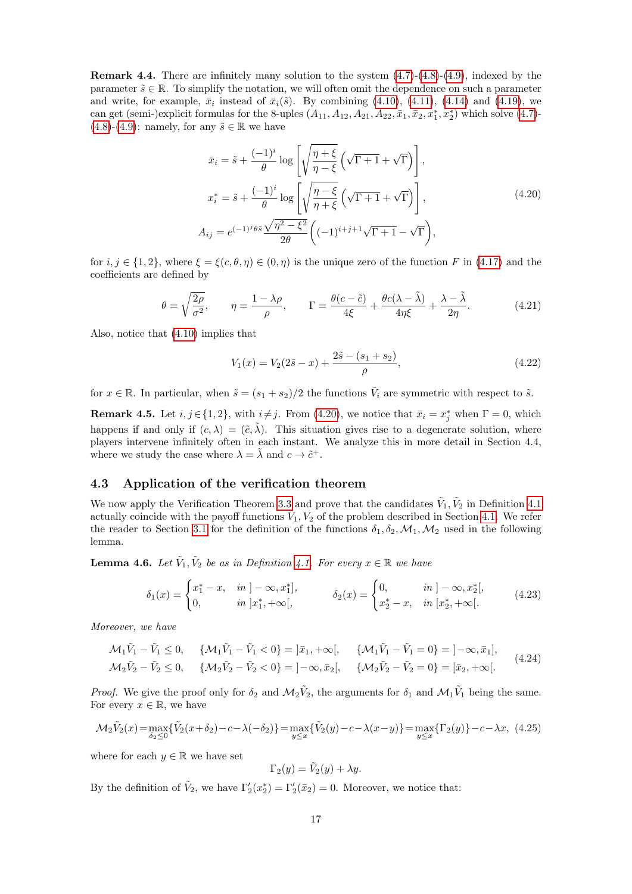**Remark 4.4.** There are infinitely many solution to the system (4.7)-(4.8)-(4.9), indexed by the parameter $\tilde{s} \in \mathbb{R}$. To simplify the notation, we will often omit the dependence on such a parameter and write, for example, $\bar{x}_i$ instead of $\bar{x}_i(\tilde{s})$. By combining (4.10), (4.11), (4.14) and (4.19), we can get (semi-)explicit formulas for the 8-uples $(A_{11}, A_{12}, A_{21}, A_{22}, \bar{x}_1, \bar{x}_2, x_1^*, x_2^*)$ which solve (4.7)-(4.8)-(4.9): namely, for any $\tilde{s} \in \mathbb{R}$ we have

$$
\begin{aligned}
\bar{x}_i &= \tilde{s} + \frac{(-1)^i}{\theta} \log\left[ \sqrt{\frac{\eta+\xi}{\eta-\xi}} \left(\sqrt{\Gamma+1}+\sqrt{\Gamma}\right)\right], \\
x_i^* &= \tilde{s} + \frac{(-1)^i}{\theta} \log\left[ \sqrt{\frac{\eta-\xi}{\eta+\xi}} \left(\sqrt{\Gamma+1}+\sqrt{\Gamma}\right)\right], \\
A_{ij} &= e^{(-1)^j \theta \tilde{s}} \frac{\sqrt{\eta^2-\xi^2}}{2\theta}\Big((-1)^{i+j+1}\sqrt{\Gamma+1}-\sqrt{\Gamma}\Big),
\end{aligned} \tag{4.20}
$$

for $i, j \in \{1, 2\}$, where $\xi = \xi(c, \theta, \eta) \in (0, \eta)$ is the unique zero of the function $F$ in (4.17) and the coefficients are defined by

$$
\theta = \sqrt{\frac{2\rho}{\sigma^2}}, \qquad \eta = \frac{1-\lambda\rho}{\rho}, \qquad \Gamma = \frac{\theta(c-\tilde{c})}{4\xi} + \frac{\theta c(\lambda-\tilde{\lambda})}{4\eta\xi} + \frac{\lambda-\tilde{\lambda}}{2\eta}. \tag{4.21}
$$

Also, notice that (4.10) implies that

$$
V_1(x) = V_2(2\tilde{s}-x) + \frac{2\tilde{s}-(s_1+s_2)}{\rho}, \tag{4.22}
$$

for $x \in \mathbb{R}$. In particular, when $\tilde{s} = (s_1+s_2)/2$ the functions $\tilde{V}_i$ are symmetric with respect to $\tilde{s}$.

**Remark 4.5.** Let $i, j \in \{1, 2\}$, with $i \neq j$. From (4.20), we notice that $\bar{x}_i = x_j^*$ when $\Gamma = 0$, which happens if and only if $(c, \lambda) = (\tilde{c}, \tilde{\lambda})$. This situation gives rise to a degenerate solution, where players intervene infinitely often in each instant. We analyze this in more detail in Section 4.4, where we study the case where $\lambda = \tilde{\lambda}$ and $c \to \tilde{c}^+$.

## 4.3 Application of the verification theorem

We now apply the Verification Theorem 3.3 and prove that the candidates $\tilde{V}_1, \tilde{V}_2$ in Definition 4.1 actually coincide with the payoff functions $V_1, V_2$ of the problem described in Section 4.1. We refer the reader to Section 3.1 for the definition of the functions $\delta_1, \delta_2, \mathcal{M}_1, \mathcal{M}_2$ used in the following lemma.

**Lemma 4.6.** *Let $\tilde{V}_1, \tilde{V}_2$ be as in Definition 4.1. For every $x \in \mathbb{R}$ we have*

$$
\delta_1(x) = \begin{cases} x_1^* - x, & \text{in } ]-\infty, x_1^*], \\ 0, & \text{in } ]x_1^*, +\infty[, \end{cases} \qquad \delta_2(x) = \begin{cases} 0, & \text{in } ]-\infty, x_2^*[, \\ x_2^* - x, & \text{in } [x_2^*, +\infty[. \end{cases} \tag{4.23}
$$

*Moreover, we have*

$$
\begin{aligned}
&\mathcal{M}_1\tilde{V}_1 - \tilde{V}_1 \leq 0, \quad \{\mathcal{M}_1\tilde{V}_1 - \tilde{V}_1 < 0\} = ]\bar{x}_1, +\infty[, \quad \{\mathcal{M}_1\tilde{V}_1 - \tilde{V}_1 = 0\} = ]-\infty, \bar{x}_1], \\
&\mathcal{M}_2\tilde{V}_2 - \tilde{V}_2 \leq 0, \quad \{\mathcal{M}_2\tilde{V}_2 - \tilde{V}_2 < 0\} = ]-\infty, \bar{x}_2[, \quad \{\mathcal{M}_2\tilde{V}_2 - \tilde{V}_2 = 0\} = [\bar{x}_2, +\infty[.
\end{aligned} \tag{4.24}
$$

*Proof.* We give the proof only for $\delta_2$ and $\mathcal{M}_2\tilde{V}_2$, the arguments for $\delta_1$ and $\mathcal{M}_1\tilde{V}_1$ being the same. For every $x \in \mathbb{R}$, we have

$$
\mathcal{M}_2\tilde{V}_2(x) = \max_{\delta_2 \leq 0}\{\tilde{V}_2(x+\delta_2) - c - \lambda(-\delta_2)\} = \max_{y \leq x}\{\tilde{V}_2(y) - c - \lambda(x-y)\} = \max_{y \leq x}\{\Gamma_2(y)\} - c - \lambda x, \tag{4.25}
$$

where for each $y \in \mathbb{R}$ we have set

$$
\Gamma_2(y) = \tilde{V}_2(y) + \lambda y.
$$

By the definition of $\tilde{V}_2$, we have $\Gamma_2'(x_2^*) = \Gamma_2'(\bar{x}_2) = 0$. Moreover, we notice that: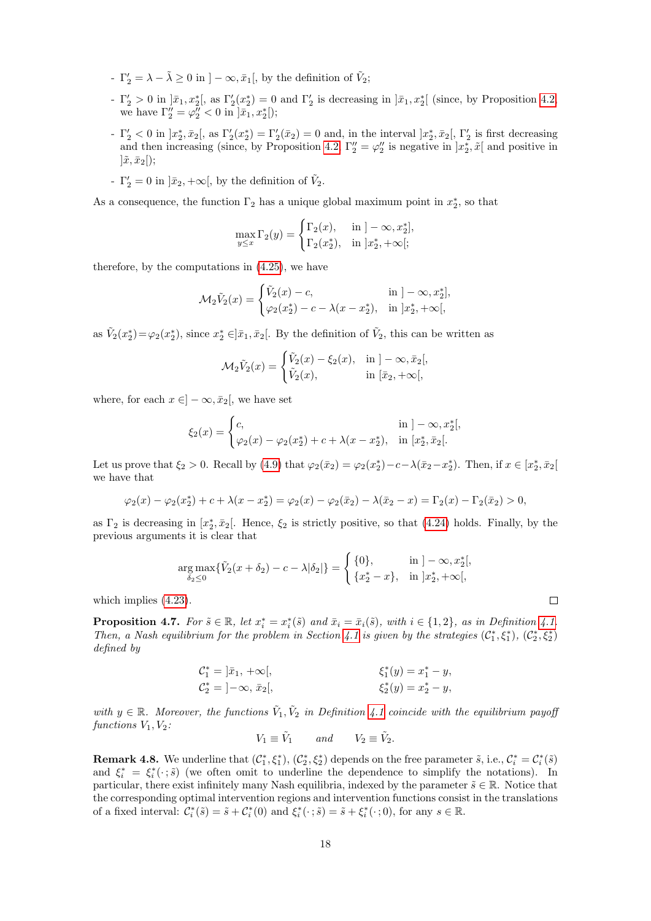- $\Gamma_2' = \lambda - \tilde{\lambda} \geq 0$ in $]-\infty, \bar{x}_1[$, by the definition of $\tilde{V}_2$;
- $\Gamma_2' > 0$ in $]\bar{x}_1, x_2^*[$, as $\Gamma_2'(x_2^*) = 0$ and $\Gamma_2'$ is decreasing in $]\bar{x}_1, x_2^*[$ (since, by Proposition 4.2 we have $\Gamma_2'' = \varphi_2'' < 0$ in $]\bar{x}_1, x_2^*[$);
- $\Gamma_2' < 0$ in $]x_2^*, \bar{x}_2[$, as $\Gamma_2'(x_2^*) = \Gamma_2'(\bar{x}_2) = 0$ and, in the interval $]x_2^*, \bar{x}_2[$, $\Gamma_2'$ is first decreasing and then increasing (since, by Proposition 4.2 $\Gamma_2'' = \varphi_2''$ is negative in $]x_2^*, \tilde{x}[$ and positive in $]\tilde{x}, \bar{x}_2[$);
- $\Gamma_2' = 0$ in $]\bar{x}_2, +\infty[$, by the definition of $\tilde{V}_2$.

As a consequence, the function $\Gamma_2$ has a unique global maximum point in $x_2^*$, so that

$$
\max_{y \leq x} \Gamma_2(y) = \begin{cases} \Gamma_2(x), & \text{in } ]-\infty, x_2^*], \\ \Gamma_2(x_2^*), & \text{in } ]x_2^*, +\infty[; \end{cases}
$$

therefore, by the computations in (4.25), we have

$$
\mathcal{M}_2\tilde{V}_2(x) = \begin{cases} \tilde{V}_2(x) - c, & \text{in } ]-\infty, x_2^*], \\ \varphi_2(x_2^*) - c - \lambda(x - x_2^*), & \text{in } ]x_2^*, +\infty[, \end{cases}
$$

as $\tilde{V}_2(x_2^*) = \varphi_2(x_2^*)$, since $x_2^* \in ]\bar{x}_1, \bar{x}_2[$. By the definition of $\tilde{V}_2$, this can be written as

$$
\mathcal{M}_2\tilde{V}_2(x) = \begin{cases} \tilde{V}_2(x) - \xi_2(x), & \text{in } ]-\infty, \bar{x}_2[, \\ \tilde{V}_2(x), & \text{in } [\bar{x}_2, +\infty[, \end{cases}
$$

where, for each $x \in ]-\infty, \bar{x}_2[$, we have set

$$
\xi_2(x) = \begin{cases} c, & \text{in } ]-\infty, x_2^*[, \\ \varphi_2(x) - \varphi_2(x_2^*) + c + \lambda(x - x_2^*), & \text{in } [x_2^*, \bar{x}_2[. \end{cases}
$$

Let us prove that $\xi_2 > 0$. Recall by (4.9) that $\varphi_2(\bar{x}_2) = \varphi_2(x_2^*) - c - \lambda(\bar{x}_2 - x_2^*)$. Then, if $x \in [x_2^*, \bar{x}_2[$ we have that

$$
\varphi_2(x) - \varphi_2(x_2^*) + c + \lambda(x - x_2^*) = \varphi_2(x) - \varphi_2(\bar{x}_2) - \lambda(\bar{x}_2 - x) = \Gamma_2(x) - \Gamma_2(\bar{x}_2) > 0,
$$

as $\Gamma_2$ is decreasing in $[x_2^*, \bar{x}_2[$. Hence, $\xi_2$ is strictly positive, so that (4.24) holds. Finally, by the previous arguments it is clear that

$$
\arg\max_{\delta_2 \leq 0} \{\tilde{V}_2(x + \delta_2) - c - \lambda|\delta_2|\} = \begin{cases} \{0\}, & \text{in } ]-\infty, x_2^*[, \\ \{x_2^* - x\}, & \text{in } ]x_2^*, +\infty[, \end{cases}
$$

which implies (4.23). ☐

**Proposition 4.7.** *For $\tilde{s} \in \mathbb{R}$, let $x_i^* = x_i^*(\tilde{s})$ and $\bar{x}_i = \bar{x}_i(\tilde{s})$, with $i \in \{1, 2\}$, as in Definition 4.1. Then, a Nash equilibrium for the problem in Section 4.1 is given by the strategies $(\mathcal{C}_1^*, \xi_1^*)$, $(\mathcal{C}_2^*, \xi_2^*)$ defined by*

$$
\begin{aligned}
\mathcal{C}_1^* &= ]\bar{x}_1, +\infty[, & \xi_1^*(y) &= x_1^* - y, \\
\mathcal{C}_2^* &= ]-\infty, \bar{x}_2[, & \xi_2^*(y) &= x_2^* - y,
\end{aligned}
$$

*with $y \in \mathbb{R}$. Moreover, the functions $\tilde{V}_1, \tilde{V}_2$ in Definition 4.1 coincide with the equilibrium payoff functions $V_1, V_2$:*

$$
V_1 \equiv \tilde{V}_1 \qquad \textit{and} \qquad V_2 \equiv \tilde{V}_2.
$$

**Remark 4.8.** We underline that $(\mathcal{C}_1^*, \xi_1^*)$, $(\mathcal{C}_2^*, \xi_2^*)$ depends on the free parameter $\tilde{s}$, i.e., $\mathcal{C}_i^* = \mathcal{C}_i^*(\tilde{s})$ and $\xi_i^* = \xi_i^*(\cdot\,; \tilde{s})$ (we often omit to underline the dependence to simplify the notations). In particular, there exist infinitely many Nash equilibria, indexed by the parameter $\tilde{s} \in \mathbb{R}$. Notice that the corresponding optimal intervention regions and intervention functions consist in the translations of a fixed interval: $\mathcal{C}_i^*(\tilde{s}) = \tilde{s} + \mathcal{C}_i^*(0)$ and $\xi_i^*(\cdot\,; \tilde{s}) = \tilde{s} + \xi_i^*(\cdot\,; 0)$, for any $s \in \mathbb{R}$.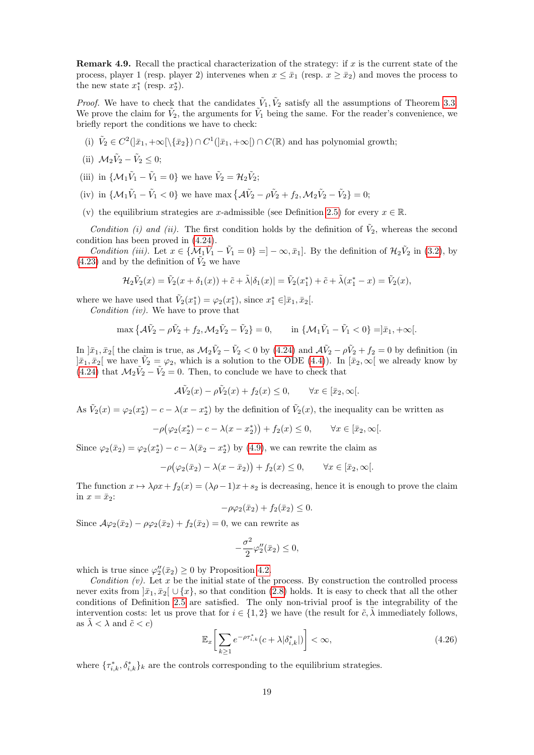**Remark 4.9.** Recall the practical characterization of the strategy: if $x$ is the current state of the process, player 1 (resp. player 2) intervenes when $x \leq \bar{x}_1$ (resp. $x \geq \bar{x}_2$) and moves the process to the new state $x_1^*$ (resp. $x_2^*$).

*Proof.* We have to check that the candidates $\tilde{V}_1, \tilde{V}_2$ satisfy all the assumptions of Theorem 3.3. We prove the claim for $\tilde{V}_2$, the arguments for $\tilde{V}_1$ being the same. For the reader's convenience, we briefly report the conditions we have to check:

(i) $\tilde{V}_2 \in C^2(]\bar{x}_1, +\infty[\setminus\{\bar{x}_2\}) \cap C^1(]\bar{x}_1, +\infty[) \cap C(\mathbb{R})$ and has polynomial growth;

(ii) $\mathcal{M}_2\tilde{V}_2 - \tilde{V}_2 \leq 0$;

(iii) in $\{\mathcal{M}_1\tilde{V}_1 - \tilde{V}_1 = 0\}$ we have $\tilde{V}_2 = \mathcal{H}_2\tilde{V}_2$;

(iv) in $\{\mathcal{M}_1\tilde{V}_1 - \tilde{V}_1 < 0\}$ we have $\max\{\mathcal{A}\tilde{V}_2 - \rho\tilde{V}_2 + f_2, \mathcal{M}_2\tilde{V}_2 - \tilde{V}_2\} = 0$;

(v) the equilibrium strategies are $x$-admissible (see Definition 2.5) for every $x \in \mathbb{R}$.

*Condition (i) and (ii).* The first condition holds by the definition of $\tilde{V}_2$, whereas the second condition has been proved in (4.24).

*Condition (iii).* Let $x \in \{\mathcal{M}_1\tilde{V}_1 - \tilde{V}_1 = 0\} = ]-\infty, \bar{x}_1]$. By the definition of $\mathcal{H}_2\tilde{V}_2$ in (3.2), by (4.23) and by the definition of $\tilde{V}_2$ we have

$$\mathcal{H}_2\tilde{V}_2(x) = \tilde{V}_2(x + \delta_1(x)) + \tilde{c} + \tilde{\lambda}|\delta_1(x)| = \tilde{V}_2(x_1^*) + \tilde{c} + \tilde{\lambda}(x_1^* - x) = \tilde{V}_2(x),$$

where we have used that $\tilde{V}_2(x_1^*) = \varphi_2(x_1^*)$, since $x_1^* \in ]\bar{x}_1, \bar{x}_2[$.

*Condition (iv).* We have to prove that

$$\max\{\mathcal{A}\tilde{V}_2 - \rho\tilde{V}_2 + f_2, \mathcal{M}_2\tilde{V}_2 - \tilde{V}_2\} = 0, \qquad \text{in } \{\mathcal{M}_1\tilde{V}_1 - \tilde{V}_1 < 0\} = ]\bar{x}_1, +\infty[.$$

In $]\bar{x}_1, \bar{x}_2[$ the claim is true, as $\mathcal{M}_2\tilde{V}_2 - \tilde{V}_2 < 0$ by (4.24) and $\mathcal{A}\tilde{V}_2 - \rho\tilde{V}_2 + f_2 = 0$ by definition (in $]\bar{x}_1, \bar{x}_2[$ we have $\tilde{V}_2 = \varphi_2$, which is a solution to the ODE (4.4)). In $[\bar{x}_2, \infty[$ we already know by (4.24) that $\mathcal{M}_2\tilde{V}_2 - \tilde{V}_2 = 0$. Then, to conclude we have to check that

$$\mathcal{A}\tilde{V}_2(x) - \rho\tilde{V}_2(x) + f_2(x) \leq 0, \qquad \forall x \in [\bar{x}_2, \infty[.$$

As $\tilde{V}_2(x) = \varphi_2(x_2^*) - c - \lambda(x - x_2^*)$ by the definition of $\tilde{V}_2(x)$, the inequality can be written as

$$-\rho\big(\varphi_2(x_2^*) - c - \lambda(x - x_2^*)\big) + f_2(x) \leq 0, \qquad \forall x \in [\bar{x}_2, \infty[.$$

Since $\varphi_2(\bar{x}_2) = \varphi_2(x_2^*) - c - \lambda(\bar{x}_2 - x_2^*)$ by (4.9), we can rewrite the claim as

$$-\rho\big(\varphi_2(\bar{x}_2) - \lambda(x - \bar{x}_2)\big) + f_2(x) \leq 0, \qquad \forall x \in [\bar{x}_2, \infty[.$$

The function $x \mapsto \lambda\rho x + f_2(x) = (\lambda\rho - 1)x + s_2$ is decreasing, hence it is enough to prove the claim in $x = \bar{x}_2$:

$$-\rho\varphi_2(\bar{x}_2) + f_2(\bar{x}_2) \leq 0.$$

Since $\mathcal{A}\varphi_2(\bar{x}_2) - \rho\varphi_2(\bar{x}_2) + f_2(\bar{x}_2) = 0$, we can rewrite as

$$-\frac{\sigma^2}{2}\varphi_2''(\bar{x}_2) \leq 0,$$

which is true since $\varphi_2''(\bar{x}_2) \geq 0$ by Proposition 4.2.

*Condition (v).* Let $x$ be the initial state of the process. By construction the controlled process never exits from $]\bar{x}_1, \bar{x}_2[ \cup \{x\}$, so that condition (2.8) holds. It is easy to check that all the other conditions of Definition 2.5 are satisfied. The only non-trivial proof is the integrability of the intervention costs: let us prove that for $i \in \{1, 2\}$ we have (the result for $\tilde{c}, \tilde{\lambda}$ immediately follows, as $\tilde{\lambda} < \lambda$ and $\tilde{c} < c$)

$$\mathbb{E}_x\bigg[\sum_{k\geq 1} e^{-\rho\tau_{i,k}^*}(c + \lambda|\delta_{i,k}^*|)\bigg] < \infty, \tag{4.26}$$

where $\{\tau_{i,k}^*, \delta_{i,k}^*\}_k$ are the controls corresponding to the equilibrium strategies.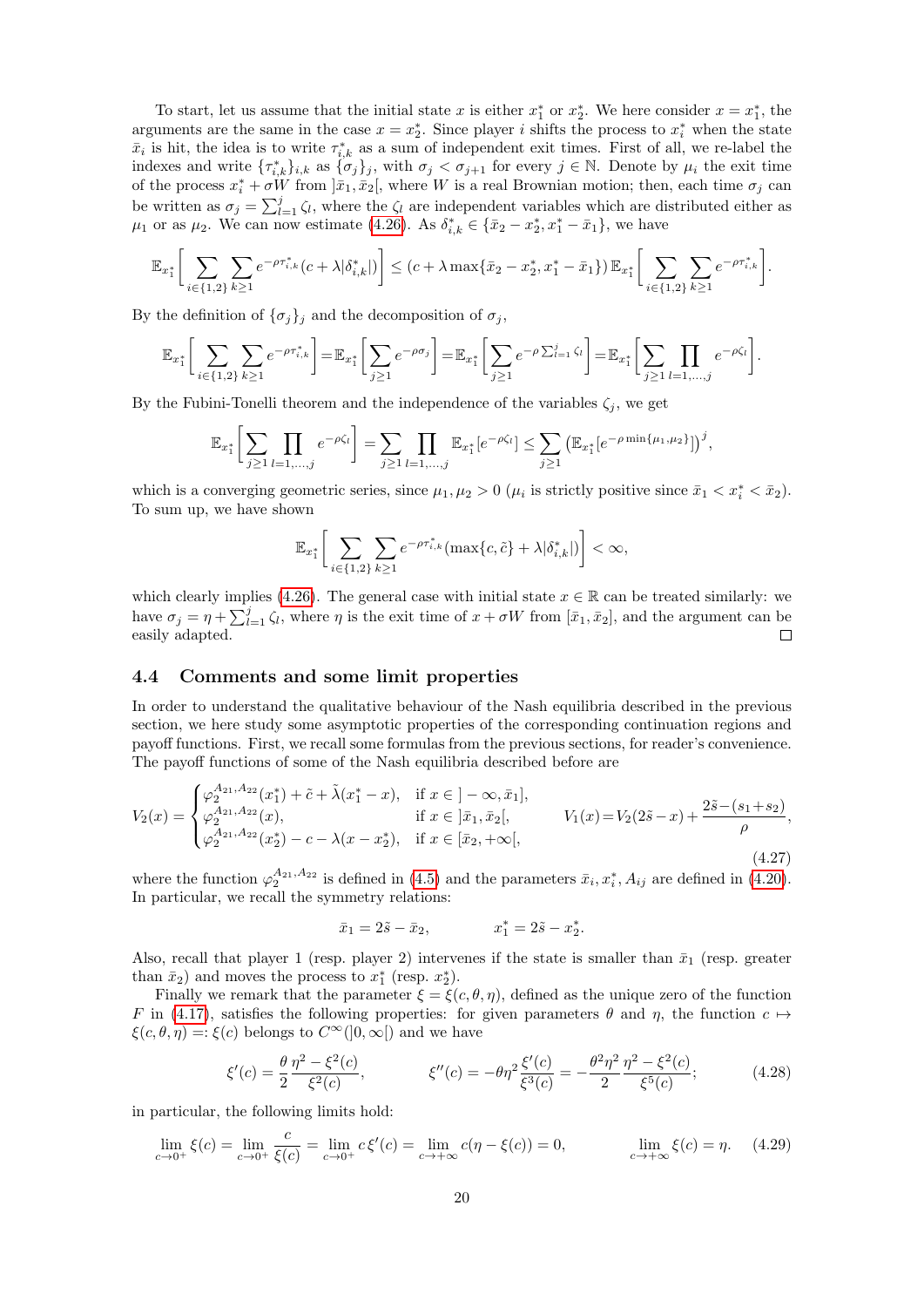To start, let us assume that the initial state $x$ is either $x_1^*$ or $x_2^*$. We here consider $x = x_1^*$, the arguments are the same in the case $x = x_2^*$. Since player $i$ shifts the process to $x_i^*$ when the state $\bar{x}_i$ is hit, the idea is to write $\tau_{i,k}^*$ as a sum of independent exit times. First of all, we re-label the indexes and write $\{\tau_{i,k}^*\}_{i,k}$ as $\{\sigma_j\}_j$, with $\sigma_j < \sigma_{j+1}$ for every $j \in \mathbb{N}$. Denote by $\mu_i$ the exit time of the process $x_i^* + \sigma W$ from $]\bar{x}_1, \bar{x}_2[$, where $W$ is a real Brownian motion; then, each time $\sigma_j$ can be written as $\sigma_j = \sum_{l=1}^{j} \zeta_l$, where the $\zeta_l$ are independent variables which are distributed either as $\mu_1$ or as $\mu_2$. We can now estimate (4.26). As $\delta_{i,k}^* \in \{\bar{x}_2 - x_2^*, x_1^* - \bar{x}_1\}$, we have

$$\mathbb{E}_{x_1^*}\bigg[\sum_{i\in\{1,2\}}\sum_{k\geq 1} e^{-\rho\tau_{i,k}^*}(c+\lambda|\delta_{i,k}^*|)\bigg] \leq (c+\lambda\max\{\bar{x}_2 - x_2^*, x_1^* - \bar{x}_1\})\,\mathbb{E}_{x_1^*}\bigg[\sum_{i\in\{1,2\}}\sum_{k\geq 1} e^{-\rho\tau_{i,k}^*}\bigg].$$

By the definition of $\{\sigma_j\}_j$ and the decomposition of $\sigma_j$,

$$\mathbb{E}_{x_1^*}\bigg[\sum_{i\in\{1,2\}}\sum_{k\geq 1} e^{-\rho\tau_{i,k}^*}\bigg] = \mathbb{E}_{x_1^*}\bigg[\sum_{j\geq 1} e^{-\rho\sigma_j}\bigg] = \mathbb{E}_{x_1^*}\bigg[\sum_{j\geq 1} e^{-\rho\sum_{l=1}^{j}\zeta_l}\bigg] = \mathbb{E}_{x_1^*}\bigg[\sum_{j\geq 1}\prod_{l=1,\dots,j} e^{-\rho\zeta_l}\bigg].$$

By the Fubini-Tonelli theorem and the independence of the variables $\zeta_j$, we get

$$\mathbb{E}_{x_1^*}\bigg[\sum_{j\geq 1}\prod_{l=1,\dots,j} e^{-\rho\zeta_l}\bigg] = \sum_{j\geq 1}\prod_{l=1,\dots,j}\mathbb{E}_{x_1^*}[e^{-\rho\zeta_l}] \leq \sum_{j\geq 1}\big(\mathbb{E}_{x_1^*}[e^{-\rho\min\{\mu_1,\mu_2\}}]\big)^j,$$

which is a converging geometric series, since $\mu_1, \mu_2 > 0$ ($\mu_i$ is strictly positive since $\bar{x}_1 < x_i^* < \bar{x}_2$). To sum up, we have shown

$$\mathbb{E}_{x_1^*}\bigg[\sum_{i\in\{1,2\}}\sum_{k\geq 1} e^{-\rho\tau_{i,k}^*}(\max\{c,\tilde{c}\}+\lambda|\delta_{i,k}^*|)\bigg] < \infty,$$

which clearly implies (4.26). The general case with initial state $x \in \mathbb{R}$ can be treated similarly: we have $\sigma_j = \eta + \sum_{l=1}^{j}\zeta_l$, where $\eta$ is the exit time of $x + \sigma W$ from $[\bar{x}_1, \bar{x}_2]$, and the argument can be easily adapted. □

## 4.4 Comments and some limit properties

In order to understand the qualitative behaviour of the Nash equilibria described in the previous section, we here study some asymptotic properties of the corresponding continuation regions and payoff functions. First, we recall some formulas from the previous sections, for reader's convenience. The payoff functions of some of the Nash equilibria described before are

$$V_2(x) = \begin{cases} \varphi_2^{A_{21},A_{22}}(x_1^*) + \tilde{c} + \tilde{\lambda}(x_1^* - x), & \text{if } x \in\, ]-\infty, \bar{x}_1], \\ \varphi_2^{A_{21},A_{22}}(x), & \text{if } x \in\, ]\bar{x}_1, \bar{x}_2[, \\ \varphi_2^{A_{21},A_{22}}(x_2^*) - c - \lambda(x - x_2^*), & \text{if } x \in [\bar{x}_2, +\infty[, \end{cases} \qquad V_1(x) = V_2(2\tilde{s} - x) + \frac{2\tilde{s} - (s_1 + s_2)}{\rho}, \tag{4.27}$$

where the function $\varphi_2^{A_{21},A_{22}}$ is defined in (4.5) and the parameters $\bar{x}_i, x_i^*, A_{ij}$ are defined in (4.20). In particular, we recall the symmetry relations:

$$\bar{x}_1 = 2\tilde{s} - \bar{x}_2, \qquad x_1^* = 2\tilde{s} - x_2^*.$$

Also, recall that player 1 (resp. player 2) intervenes if the state is smaller than $\bar{x}_1$ (resp. greater than $\bar{x}_2$) and moves the process to $x_1^*$ (resp. $x_2^*$).

Finally we remark that the parameter $\xi = \xi(c, \theta, \eta)$, defined as the unique zero of the function $F$ in (4.17), satisfies the following properties: for given parameters $\theta$ and $\eta$, the function $c \mapsto \xi(c, \theta, \eta) =: \xi(c)$ belongs to $C^\infty(]0, \infty[)$ and we have

$$\xi'(c) = \frac{\theta}{2}\frac{\eta^2 - \xi^2(c)}{\xi^2(c)}, \qquad \xi''(c) = -\theta\eta^2\frac{\xi'(c)}{\xi^3(c)} = -\frac{\theta^2\eta^2}{2}\frac{\eta^2 - \xi^2(c)}{\xi^5(c)}; \tag{4.28}$$

in particular, the following limits hold:

$$\lim_{c\to 0^+}\xi(c) = \lim_{c\to 0^+}\frac{c}{\xi(c)} = \lim_{c\to 0^+} c\,\xi'(c) = \lim_{c\to+\infty} c(\eta - \xi(c)) = 0, \qquad \lim_{c\to+\infty}\xi(c) = \eta. \tag{4.29}$$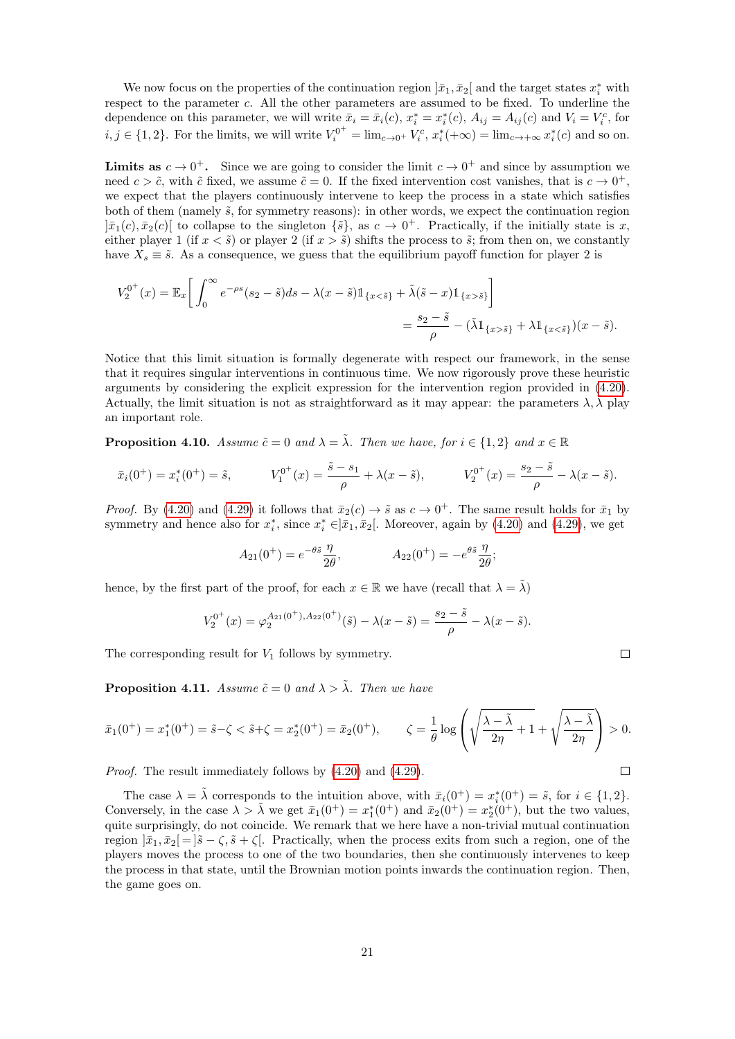We now focus on the properties of the continuation region $]\bar{x}_1, \bar{x}_2[$ and the target states $x_i^*$ with respect to the parameter $c$. All the other parameters are assumed to be fixed. To underline the dependence on this parameter, we will write $\bar{x}_i = \bar{x}_i(c)$, $x_i^* = x_i^*(c)$, $A_{ij} = A_{ij}(c)$ and $V_i = V_i^c$, for $i, j \in \{1, 2\}$. For the limits, we will write $V_i^{0^+} = \lim_{c \to 0^+} V_i^c$, $x_i^*(+\infty) = \lim_{c \to +\infty} x_i^*(c)$ and so on.

**Limits as $c \to 0^+$.** Since we are going to consider the limit $c \to 0^+$ and since by assumption we need $c > \tilde{c}$, with $\tilde{c}$ fixed, we assume $\tilde{c} = 0$. If the fixed intervention cost vanishes, that is $c \to 0^+$, we expect that the players continuously intervene to keep the process in a state which satisfies both of them (namely $\tilde{s}$, for symmetry reasons): in other words, we expect the continuation region $]\bar{x}_1(c), \bar{x}_2(c)[$ to collapse to the singleton $\{\tilde{s}\}$, as $c \to 0^+$. Practically, if the initially state is $x$, either player 1 (if $x < \tilde{s}$) or player 2 (if $x > \tilde{s}$) shifts the process to $\tilde{s}$; from then on, we constantly have $X_s \equiv \tilde{s}$. As a consequence, we guess that the equilibrium payoff function for player 2 is

$$
\begin{aligned}
V_2^{0^+}(x) &= \mathbb{E}_x\bigg[ \int_0^\infty e^{-\rho s}(s_2 - \tilde{s}) ds - \lambda(x - \tilde{s})\mathbb{1}_{\{x<\tilde{s}\}} + \tilde{\lambda}(\tilde{s} - x)\mathbb{1}_{\{x>\tilde{s}\}} \bigg] \\
&= \frac{s_2 - \tilde{s}}{\rho} - (\tilde{\lambda}\mathbb{1}_{\{x>\tilde{s}\}} + \lambda\mathbb{1}_{\{x<\tilde{s}\}})(x - \tilde{s}).
\end{aligned}
$$

Notice that this limit situation is formally degenerate with respect our framework, in the sense that it requires singular interventions in continuous time. We now rigorously prove these heuristic arguments by considering the explicit expression for the intervention region provided in (4.20). Actually, the limit situation is not as straightforward as it may appear: the parameters $\lambda, \tilde{\lambda}$ play an important role.

**Proposition 4.10.** *Assume $\tilde{c} = 0$ and $\lambda = \tilde{\lambda}$. Then we have, for $i \in \{1, 2\}$ and $x \in \mathbb{R}$*

$$
\bar{x}_i(0^+) = x_i^*(0^+) = \tilde{s}, \qquad V_1^{0^+}(x) = \frac{\tilde{s} - s_1}{\rho} + \lambda(x - \tilde{s}), \qquad V_2^{0^+}(x) = \frac{s_2 - \tilde{s}}{\rho} - \lambda(x - \tilde{s}).
$$

*Proof.* By (4.20) and (4.29) it follows that $\bar{x}_2(c) \to \tilde{s}$ as $c \to 0^+$. The same result holds for $\bar{x}_1$ by symmetry and hence also for $x_i^*$, since $x_i^* \in ]\bar{x}_1, \bar{x}_2[$. Moreover, again by (4.20) and (4.29), we get

$$
A_{21}(0^+) = e^{-\theta\tilde{s}} \frac{\eta}{2\theta}, \qquad A_{22}(0^+) = -e^{\theta\tilde{s}} \frac{\eta}{2\theta};
$$

hence, by the first part of the proof, for each $x \in \mathbb{R}$ we have (recall that $\lambda = \tilde{\lambda}$)

$$
V_2^{0^+}(x) = \varphi_2^{A_{21}(0^+), A_{22}(0^+)}(\tilde{s}) - \lambda(x - \tilde{s}) = \frac{s_2 - \tilde{s}}{\rho} - \lambda(x - \tilde{s}).
$$

The corresponding result for $V_1$ follows by symmetry. $\square$

**Proposition 4.11.** *Assume $\tilde{c} = 0$ and $\lambda > \tilde{\lambda}$. Then we have*

$$
\bar{x}_1(0^+) = x_1^*(0^+) = \tilde{s} - \zeta < \tilde{s} + \zeta = x_2^*(0^+) = \bar{x}_2(0^+), \qquad \zeta = \frac{1}{\theta} \log\left( \sqrt{\frac{\lambda - \tilde{\lambda}}{2\eta} + 1} + \sqrt{\frac{\lambda - \tilde{\lambda}}{2\eta}} \right) > 0.
$$

*Proof.* The result immediately follows by (4.20) and (4.29). $\square$

The case $\lambda = \tilde{\lambda}$ corresponds to the intuition above, with $\bar{x}_i(0^+) = x_i^*(0^+) = \tilde{s}$, for $i \in \{1, 2\}$. Conversely, in the case $\lambda > \tilde{\lambda}$ we get $\bar{x}_1(0^+) = x_1^*(0^+)$ and $\bar{x}_2(0^+) = x_2^*(0^+)$, but the two values, quite surprisingly, do not coincide. We remark that we here have a non-trivial mutual continuation region $]\bar{x}_1, \bar{x}_2[ = ]\tilde{s} - \zeta, \tilde{s} + \zeta[$. Practically, when the process exits from such a region, one of the players moves the process to one of the two boundaries, then she continuously intervenes to keep the process in that state, until the Brownian motion points inwards the continuation region. Then, the game goes on.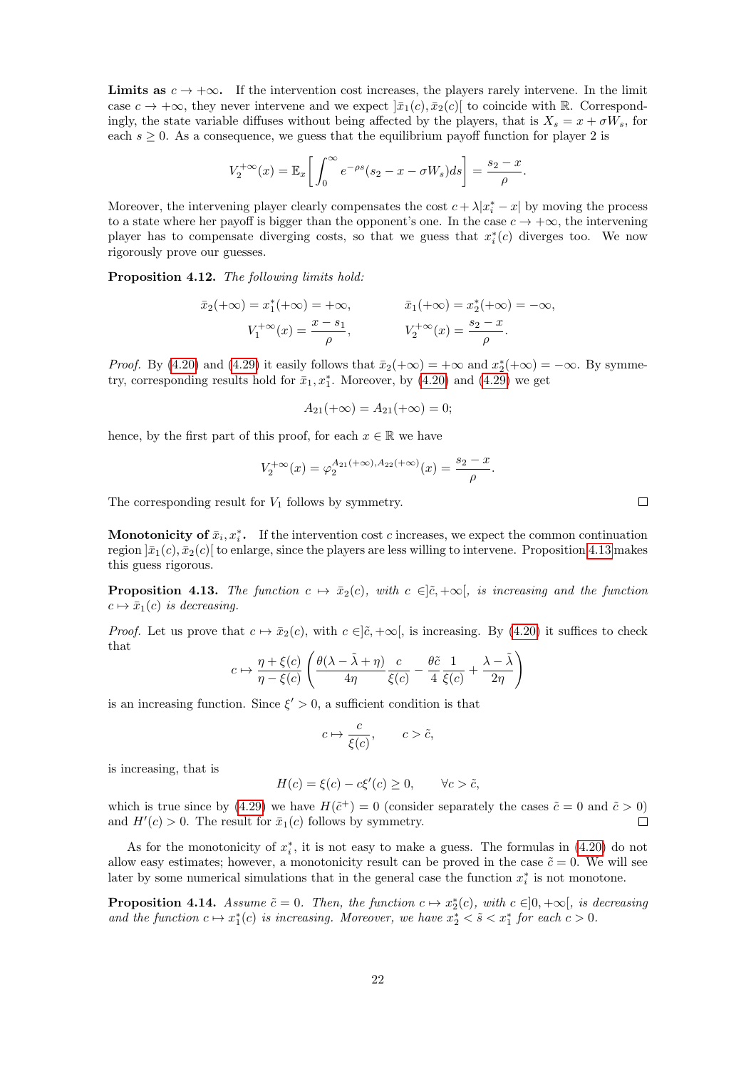**Limits as $c \to +\infty$.** If the intervention cost increases, the players rarely intervene. In the limit case $c \to +\infty$, they never intervene and we expect $]\bar{x}_1(c), \bar{x}_2(c)[$ to coincide with $\mathbb{R}$. Correspondingly, the state variable diffuses without being affected by the players, that is $X_s = x + \sigma W_s$, for each $s \geq 0$. As a consequence, we guess that the equilibrium payoff function for player 2 is

$$V_2^{+\infty}(x) = \mathbb{E}_x \left[ \int_0^\infty e^{-\rho s}(s_2 - x - \sigma W_s) ds \right] = \frac{s_2 - x}{\rho}.$$

Moreover, the intervening player clearly compensates the cost $c + \lambda|x_i^* - x|$ by moving the process to a state where her payoff is bigger than the opponent's one. In the case $c \to +\infty$, the intervening player has to compensate diverging costs, so that we guess that $x_i^*(c)$ diverges too. We now rigorously prove our guesses.

**Proposition 4.12.** *The following limits hold:*

$$\bar{x}_2(+\infty) = x_1^*(+\infty) = +\infty, \qquad \bar{x}_1(+\infty) = x_2^*(+\infty) = -\infty,$$
$$V_1^{+\infty}(x) = \frac{x - s_1}{\rho}, \qquad V_2^{+\infty}(x) = \frac{s_2 - x}{\rho}.$$

*Proof.* By (4.20) and (4.29) it easily follows that $\bar{x}_2(+\infty) = +\infty$ and $x_2^*(+\infty) = -\infty$. By symmetry, corresponding results hold for $\bar{x}_1, x_1^*$. Moreover, by (4.20) and (4.29) we get

$$A_{21}(+\infty) = A_{21}(+\infty) = 0;$$

hence, by the first part of this proof, for each $x \in \mathbb{R}$ we have

$$V_2^{+\infty}(x) = \varphi_2^{A_{21}(+\infty), A_{22}(+\infty)}(x) = \frac{s_2 - x}{\rho}.$$

The corresponding result for $V_1$ follows by symmetry. $\square$

**Monotonicity of $\bar{x}_i, x_i^*$.** If the intervention cost $c$ increases, we expect the common continuation region $]\bar{x}_1(c), \bar{x}_2(c)[$ to enlarge, since the players are less willing to intervene. Proposition 4.13 makes this guess rigorous.

**Proposition 4.13.** *The function $c \mapsto \bar{x}_2(c)$, with $c \in ]\tilde{c}, +\infty[$, is increasing and the function $c \mapsto \bar{x}_1(c)$ is decreasing.*

*Proof.* Let us prove that $c \mapsto \bar{x}_2(c)$, with $c \in ]\tilde{c}, +\infty[$, is increasing. By (4.20) it suffices to check that

$$c \mapsto \frac{\eta + \xi(c)}{\eta - \xi(c)} \left( \frac{\theta(\lambda - \tilde{\lambda} + \eta)}{4\eta} \frac{c}{\xi(c)} - \frac{\theta \tilde{c}}{4} \frac{1}{\xi(c)} + \frac{\lambda - \tilde{\lambda}}{2\eta} \right)$$

is an increasing function. Since $\xi' > 0$, a sufficient condition is that

$$c \mapsto \frac{c}{\xi(c)}, \qquad c > \tilde{c},$$

is increasing, that is

$$H(c) = \xi(c) - c\xi'(c) \geq 0, \qquad \forall c > \tilde{c},$$

which is true since by (4.29) we have $H(\tilde{c}^+) = 0$ (consider separately the cases $\tilde{c} = 0$ and $\tilde{c} > 0$) and $H'(c) > 0$. The result for $\bar{x}_1(c)$ follows by symmetry. $\square$

As for the monotonicity of $x_i^*$, it is not easy to make a guess. The formulas in (4.20) do not allow easy estimates; however, a monotonicity result can be proved in the case $\tilde{c} = 0$. We will see later by some numerical simulations that in the general case the function $x_i^*$ is not monotone.

**Proposition 4.14.** *Assume $\tilde{c} = 0$. Then, the function $c \mapsto x_2^*(c)$, with $c \in ]0, +\infty[$, is decreasing and the function $c \mapsto x_1^*(c)$ is increasing. Moreover, we have $x_2^* < \tilde{s} < x_1^*$ for each $c > 0$.*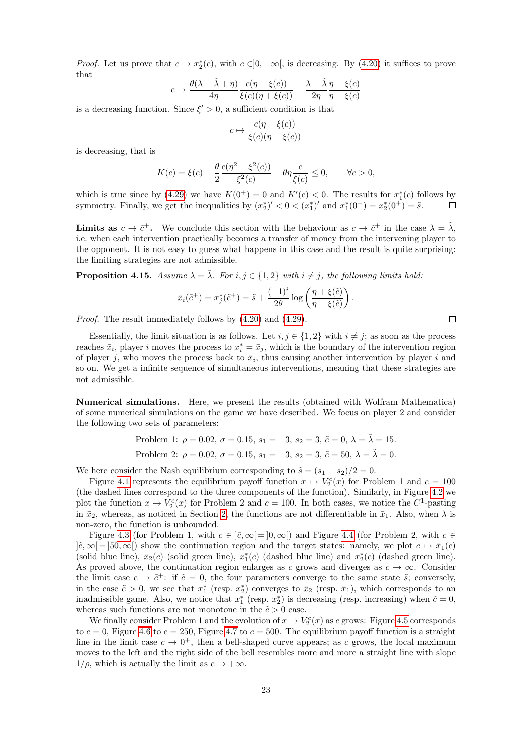*Proof.* Let us prove that $c \mapsto x_2^*(c)$, with $c \in ]0, +\infty[$, is decreasing. By (4.20) it suffices to prove that

$$c \mapsto \frac{\theta(\lambda - \tilde{\lambda} + \eta)}{4\eta} \frac{c(\eta - \xi(c))}{\xi(c)(\eta + \xi(c))} + \frac{\lambda - \tilde{\lambda}}{2\eta} \frac{\eta - \xi(c)}{\eta + \xi(c)}$$

is a decreasing function. Since $\xi' > 0$, a sufficient condition is that

$$c \mapsto \frac{c(\eta - \xi(c))}{\xi(c)(\eta + \xi(c))}$$

is decreasing, that is

$$K(c) = \xi(c) - \frac{\theta}{2} \frac{c(\eta^2 - \xi^2(c))}{\xi^2(c)} - \theta\eta \frac{c}{\xi(c)} \leq 0, \qquad \forall c > 0,$$

which is true since by (4.29) we have $K(0^+) = 0$ and $K'(c) < 0$. The results for $x_1^*(c)$ follows by symmetry. Finally, we get the inequalities by $(x_2^*)' < 0 < (x_1^*)'$ and $x_1^*(0^+) = x_2^*(0^+) = \tilde{s}$. $\square$

**Limits as $c \to \tilde{c}^+$.** We conclude this section with the behaviour as $c \to \tilde{c}^+$ in the case $\lambda = \tilde{\lambda}$, i.e. when each intervention practically becomes a transfer of money from the intervening player to the opponent. It is not easy to guess what happens in this case and the result is quite surprising: the limiting strategies are not admissible.

**Proposition 4.15.** *Assume $\lambda = \tilde{\lambda}$. For $i, j \in \{1, 2\}$ with $i \neq j$, the following limits hold:*

$$\bar{x}_i(\tilde{c}^+) = x_j^*(\tilde{c}^+) = \tilde{s} + \frac{(-1)^i}{2\theta} \log\left(\frac{\eta + \xi(\tilde{c})}{\eta - \xi(\tilde{c})}\right).$$

*Proof.* The result immediately follows by (4.20) and (4.29). $\square$

Essentially, the limit situation is as follows. Let $i, j \in \{1, 2\}$ with $i \neq j$; as soon as the process reaches $\bar{x}_i$, player $i$ moves the process to $x_i^* = \bar{x}_j$, which is the boundary of the intervention region of player $j$, who moves the process back to $\bar{x}_i$, thus causing another intervention by player $i$ and so on. We get a infinite sequence of simultaneous interventions, meaning that these strategies are not admissible.

**Numerical simulations.** Here, we present the results (obtained with Wolfram Mathematica) of some numerical simulations on the game we have described. We focus on player 2 and consider the following two sets of parameters:

$$\text{Problem 1: } \rho = 0.02,\ \sigma = 0.15,\ s_1 = -3,\ s_2 = 3,\ \tilde{c} = 0,\ \lambda = \tilde{\lambda} = 15.$$

$$\text{Problem 2: } \rho = 0.02,\ \sigma = 0.15,\ s_1 = -3,\ s_2 = 3,\ \tilde{c} = 50,\ \lambda = \tilde{\lambda} = 0.$$

We here consider the Nash equilibrium corresponding to $\tilde{s} = (s_1 + s_2)/2 = 0$.

Figure 4.1 represents the equilibrium payoff function $x \mapsto V_2^c(x)$ for Problem 1 and $c = 100$ (the dashed lines correspond to the three components of the function). Similarly, in Figure 4.2 we plot the function $x \mapsto V_2^c(x)$ for Problem 2 and $c = 100$. In both cases, we notice the $C^1$-pasting in $\bar{x}_2$, whereas, as noticed in Section 2, the functions are not differentiable in $\bar{x}_1$. Also, when $\lambda$ is non-zero, the function is unbounded.

Figure 4.3 (for Problem 1, with $c \in ]\tilde{c}, \infty[ = ]0, \infty[$) and Figure 4.4 (for Problem 2, with $c \in ]\tilde{c}, \infty[ = ]50, \infty[$) show the continuation region and the target states: namely, we plot $c \mapsto \bar{x}_1(c)$ (solid blue line), $\bar{x}_2(c)$ (solid green line), $x_1^*(c)$ (dashed blue line) and $x_2^*(c)$ (dashed green line). As proved above, the continuation region enlarges as $c$ grows and diverges as $c \to \infty$. Consider the limit case $c \to \tilde{c}^+$: if $\tilde{c} = 0$, the four parameters converge to the same state $\tilde{s}$; conversely, in the case $\tilde{c} > 0$, we see that $x_1^*$ (resp. $x_2^*$) converges to $\bar{x}_2$ (resp. $\bar{x}_1$), which corresponds to an inadmissible game. Also, we notice that $x_1^*$ (resp. $x_2^*$) is decreasing (resp. increasing) when $\tilde{c} = 0$, whereas such functions are not monotone in the $\tilde{c} > 0$ case.

We finally consider Problem 1 and the evolution of $x \mapsto V_2^c(x)$ as $c$ grows: Figure 4.5 corresponds to $c = 0$, Figure 4.6 to $c = 250$, Figure 4.7 to $c = 500$. The equilibrium payoff function is a straight line in the limit case $c \to 0^+$, then a bell-shaped curve appears; as $c$ grows, the local maximum moves to the left and the right side of the bell resembles more and more a straight line with slope $1/\rho$, which is actually the limit as $c \to +\infty$.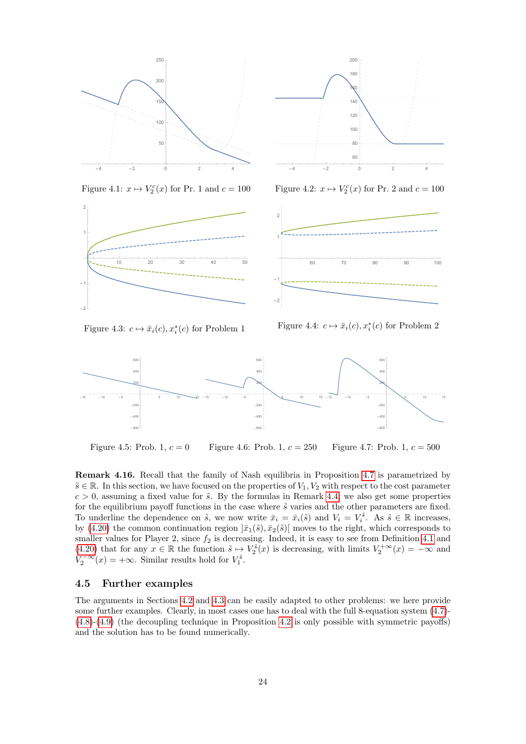Figure 4.1: $x \mapsto V_2^c(x)$ for Pr. 1 and $c = 100$

Figure 4.2: $x \mapsto V_2^c(x)$ for Pr. 2 and $c = 100$

Figure 4.3: $c \mapsto \bar{x}_i(c), x_i^*(c)$ for Problem 1

Figure 4.4: $c \mapsto \bar{x}_i(c), x_i^*(c)$ for Problem 2

Figure 4.5: Prob. 1, $c = 0$

Figure 4.6: Prob. 1, $c = 250$

Figure 4.7: Prob. 1, $c = 500$

**Remark 4.16.** Recall that the family of Nash equilibria in Proposition 4.7 is parametrized by $\tilde{s} \in \mathbb{R}$. In this section, we have focused on the properties of $V_1, V_2$ with respect to the cost parameter $c > 0$, assuming a fixed value for $\tilde{s}$. By the formulas in Remark 4.4 we also get some properties for the equilibrium payoff functions in the case where $\tilde{s}$ varies and the other parameters are fixed. To underline the dependence on $\tilde{s}$, we now write $\bar{x}_i = \bar{x}_i(\tilde{s})$ and $V_i = V_i^{\tilde{s}}$. As $\tilde{s} \in \mathbb{R}$ increases, by (4.20) the common continuation region $]\bar{x}_1(\tilde{s}), \bar{x}_2(\tilde{s})[$ moves to the right, which corresponds to smaller values for Player 2, since $f_2$ is decreasing. Indeed, it is easy to see from Definition 4.1 and (4.20) that for any $x \in \mathbb{R}$ the function $\tilde{s} \mapsto V_2^{\tilde{s}}(x)$ is decreasing, with limits $V_2^{+\infty}(x) = -\infty$ and $V_2^{-\infty}(x) = +\infty$. Similar results hold for $V_1^{\tilde{s}}$.

## 4.5 Further examples

The arguments in Sections 4.2 and 4.3 can be easily adapted to other problems: we here provide some further examples. Clearly, in most cases one has to deal with the full 8-equation system (4.7)-(4.8)-(4.9) (the decoupling technique in Proposition 4.2 is only possible with symmetric payoffs) and the solution has to be found numerically.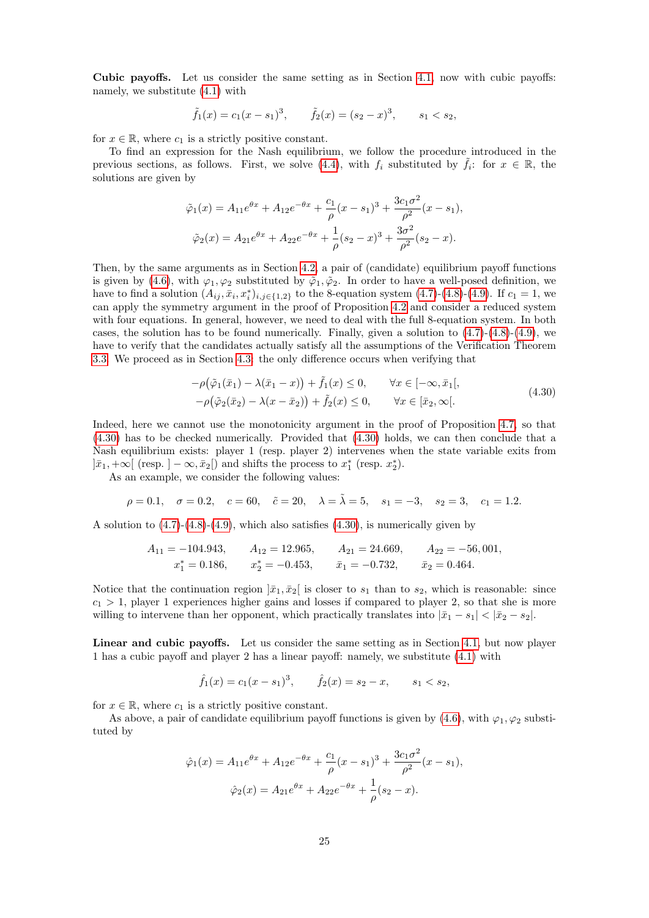**Cubic payoffs.** Let us consider the same setting as in Section 4.1, now with cubic payoffs: namely, we substitute (4.1) with

$$\tilde{f}_1(x) = c_1(x - s_1)^3, \qquad \tilde{f}_2(x) = (s_2 - x)^3, \qquad s_1 < s_2,$$

for $x \in \mathbb{R}$, where $c_1$ is a strictly positive constant.

To find an expression for the Nash equilibrium, we follow the procedure introduced in the previous sections, as follows. First, we solve (4.4), with $f_i$ substituted by $\tilde{f}_i$: for $x \in \mathbb{R}$, the solutions are given by

$$\tilde{\varphi}_1(x) = A_{11}e^{\theta x} + A_{12}e^{-\theta x} + \frac{c_1}{\rho}(x - s_1)^3 + \frac{3c_1\sigma^2}{\rho^2}(x - s_1),$$
$$\tilde{\varphi}_2(x) = A_{21}e^{\theta x} + A_{22}e^{-\theta x} + \frac{1}{\rho}(s_2 - x)^3 + \frac{3\sigma^2}{\rho^2}(s_2 - x).$$

Then, by the same arguments as in Section 4.2, a pair of (candidate) equilibrium payoff functions is given by (4.6), with $\varphi_1, \varphi_2$ substituted by $\tilde{\varphi}_1, \tilde{\varphi}_2$. In order to have a well-posed definition, we have to find a solution $(A_{ij}, \bar{x}_i, x_i^*)_{i,j\in\{1,2\}}$ to the 8-equation system (4.7)-(4.8)-(4.9). If $c_1 = 1$, we can apply the symmetry argument in the proof of Proposition 4.2 and consider a reduced system with four equations. In general, however, we need to deal with the full 8-equation system. In both cases, the solution has to be found numerically. Finally, given a solution to (4.7)-(4.8)-(4.9), we have to verify that the candidates actually satisfy all the assumptions of the Verification Theorem 3.3. We proceed as in Section 4.3: the only difference occurs when verifying that

$$\begin{aligned} -\rho\big(\tilde{\varphi}_1(\bar{x}_1) - \lambda(\bar{x}_1 - x)\big) + \tilde{f}_1(x) \le 0, \qquad &\forall x \in [-\infty, \bar{x}_1[, \\ -\rho\big(\tilde{\varphi}_2(\bar{x}_2) - \lambda(x - \bar{x}_2)\big) + \tilde{f}_2(x) \le 0, \qquad &\forall x \in [\bar{x}_2, \infty[. \end{aligned} \tag{4.30}$$

Indeed, here we cannot use the monotonicity argument in the proof of Proposition 4.7, so that (4.30) has to be checked numerically. Provided that (4.30) holds, we can then conclude that a Nash equilibrium exists: player 1 (resp. player 2) intervenes when the state variable exits from $]\bar{x}_1, +\infty[$ (resp. $]-\infty, \bar{x}_2[$) and shifts the process to $x_1^*$ (resp. $x_2^*$).

As an example, we consider the following values:

$$\rho = 0.1, \quad \sigma = 0.2, \quad c = 60, \quad \tilde{c} = 20, \quad \lambda = \tilde{\lambda} = 5, \quad s_1 = -3, \quad s_2 = 3, \quad c_1 = 1.2.$$

A solution to (4.7)-(4.8)-(4.9), which also satisfies (4.30), is numerically given by

$$\begin{aligned} &A_{11} = -104.943, \qquad A_{12} = 12.965, \qquad A_{21} = 24.669, \qquad A_{22} = -56,001, \\ &x_1^* = 0.186, \qquad x_2^* = -0.453, \qquad \bar{x}_1 = -0.732, \qquad \bar{x}_2 = 0.464. \end{aligned}$$

Notice that the continuation region $]\bar{x}_1, \bar{x}_2[$ is closer to $s_1$ than to $s_2$, which is reasonable: since $c_1 > 1$, player 1 experiences higher gains and losses if compared to player 2, so that she is more willing to intervene than her opponent, which practically translates into $|\bar{x}_1 - s_1| < |\bar{x}_2 - s_2|$.

**Linear and cubic payoffs.** Let us consider the same setting as in Section 4.1, but now player 1 has a cubic payoff and player 2 has a linear payoff: namely, we substitute (4.1) with

$$\hat{f}_1(x) = c_1(x - s_1)^3, \qquad \hat{f}_2(x) = s_2 - x, \qquad s_1 < s_2,$$

for $x \in \mathbb{R}$, where $c_1$ is a strictly positive constant.

As above, a pair of candidate equilibrium payoff functions is given by (4.6), with $\varphi_1, \varphi_2$ substituted by

$$\hat{\varphi}_1(x) = A_{11}e^{\theta x} + A_{12}e^{-\theta x} + \frac{c_1}{\rho}(x - s_1)^3 + \frac{3c_1\sigma^2}{\rho^2}(x - s_1),$$
$$\hat{\varphi}_2(x) = A_{21}e^{\theta x} + A_{22}e^{-\theta x} + \frac{1}{\rho}(s_2 - x).$$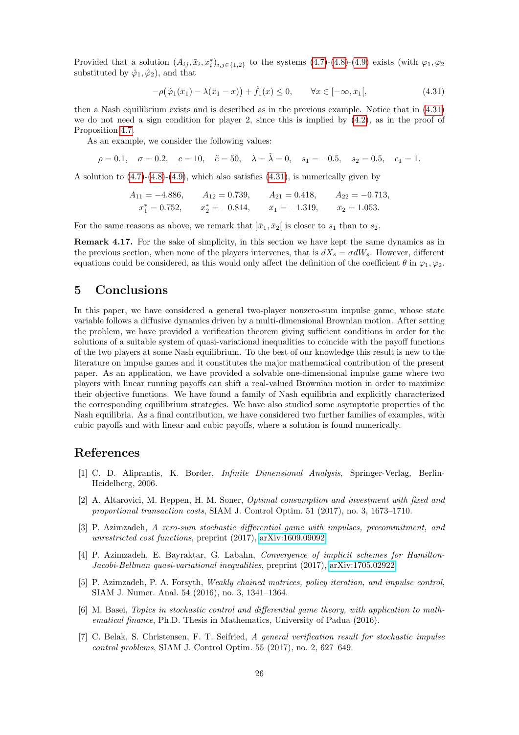Provided that a solution $(A_{ij}, \bar{x}_i, x_i^*)_{i,j\in\{1,2\}}$ to the systems (4.7)-(4.8)-(4.9) exists (with $\varphi_1, \varphi_2$ substituted by $\hat{\varphi}_1, \hat{\varphi}_2$), and that

$$-\rho\big(\hat{\varphi}_1(\bar{x}_1) - \lambda(\bar{x}_1 - x)\big) + \hat{f}_1(x) \leq 0, \qquad \forall x \in [-\infty, \bar{x}_1[, \tag{4.31}$$

then a Nash equilibrium exists and is described as in the previous example. Notice that in (4.31) we do not need a sign condition for player 2, since this is implied by (4.2), as in the proof of Proposition 4.7.

As an example, we consider the following values:

$$\rho = 0.1, \quad \sigma = 0.2, \quad c = 10, \quad \tilde{c} = 50, \quad \lambda = \tilde{\lambda} = 0, \quad s_1 = -0.5, \quad s_2 = 0.5, \quad c_1 = 1.$$

A solution to (4.7)-(4.8)-(4.9), which also satisfies (4.31), is numerically given by

$$\begin{aligned}
&A_{11} = -4.886, \qquad A_{12} = 0.739, \qquad A_{21} = 0.418, \qquad A_{22} = -0.713,\\
&x_1^* = 0.752, \qquad x_2^* = -0.814, \qquad \bar{x}_1 = -1.319, \qquad \bar{x}_2 = 1.053.
\end{aligned}$$

For the same reasons as above, we remark that $]\bar{x}_1, \bar{x}_2[$ is closer to $s_1$ than to $s_2$.

**Remark 4.17.** For the sake of simplicity, in this section we have kept the same dynamics as in the previous section, when none of the players intervenes, that is $dX_s = \sigma dW_s$. However, different equations could be considered, as this would only affect the definition of the coefficient $\theta$ in $\varphi_1, \varphi_2$.

# 5 Conclusions

In this paper, we have considered a general two-player nonzero-sum impulse game, whose state variable follows a diffusive dynamics driven by a multi-dimensional Brownian motion. After setting the problem, we have provided a verification theorem giving sufficient conditions in order for the solutions of a suitable system of quasi-variational inequalities to coincide with the payoff functions of the two players at some Nash equilibrium. To the best of our knowledge this result is new to the literature on impulse games and it constitutes the major mathematical contribution of the present paper. As an application, we have provided a solvable one-dimensional impulse game where two players with linear running payoffs can shift a real-valued Brownian motion in order to maximize their objective functions. We have found a family of Nash equilibria and explicitly characterized the corresponding equilibrium strategies. We have also studied some asymptotic properties of the Nash equilibria. As a final contribution, we have considered two further families of examples, with cubic payoffs and with linear and cubic payoffs, where a solution is found numerically.

# References

[1] C. D. Aliprantis, K. Border, *Infinite Dimensional Analysis*, Springer-Verlag, Berlin-Heidelberg, 2006.

[2] A. Altarovici, M. Reppen, H. M. Soner, *Optimal consumption and investment with fixed and proportional transaction costs*, SIAM J. Control Optim. 51 (2017), no. 3, 1673–1710.

[3] P. Azimzadeh, *A zero-sum stochastic differential game with impulses, precommitment, and unrestricted cost functions*, preprint (2017), arXiv:1609.09092.

[4] P. Azimzadeh, E. Bayraktar, G. Labahn, *Convergence of implicit schemes for Hamilton-Jacobi-Bellman quasi-variational inequalities*, preprint (2017), arXiv:1705.02922.

[5] P. Azimzadeh, P. A. Forsyth, *Weakly chained matrices, policy iteration, and impulse control*, SIAM J. Numer. Anal. 54 (2016), no. 3, 1341–1364.

[6] M. Basei, *Topics in stochastic control and differential game theory, with application to mathematical finance*, Ph.D. Thesis in Mathematics, University of Padua (2016).

[7] C. Belak, S. Christensen, F. T. Seifried, *A general verification result for stochastic impulse control problems*, SIAM J. Control Optim. 55 (2017), no. 2, 627–649.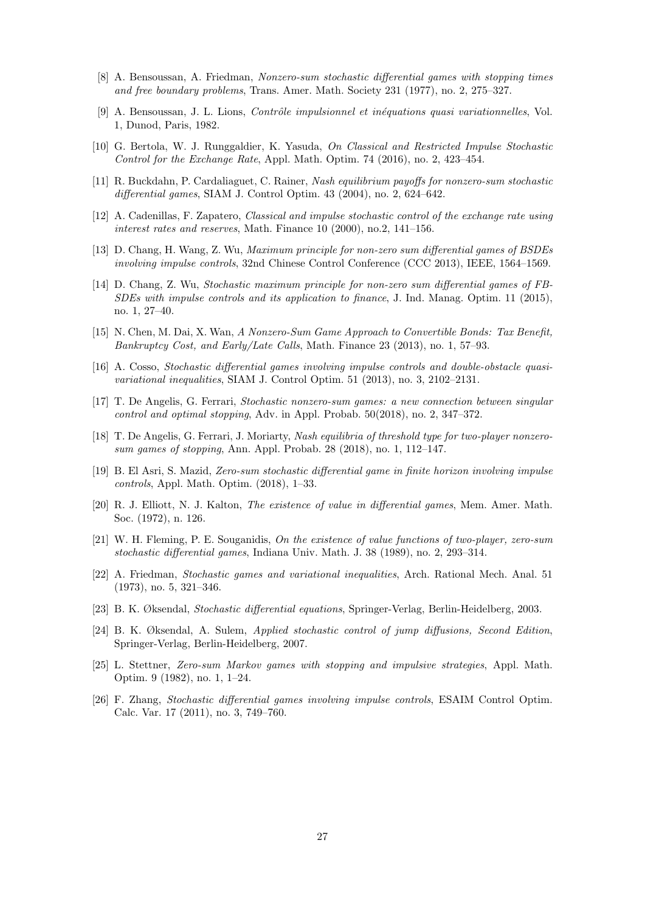[8] A. Bensoussan, A. Friedman, *Nonzero-sum stochastic differential games with stopping times and free boundary problems*, Trans. Amer. Math. Society 231 (1977), no. 2, 275–327.

[9] A. Bensoussan, J. L. Lions, *Contrôle impulsionnel et inéquations quasi variationnelles*, Vol. 1, Dunod, Paris, 1982.

[10] G. Bertola, W. J. Runggaldier, K. Yasuda, *On Classical and Restricted Impulse Stochastic Control for the Exchange Rate*, Appl. Math. Optim. 74 (2016), no. 2, 423–454.

[11] R. Buckdahn, P. Cardaliaguet, C. Rainer, *Nash equilibrium payoffs for nonzero-sum stochastic differential games*, SIAM J. Control Optim. 43 (2004), no. 2, 624–642.

[12] A. Cadenillas, F. Zapatero, *Classical and impulse stochastic control of the exchange rate using interest rates and reserves*, Math. Finance 10 (2000), no.2, 141–156.

[13] D. Chang, H. Wang, Z. Wu, *Maximum principle for non-zero sum differential games of BSDEs involving impulse controls*, 32nd Chinese Control Conference (CCC 2013), IEEE, 1564–1569.

[14] D. Chang, Z. Wu, *Stochastic maximum principle for non-zero sum differential games of FBSDEs with impulse controls and its application to finance*, J. Ind. Manag. Optim. 11 (2015), no. 1, 27–40.

[15] N. Chen, M. Dai, X. Wan, *A Nonzero-Sum Game Approach to Convertible Bonds: Tax Benefit, Bankruptcy Cost, and Early/Late Calls*, Math. Finance 23 (2013), no. 1, 57–93.

[16] A. Cosso, *Stochastic differential games involving impulse controls and double-obstacle quasi-variational inequalities*, SIAM J. Control Optim. 51 (2013), no. 3, 2102–2131.

[17] T. De Angelis, G. Ferrari, *Stochastic nonzero-sum games: a new connection between singular control and optimal stopping*, Adv. in Appl. Probab. 50(2018), no. 2, 347–372.

[18] T. De Angelis, G. Ferrari, J. Moriarty, *Nash equilibria of threshold type for two-player nonzero-sum games of stopping*, Ann. Appl. Probab. 28 (2018), no. 1, 112–147.

[19] B. El Asri, S. Mazid, *Zero-sum stochastic differential game in finite horizon involving impulse controls*, Appl. Math. Optim. (2018), 1–33.

[20] R. J. Elliott, N. J. Kalton, *The existence of value in differential games*, Mem. Amer. Math. Soc. (1972), n. 126.

[21] W. H. Fleming, P. E. Souganidis, *On the existence of value functions of two-player, zero-sum stochastic differential games*, Indiana Univ. Math. J. 38 (1989), no. 2, 293–314.

[22] A. Friedman, *Stochastic games and variational inequalities*, Arch. Rational Mech. Anal. 51 (1973), no. 5, 321–346.

[23] B. K. Øksendal, *Stochastic differential equations*, Springer-Verlag, Berlin-Heidelberg, 2003.

[24] B. K. Øksendal, A. Sulem, *Applied stochastic control of jump diffusions, Second Edition*, Springer-Verlag, Berlin-Heidelberg, 2007.

[25] L. Stettner, *Zero-sum Markov games with stopping and impulsive strategies*, Appl. Math. Optim. 9 (1982), no. 1, 1–24.

[26] F. Zhang, *Stochastic differential games involving impulse controls*, ESAIM Control Optim. Calc. Var. 17 (2011), no. 3, 749–760.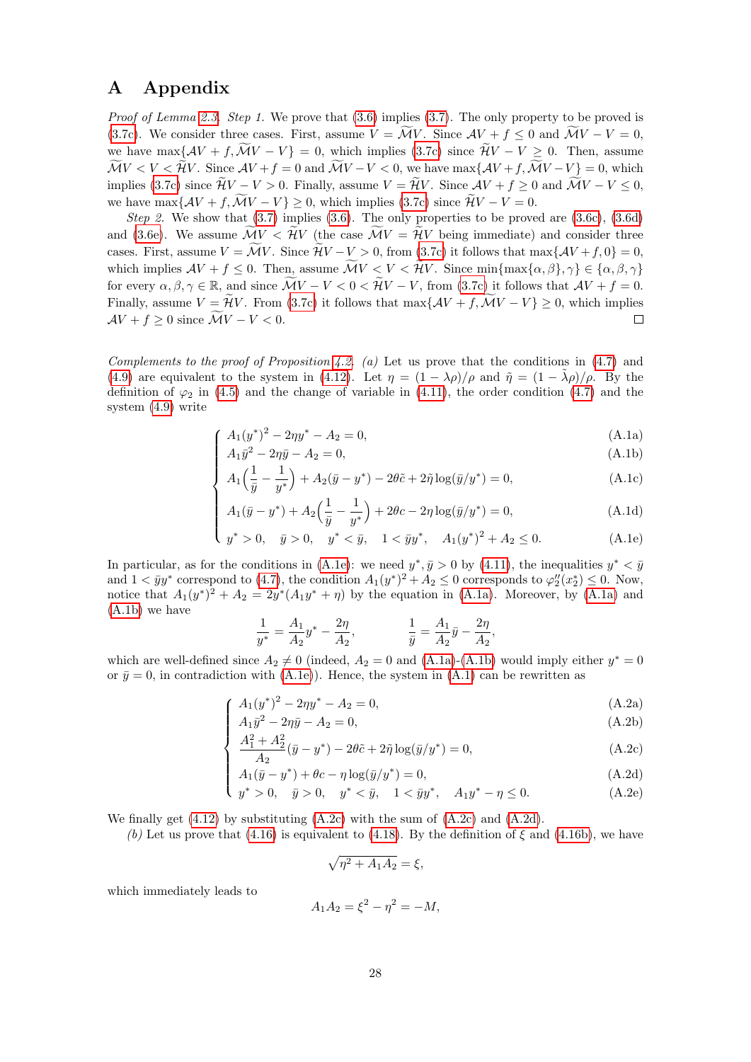# A Appendix

*Proof of Lemma 2.3.* *Step 1.* We prove that (3.6) implies (3.7). The only property to be proved is (3.7c). We consider three cases. First, assume $V = \widetilde{\mathcal{M}}V$. Since $\mathcal{A}V + f \leq 0$ and $\widetilde{\mathcal{M}}V - V = 0$, we have $\max\{\mathcal{A}V + f, \widetilde{\mathcal{M}}V - V\} = 0$, which implies (3.7c) since $\widetilde{\mathcal{H}}V - V \geq 0$. Then, assume $\widetilde{\mathcal{M}}V < V < \widetilde{\mathcal{H}}V$. Since $\mathcal{A}V + f = 0$ and $\widetilde{\mathcal{M}}V - V < 0$, we have $\max\{\mathcal{A}V + f, \widetilde{\mathcal{M}}V - V\} = 0$, which implies (3.7c) since $\widetilde{\mathcal{H}}V - V > 0$. Finally, assume $V = \widetilde{\mathcal{H}}V$. Since $\mathcal{A}V + f \geq 0$ and $\widetilde{\mathcal{M}}V - V \leq 0$, we have $\max\{\mathcal{A}V + f, \widetilde{\mathcal{M}}V - V\} \geq 0$, which implies (3.7c) since $\widetilde{\mathcal{H}}V - V = 0$.

*Step 2.* We show that (3.7) implies (3.6). The only properties to be proved are (3.6c), (3.6d) and (3.6e). We assume $\widetilde{\mathcal{M}}V < \widetilde{\mathcal{H}}V$ (the case $\widetilde{\mathcal{M}}V = \widetilde{\mathcal{H}}V$ being immediate) and consider three cases. First, assume $V = \widetilde{\mathcal{M}}V$. Since $\widetilde{\mathcal{H}}V - V > 0$, from (3.7c) it follows that $\max\{\mathcal{A}V + f, 0\} = 0$, which implies $\mathcal{A}V + f \leq 0$. Then, assume $\widetilde{\mathcal{M}}V < V < \widetilde{\mathcal{H}}V$. Since $\min\{\max\{\alpha, \beta\}, \gamma\} \in \{\alpha, \beta, \gamma\}$ for every $\alpha, \beta, \gamma \in \mathbb{R}$, and since $\widetilde{\mathcal{M}}V - V < 0 < \widetilde{\mathcal{H}}V - V$, from (3.7c) it follows that $\mathcal{A}V + f = 0$. Finally, assume $V = \widetilde{\mathcal{H}}V$. From (3.7c) it follows that $\max\{\mathcal{A}V + f, \widetilde{\mathcal{M}}V - V\} \geq 0$, which implies $\mathcal{A}V + f \geq 0$ since $\widetilde{\mathcal{M}}V - V < 0$. □

*Complements to the proof of Proposition 4.2.* *(a)* Let us prove that the conditions in (4.7) and (4.9) are equivalent to the system in (4.12). Let $\eta = (1 - \lambda\rho)/\rho$ and $\tilde{\eta} = (1 - \tilde{\lambda}\rho)/\rho$. By the definition of $\varphi_2$ in (4.5) and the change of variable in (4.11), the order condition (4.7) and the system (4.9) write

$$
\begin{cases}
A_1(y^*)^2 - 2\eta y^* - A_2 = 0, & \text{(A.1a)}\\
A_1\bar{y}^2 - 2\eta\bar{y} - A_2 = 0, & \text{(A.1b)}\\
A_1\Big(\dfrac{1}{\bar{y}} - \dfrac{1}{y^*}\Big) + A_2(\bar{y} - y^*) - 2\theta\tilde{c} + 2\tilde{\eta}\log(\bar{y}/y^*) = 0, & \text{(A.1c)}\\
A_1(\bar{y} - y^*) + A_2\Big(\dfrac{1}{\bar{y}} - \dfrac{1}{y^*}\Big) + 2\theta c - 2\eta\log(\bar{y}/y^*) = 0, & \text{(A.1d)}\\
y^* > 0, \quad \bar{y} > 0, \quad y^* < \bar{y}, \quad 1 < \bar{y}y^*, \quad A_1(y^*)^2 + A_2 \leq 0. & \text{(A.1e)}
\end{cases}
$$

In particular, as for the conditions in (A.1e): we need $y^*, \bar{y} > 0$ by (4.11), the inequalities $y^* < \bar{y}$ and $1 < \bar{y}y^*$ correspond to (4.7), the condition $A_1(y^*)^2 + A_2 \leq 0$ corresponds to $\varphi_2''(x_2^*) \leq 0$. Now, notice that $A_1(y^*)^2 + A_2 = 2y^*(A_1y^* + \eta)$ by the equation in (A.1a). Moreover, by (A.1a) and (A.1b) we have

$$
\frac{1}{y^*} = \frac{A_1}{A_2}y^* - \frac{2\eta}{A_2}, \qquad \frac{1}{\bar{y}} = \frac{A_1}{A_2}\bar{y} - \frac{2\eta}{A_2},
$$

which are well-defined since $A_2 \neq 0$ (indeed, $A_2 = 0$ and (A.1a)-(A.1b) would imply either $y^* = 0$ or $\bar{y} = 0$, in contradiction with (A.1e)). Hence, the system in (A.1) can be rewritten as

$$
\begin{cases}
A_1(y^*)^2 - 2\eta y^* - A_2 = 0, & \text{(A.2a)}\\
A_1\bar{y}^2 - 2\eta\bar{y} - A_2 = 0, & \text{(A.2b)}\\
\dfrac{A_1^2 + A_2^2}{A_2}(\bar{y} - y^*) - 2\theta\tilde{c} + 2\tilde{\eta}\log(\bar{y}/y^*) = 0, & \text{(A.2c)}\\
A_1(\bar{y} - y^*) + \theta c - \eta\log(\bar{y}/y^*) = 0, & \text{(A.2d)}\\
y^* > 0, \quad \bar{y} > 0, \quad y^* < \bar{y}, \quad 1 < \bar{y}y^*, \quad A_1y^* - \eta \leq 0. & \text{(A.2e)}
\end{cases}
$$

We finally get (4.12) by substituting (A.2c) with the sum of (A.2c) and (A.2d).

*(b)* Let us prove that (4.16) is equivalent to (4.18). By the definition of $\xi$ and (4.16b), we have

$$
\sqrt{\eta^2 + A_1A_2} = \xi,
$$

which immediately leads to

$$
A_1A_2 = \xi^2 - \eta^2 = -M,
$$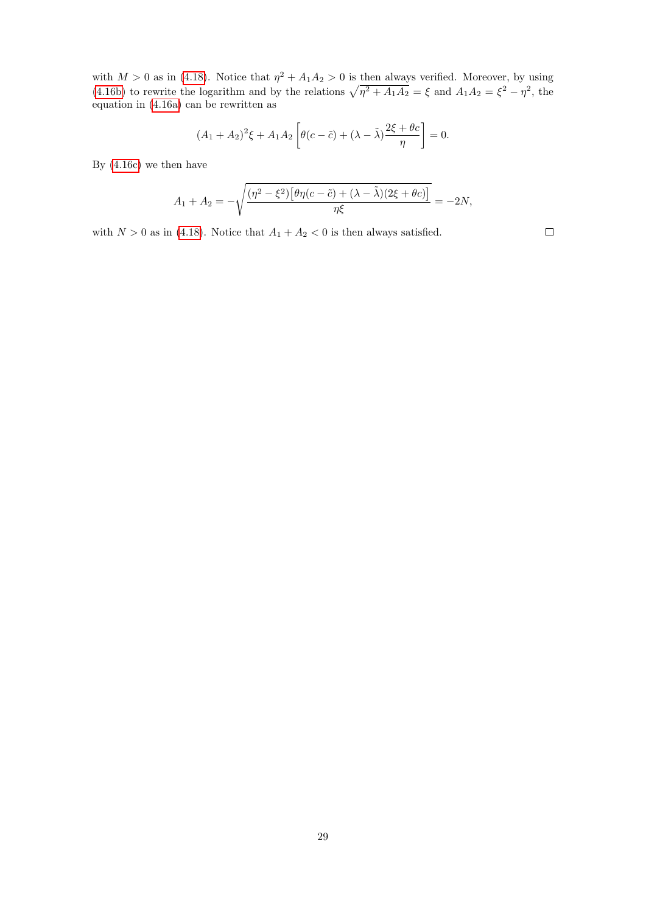with $M > 0$ as in (4.18). Notice that $\eta^2 + A_1A_2 > 0$ is then always verified. Moreover, by using (4.16b) to rewrite the logarithm and by the relations $\sqrt{\eta^2 + A_1A_2} = \xi$ and $A_1A_2 = \xi^2 - \eta^2$, the equation in (4.16a) can be rewritten as

$$(A_1 + A_2)^2\xi + A_1A_2\left[\theta(c - \tilde{c}) + (\lambda - \tilde{\lambda})\frac{2\xi + \theta c}{\eta}\right] = 0.$$

By (4.16c) we then have

$$A_1 + A_2 = -\sqrt{\frac{(\eta^2 - \xi^2)\big[\theta\eta(c - \tilde{c}) + (\lambda - \tilde{\lambda})(2\xi + \theta c)\big]}{\eta\xi}} = -2N,$$

with $N > 0$ as in (4.18). Notice that $A_1 + A_2 < 0$ is then always satisfied. □